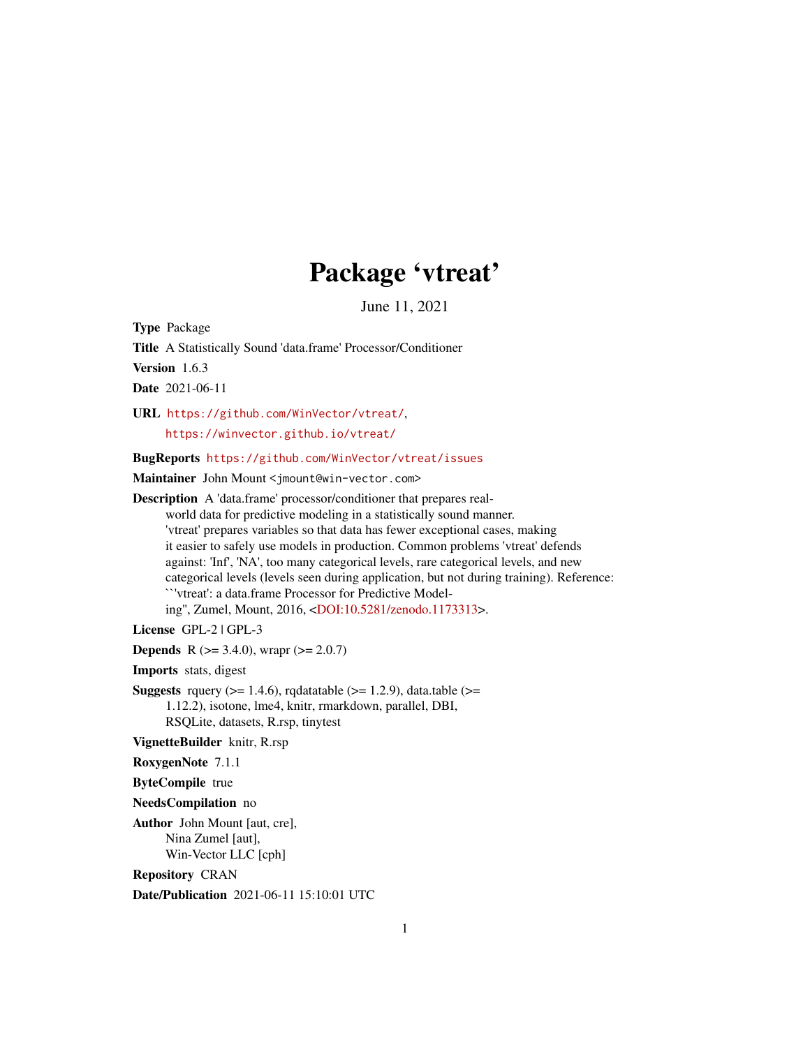# Package 'vtreat'

June 11, 2021

**Type** Package

**Title** A Statistically Sound 'data.frame' Processor/Conditioner

**Version** 1.6.3

**Date** 2021-06-11

**URL** https://github.com/WinVector/vtreat/, https://winvector.github.io/vtreat/

**BugReports** https://github.com/WinVector/vtreat/issues

**Maintainer** John Mount <jmount@win-vector.com>

**Description** A 'data.frame' processor/conditioner that prepares real-world data for predictive modeling in a statistically sound manner. 'vtreat' prepares variables so that data has fewer exceptional cases, making it easier to safely use models in production. Common problems 'vtreat' defends against: 'Inf', 'NA', too many categorical levels, rare categorical levels, and new categorical levels (levels seen during application, but not during training). Reference: ``'vtreat': a data.frame Processor for Predictive Modeling'', Zumel, Mount, 2016, <DOI:10.5281/zenodo.1173313>.

**License** GPL-2 | GPL-3

**Depends** R (>= 3.4.0), wrapr (>= 2.0.7)

**Imports** stats, digest

**Suggests** rquery (>= 1.4.6), rqdatatable (>= 1.2.9), data.table (>= 1.12.2), isotone, lme4, knitr, rmarkdown, parallel, DBI, RSQLite, datasets, R.rsp, tinytest

**VignetteBuilder** knitr, R.rsp

**RoxygenNote** 7.1.1

**ByteCompile** true

**NeedsCompilation** no

**Author** John Mount [aut, cre], Nina Zumel [aut], Win-Vector LLC [cph]

**Repository** CRAN

**Date/Publication** 2021-06-11 15:10:01 UTC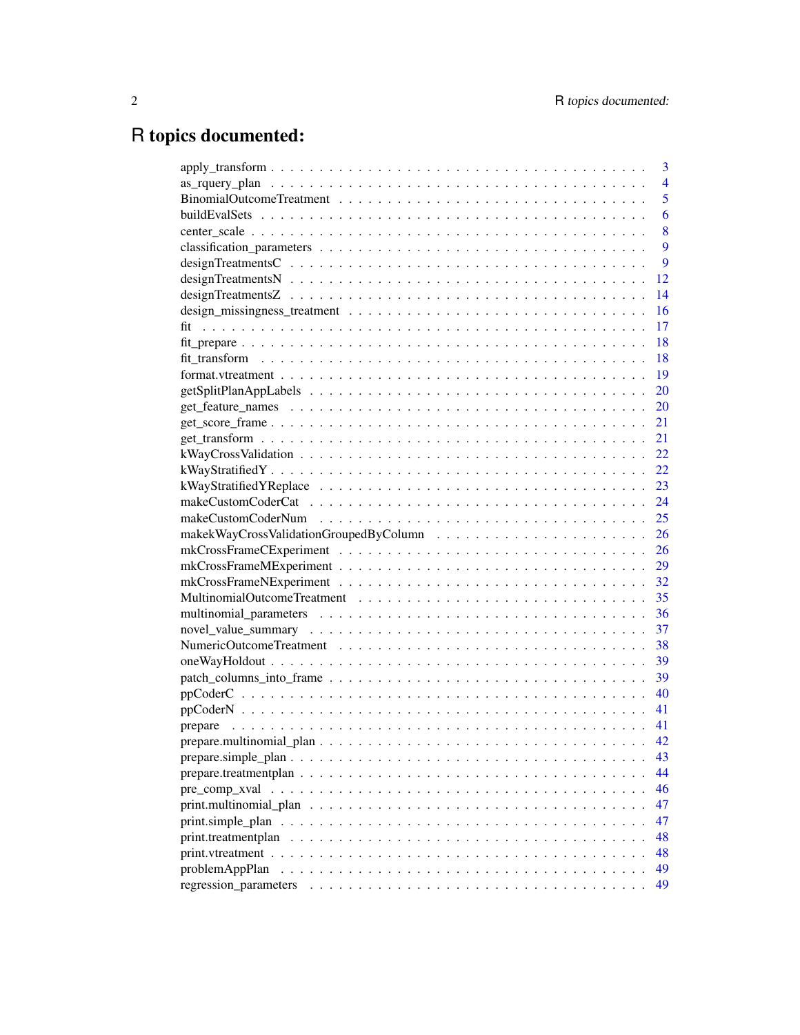# R topics documented:

| | |
|---|---|
| apply_transform | 3 |
| as_rquery_plan | 4 |
| BinomialOutcomeTreatment | 5 |
| buildEvalSets | 6 |
| center_scale | 8 |
| classification_parameters | 9 |
| designTreatmentsC | 9 |
| designTreatmentsN | 12 |
| designTreatmentsZ | 14 |
| design_missingness_treatment | 16 |
| fit | 17 |
| fit_prepare | 18 |
| fit_transform | 18 |
| format.vtreatment | 19 |
| getSplitPlanAppLabels | 20 |
| get_feature_names | 20 |
| get_score_frame | 21 |
| get_transform | 21 |
| kWayCrossValidation | 22 |
| kWayStratifiedY | 22 |
| kWayStratifiedYReplace | 23 |
| makeCustomCoderCat | 24 |
| makeCustomCoderNum | 25 |
| makekWayCrossValidationGroupedByColumn | 26 |
| mkCrossFrameCExperiment | 26 |
| mkCrossFrameMExperiment | 29 |
| mkCrossFrameNExperiment | 32 |
| MultinomialOutcomeTreatment | 35 |
| multinomial_parameters | 36 |
| novel_value_summary | 37 |
| NumericOutcomeTreatment | 38 |
| oneWayHoldout | 39 |
| patch_columns_into_frame | 39 |
| ppCoderC | 40 |
| ppCoderN | 41 |
| prepare | 41 |
| prepare.multinomial_plan | 42 |
| prepare.simple_plan | 43 |
| prepare.treatmentplan | 44 |
| pre_comp_xval | 46 |
| print.multinomial_plan | 47 |
| print.simple_plan | 47 |
| print.treatmentplan | 48 |
| print.vtreatment | 48 |
| problemAppPlan | 49 |
| regression_parameters | 49 |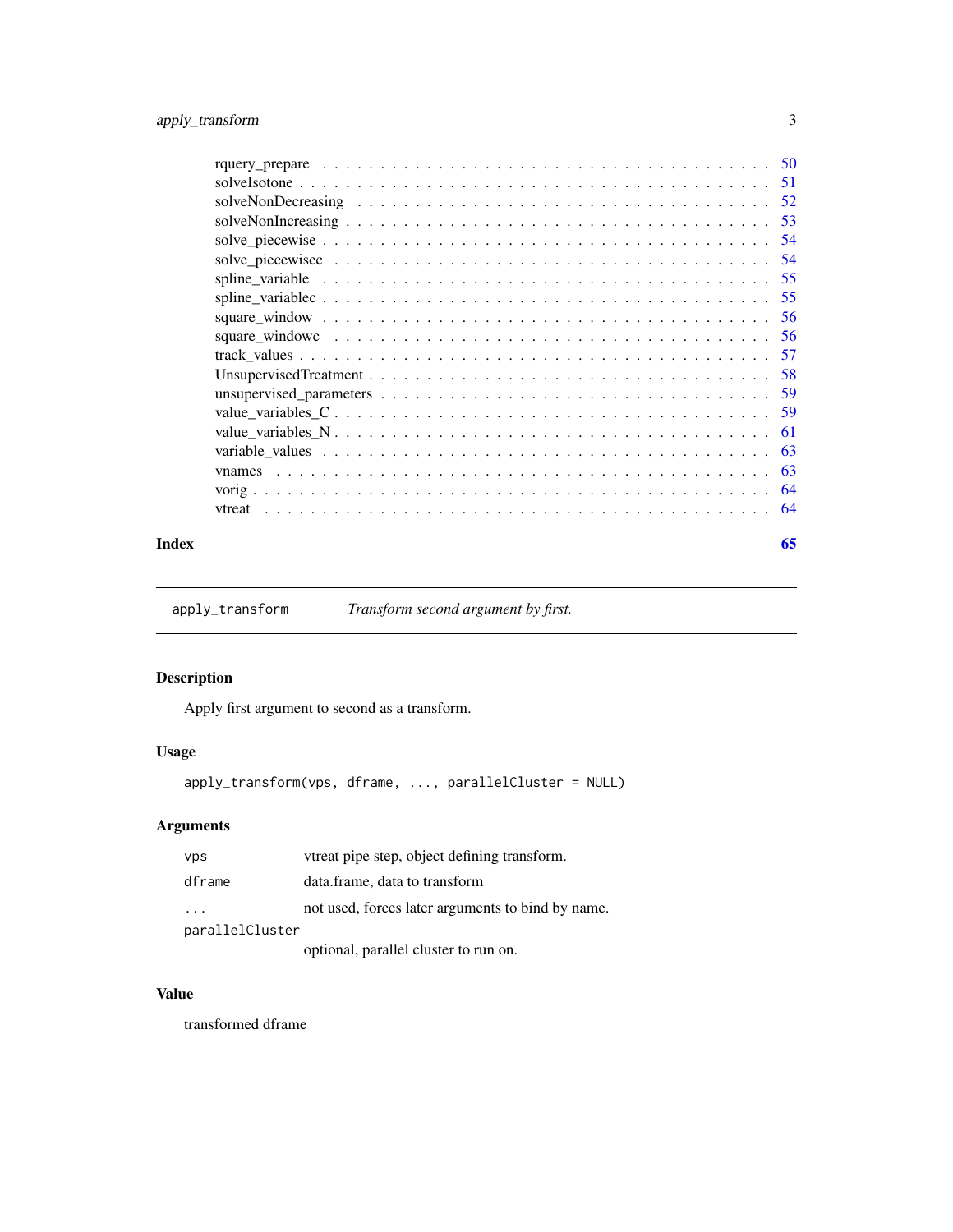rquery_prepare . . . . . . . . . . . . . . . . . . . . . . . . . . . . . . . . . . . . 50
solveIsotone . . . . . . . . . . . . . . . . . . . . . . . . . . . . . . . . . . . . . . 51
solveNonDecreasing . . . . . . . . . . . . . . . . . . . . . . . . . . . . . . . . . . . 52
solveNonIncreasing . . . . . . . . . . . . . . . . . . . . . . . . . . . . . . . . . . . 53
solve_piecewise . . . . . . . . . . . . . . . . . . . . . . . . . . . . . . . . . . . . . 54
solve_piecewisec . . . . . . . . . . . . . . . . . . . . . . . . . . . . . . . . . . . . . 54
spline_variable . . . . . . . . . . . . . . . . . . . . . . . . . . . . . . . . . . . . . 55
spline_variablec . . . . . . . . . . . . . . . . . . . . . . . . . . . . . . . . . . . . . 55
square_window . . . . . . . . . . . . . . . . . . . . . . . . . . . . . . . . . . . . . . 56
square_windowc . . . . . . . . . . . . . . . . . . . . . . . . . . . . . . . . . . . . . 56
track_values . . . . . . . . . . . . . . . . . . . . . . . . . . . . . . . . . . . . . . . 57
UnsupervisedTreatment . . . . . . . . . . . . . . . . . . . . . . . . . . . . . . . . . 58
unsupervised_parameters . . . . . . . . . . . . . . . . . . . . . . . . . . . . . . . . . 59
value_variables_C . . . . . . . . . . . . . . . . . . . . . . . . . . . . . . . . . . . . 59
value_variables_N . . . . . . . . . . . . . . . . . . . . . . . . . . . . . . . . . . . . 61
variable_values . . . . . . . . . . . . . . . . . . . . . . . . . . . . . . . . . . . . . 63
vnames . . . . . . . . . . . . . . . . . . . . . . . . . . . . . . . . . . . . . . . . . . 63
vorig . . . . . . . . . . . . . . . . . . . . . . . . . . . . . . . . . . . . . . . . . . . 64
vtreat . . . . . . . . . . . . . . . . . . . . . . . . . . . . . . . . . . . . . . . . . . 64

**Index** 65

---

`apply_transform` *Transform second argument by first.*

---

## Description

Apply first argument to second as a transform.

## Usage

```
apply_transform(vps, dframe, ..., parallelCluster = NULL)
```

## Arguments

| | |
|---|---|
| `vps` | vtreat pipe step, object defining transform. |
| `dframe` | data.frame, data to transform |
| `...` | not used, forces later arguments to bind by name. |
| `parallelCluster` | optional, parallel cluster to run on. |

## Value

transformed dframe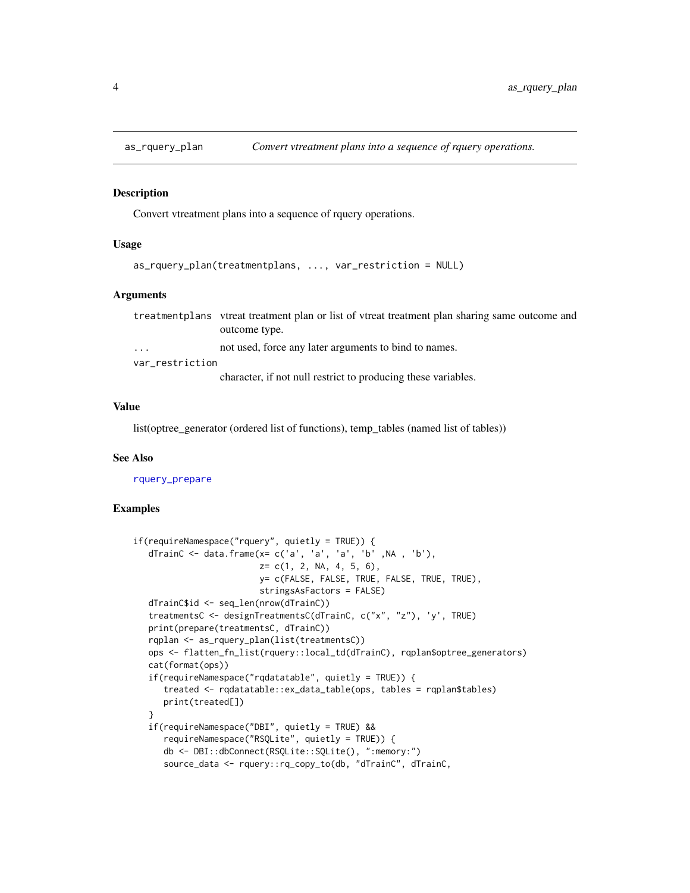## as_rquery_plan — *Convert vtreatment plans into a sequence of rquery operations.*

### Description

Convert vtreatment plans into a sequence of rquery operations.

### Usage

```
as_rquery_plan(treatmentplans, ..., var_restriction = NULL)
```

### Arguments

| | |
|---|---|
| treatmentplans | vtreat treatment plan or list of vtreat treatment plan sharing same outcome and outcome type. |
| ... | not used, force any later arguments to bind to names. |
| var_restriction | character, if not null restrict to producing these variables. |

### Value

list(optree_generator (ordered list of functions), temp_tables (named list of tables))

### See Also

rquery_prepare

### Examples

```
if(requireNamespace("rquery", quietly = TRUE)) {
   dTrainC <- data.frame(x= c('a', 'a', 'a', 'b' ,NA , 'b'),
                         z= c(1, 2, NA, 4, 5, 6),
                         y= c(FALSE, FALSE, TRUE, FALSE, TRUE, TRUE),
                         stringsAsFactors = FALSE)
   dTrainC$id <- seq_len(nrow(dTrainC))
   treatmentsC <- designTreatmentsC(dTrainC, c("x", "z"), 'y', TRUE)
   print(prepare(treatmentsC, dTrainC))
   rqplan <- as_rquery_plan(list(treatmentsC))
   ops <- flatten_fn_list(rquery::local_td(dTrainC), rqplan$optree_generators)
   cat(format(ops))
   if(requireNamespace("rqdatatable", quietly = TRUE)) {
      treated <- rqdatatable::ex_data_table(ops, tables = rqplan$tables)
      print(treated[])
   }
   if(requireNamespace("DBI", quietly = TRUE) &&
      requireNamespace("RSQLite", quietly = TRUE)) {
      db <- DBI::dbConnect(RSQLite::SQLite(), ":memory:")
      source_data <- rquery::rq_copy_to(db, "dTrainC", dTrainC,
```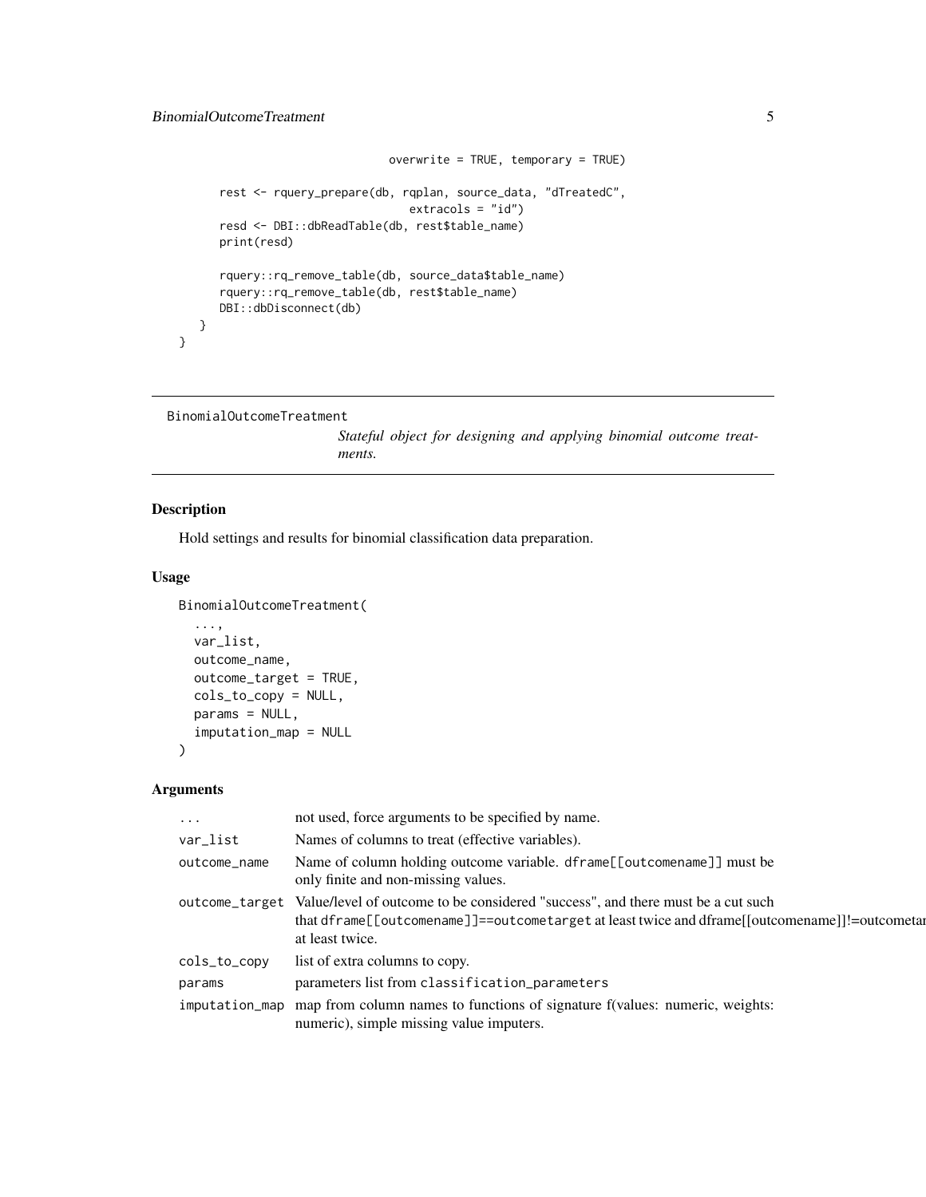```
                                overwrite = TRUE, temporary = TRUE)

      rest <- rquery_prepare(db, rqplan, source_data, "dTreatedC",
                             extracols = "id")
      resd <- DBI::dbReadTable(db, rest$table_name)
      print(resd)

      rquery::rq_remove_table(db, source_data$table_name)
      rquery::rq_remove_table(db, rest$table_name)
      DBI::dbDisconnect(db)
  }
}
```

---

`BinomialOutcomeTreatment` *Stateful object for designing and applying binomial outcome treatments.*

---

## Description

Hold settings and results for binomial classification data preparation.

## Usage

```
BinomialOutcomeTreatment(
  ...,
  var_list,
  outcome_name,
  outcome_target = TRUE,
  cols_to_copy = NULL,
  params = NULL,
  imputation_map = NULL
)
```

## Arguments

| | |
|---|---|
| `...` | not used, force arguments to be specified by name. |
| `var_list` | Names of columns to treat (effective variables). |
| `outcome_name` | Name of column holding outcome variable. `dframe[[outcomename]]` must be only finite and non-missing values. |
| `outcome_target` | Value/level of outcome to be considered "success", and there must be a cut such that `dframe[[outcomename]]==outcometarget` at least twice and dframe[[outcomename]]!=outcometar at least twice. |
| `cols_to_copy` | list of extra columns to copy. |
| `params` | parameters list from `classification_parameters` |
| `imputation_map` | map from column names to functions of signature f(values: numeric, weights: numeric), simple missing value imputers. |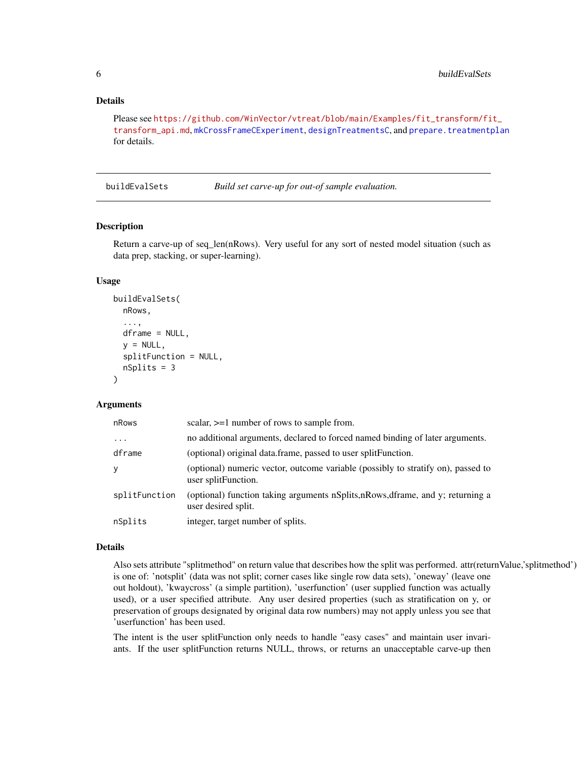## Details

Please see https://github.com/WinVector/vtreat/blob/main/Examples/fit_transform/fit_transform_api.md, mkCrossFrameCExperiment, designTreatmentsC, and prepare.treatmentplan for details.

---

# buildEvalSets — *Build set carve-up for out-of sample evaluation.*

## Description

Return a carve-up of seq_len(nRows). Very useful for any sort of nested model situation (such as data prep, stacking, or super-learning).

## Usage

```
buildEvalSets(
  nRows,
  ...,
  dframe = NULL,
  y = NULL,
  splitFunction = NULL,
  nSplits = 3
)
```

## Arguments

| | |
|---|---|
| nRows | scalar, >=1 number of rows to sample from. |
| ... | no additional arguments, declared to forced named binding of later arguments. |
| dframe | (optional) original data.frame, passed to user splitFunction. |
| y | (optional) numeric vector, outcome variable (possibly to stratify on), passed to user splitFunction. |
| splitFunction | (optional) function taking arguments nSplits,nRows,dframe, and y; returning a user desired split. |
| nSplits | integer, target number of splits. |

## Details

Also sets attribute "splitmethod" on return value that describes how the split was performed. attr(returnValue,'splitmethod') is one of: 'notsplit' (data was not split; corner cases like single row data sets), 'oneway' (leave one out holdout), 'kwaycross' (a simple partition), 'userfunction' (user supplied function was actually used), or a user specified attribute. Any user desired properties (such as stratification on y, or preservation of groups designated by original data row numbers) may not apply unless you see that 'userfunction' has been used.

The intent is the user splitFunction only needs to handle "easy cases" and maintain user invariants. If the user splitFunction returns NULL, throws, or returns an unacceptable carve-up then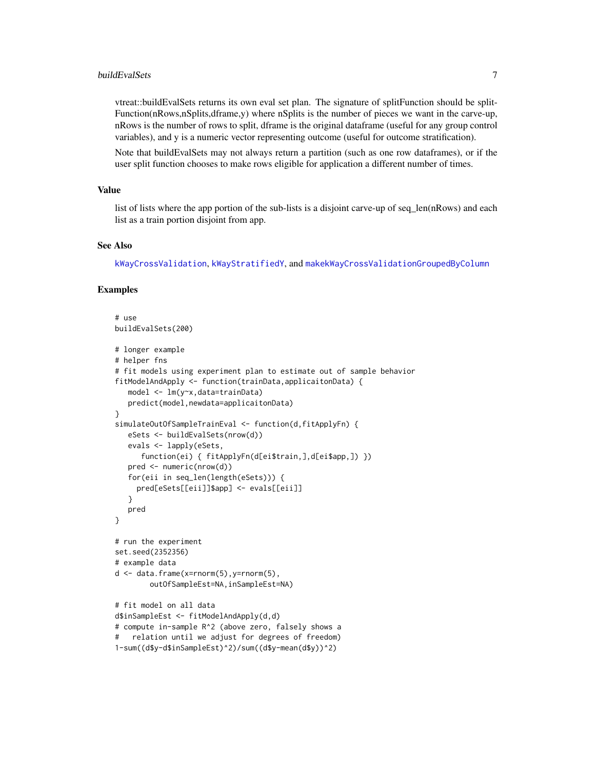vtreat::buildEvalSets returns its own eval set plan. The signature of splitFunction should be splitFunction(nRows,nSplits,dframe,y) where nSplits is the number of pieces we want in the carve-up, nRows is the number of rows to split, dframe is the original dataframe (useful for any group control variables), and y is a numeric vector representing outcome (useful for outcome stratification).

Note that buildEvalSets may not always return a partition (such as one row dataframes), or if the user split function chooses to make rows eligible for application a different number of times.

### Value

list of lists where the app portion of the sub-lists is a disjoint carve-up of seq_len(nRows) and each list as a train portion disjoint from app.

### See Also

kWayCrossValidation, kWayStratifiedY, and makekWayCrossValidationGroupedByColumn

### Examples

```
# use
buildEvalSets(200)

# longer example
# helper fns
# fit models using experiment plan to estimate out of sample behavior
fitModelAndApply <- function(trainData,applicaitonData) {
   model <- lm(y~x,data=trainData)
   predict(model,newdata=applicaitonData)
}
simulateOutOfSampleTrainEval <- function(d,fitApplyFn) {
   eSets <- buildEvalSets(nrow(d))
   evals <- lapply(eSets,
      function(ei) { fitApplyFn(d[ei$train,],d[ei$app,]) })
   pred <- numeric(nrow(d))
   for(eii in seq_len(length(eSets))) {
     pred[eSets[[eii]]$app] <- evals[[eii]]
   }
   pred
}

# run the experiment
set.seed(2352356)
# example data
d <- data.frame(x=rnorm(5),y=rnorm(5),
        outOfSampleEst=NA,inSampleEst=NA)

# fit model on all data
d$inSampleEst <- fitModelAndApply(d,d)
# compute in-sample R^2 (above zero, falsely shows a
#   relation until we adjust for degrees of freedom)
1-sum((d$y-d$inSampleEst)^2)/sum((d$y-mean(d$y))^2)
```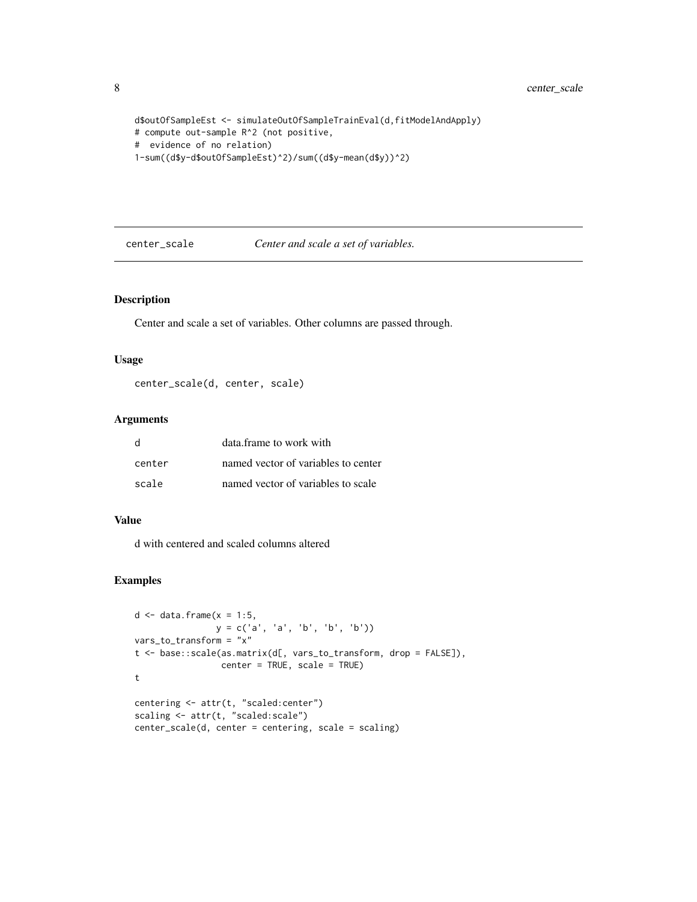```
d$outOfSampleEst <- simulateOutOfSampleTrainEval(d,fitModelAndApply)
# compute out-sample R^2 (not positive,
#  evidence of no relation)
1-sum((d$y-d$outOfSampleEst)^2)/sum((d$y-mean(d$y))^2)
```

---

## center_scale — *Center and scale a set of variables.*

---

### Description

Center and scale a set of variables. Other columns are passed through.

### Usage

```
center_scale(d, center, scale)
```

### Arguments

| | |
|---|---|
| `d` | data.frame to work with |
| `center` | named vector of variables to center |
| `scale` | named vector of variables to scale |

### Value

d with centered and scaled columns altered

### Examples

```
d <- data.frame(x = 1:5,
                y = c('a', 'a', 'b', 'b', 'b'))
vars_to_transform = "x"
t <- base::scale(as.matrix(d[, vars_to_transform, drop = FALSE]),
                 center = TRUE, scale = TRUE)
t

centering <- attr(t, "scaled:center")
scaling <- attr(t, "scaled:scale")
center_scale(d, center = centering, scale = scaling)
```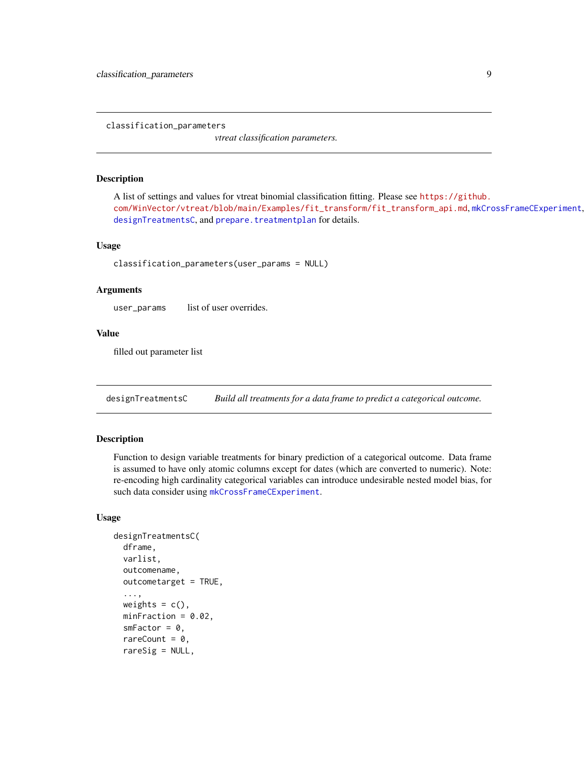## classification_parameters

*vtreat classification parameters.*

### Description

A list of settings and values for vtreat binomial classification fitting. Please see https://github.com/WinVector/vtreat/blob/main/Examples/fit_transform/fit_transform_api.md, mkCrossFrameCExperiment, designTreatmentsC, and prepare.treatmentplan for details.

### Usage

```
classification_parameters(user_params = NULL)
```

### Arguments

| | |
|---|---|
| user_params | list of user overrides. |

### Value

filled out parameter list

## designTreatmentsC

*Build all treatments for a data frame to predict a categorical outcome.*

### Description

Function to design variable treatments for binary prediction of a categorical outcome. Data frame is assumed to have only atomic columns except for dates (which are converted to numeric). Note: re-encoding high cardinality categorical variables can introduce undesirable nested model bias, for such data consider using mkCrossFrameCExperiment.

### Usage

```
designTreatmentsC(
  dframe,
  varlist,
  outcomename,
  outcometarget = TRUE,
  ...,
  weights = c(),
  minFraction = 0.02,
  smFactor = 0,
  rareCount = 0,
  rareSig = NULL,
```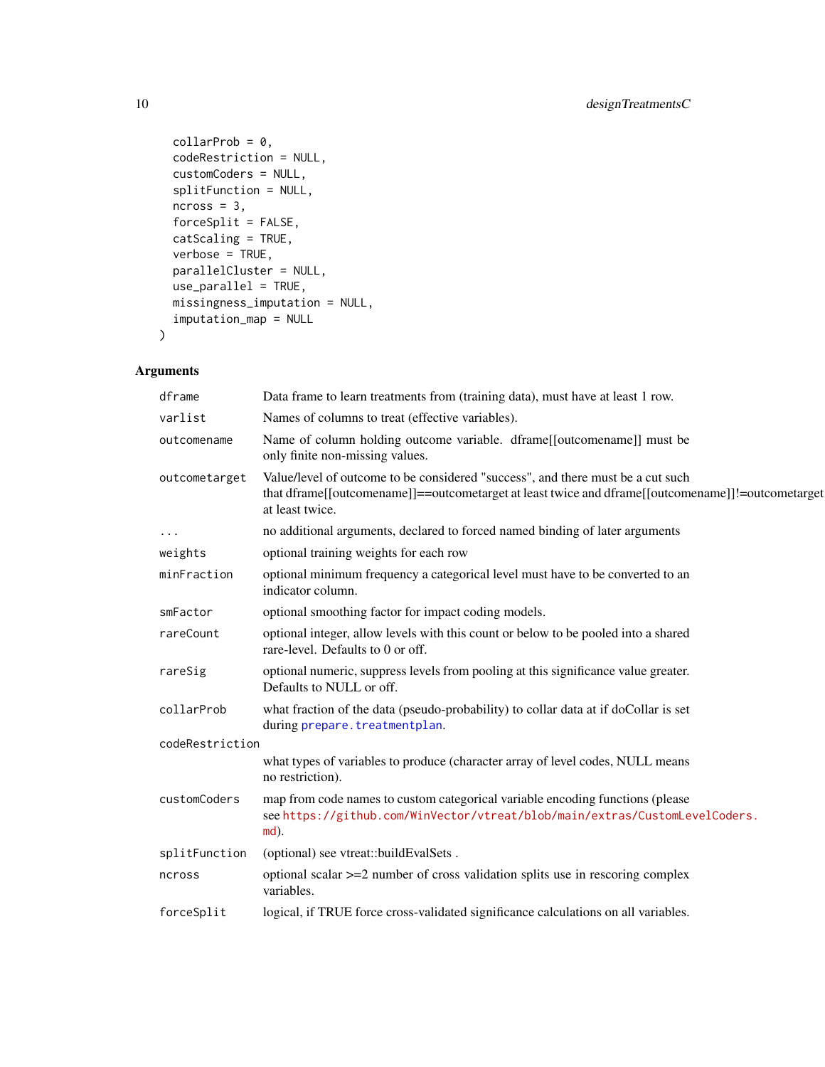```
  collarProb = 0,
  codeRestriction = NULL,
  customCoders = NULL,
  splitFunction = NULL,
  ncross = 3,
  forceSplit = FALSE,
  catScaling = TRUE,
  verbose = TRUE,
  parallelCluster = NULL,
  use_parallel = TRUE,
  missingness_imputation = NULL,
  imputation_map = NULL
)
```

## Arguments

| | |
|---|---|
| `dframe` | Data frame to learn treatments from (training data), must have at least 1 row. |
| `varlist` | Names of columns to treat (effective variables). |
| `outcomename` | Name of column holding outcome variable. dframe[[outcomename]] must be only finite non-missing values. |
| `outcometarget` | Value/level of outcome to be considered "success", and there must be a cut such that dframe[[outcomename]]==outcometarget at least twice and dframe[[outcomename]]!=outcometarget at least twice. |
| `...` | no additional arguments, declared to forced named binding of later arguments |
| `weights` | optional training weights for each row |
| `minFraction` | optional minimum frequency a categorical level must have to be converted to an indicator column. |
| `smFactor` | optional smoothing factor for impact coding models. |
| `rareCount` | optional integer, allow levels with this count or below to be pooled into a shared rare-level. Defaults to 0 or off. |
| `rareSig` | optional numeric, suppress levels from pooling at this significance value greater. Defaults to NULL or off. |
| `collarProb` | what fraction of the data (pseudo-probability) to collar data at if doCollar is set during prepare.treatmentplan. |
| `codeRestriction` | what types of variables to produce (character array of level codes, NULL means no restriction). |
| `customCoders` | map from code names to custom categorical variable encoding functions (please see https://github.com/WinVector/vtreat/blob/main/extras/CustomLevelCoders.md). |
| `splitFunction` | (optional) see vtreat::buildEvalSets . |
| `ncross` | optional scalar >=2 number of cross validation splits use in rescoring complex variables. |
| `forceSplit` | logical, if TRUE force cross-validated significance calculations on all variables. |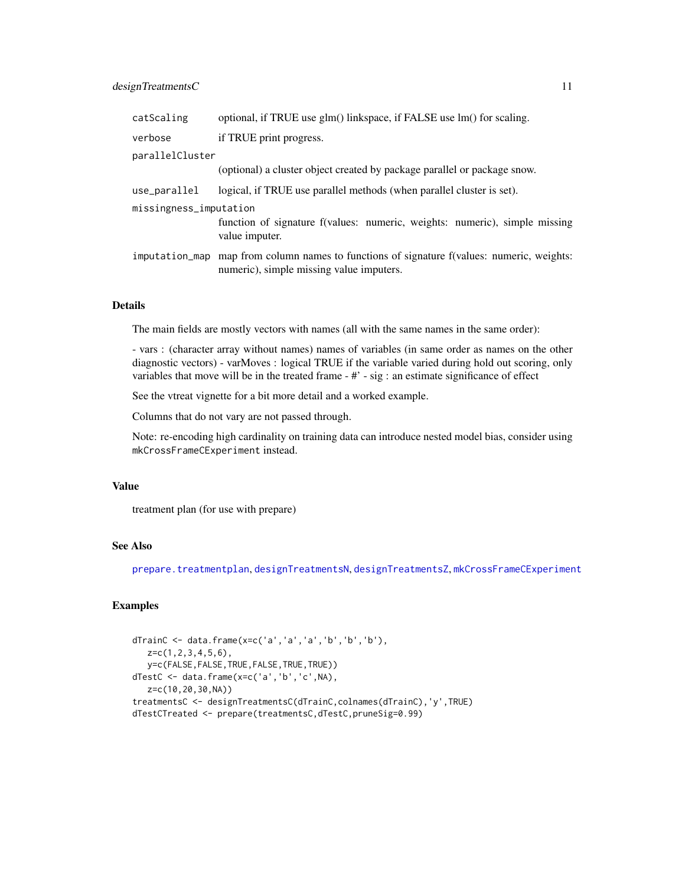| | |
|---|---|
| `catScaling` | optional, if TRUE use glm() linkspace, if FALSE use lm() for scaling. |
| `verbose` | if TRUE print progress. |
| `parallelCluster` | (optional) a cluster object created by package parallel or package snow. |
| `use_parallel` | logical, if TRUE use parallel methods (when parallel cluster is set). |
| `missingness_imputation` | function of signature f(values: numeric, weights: numeric), simple missing value imputer. |
| `imputation_map` | map from column names to functions of signature f(values: numeric, weights: numeric), simple missing value imputers. |

## Details

The main fields are mostly vectors with names (all with the same names in the same order):

- vars : (character array without names) names of variables (in same order as names on the other diagnostic vectors) - varMoves : logical TRUE if the variable varied during hold out scoring, only variables that move will be in the treated frame - #' - sig : an estimate significance of effect

See the vtreat vignette for a bit more detail and a worked example.

Columns that do not vary are not passed through.

Note: re-encoding high cardinality on training data can introduce nested model bias, consider using `mkCrossFrameCExperiment` instead.

## Value

treatment plan (for use with prepare)

## See Also

`prepare.treatmentplan`, `designTreatmentsN`, `designTreatmentsZ`, `mkCrossFrameCExperiment`

## Examples

```
dTrainC <- data.frame(x=c('a','a','a','b','b','b'),
   z=c(1,2,3,4,5,6),
   y=c(FALSE,FALSE,TRUE,FALSE,TRUE,TRUE))
dTestC <- data.frame(x=c('a','b','c',NA),
   z=c(10,20,30,NA))
treatmentsC <- designTreatmentsC(dTrainC,colnames(dTrainC),'y',TRUE)
dTestCTreated <- prepare(treatmentsC,dTestC,pruneSig=0.99)
```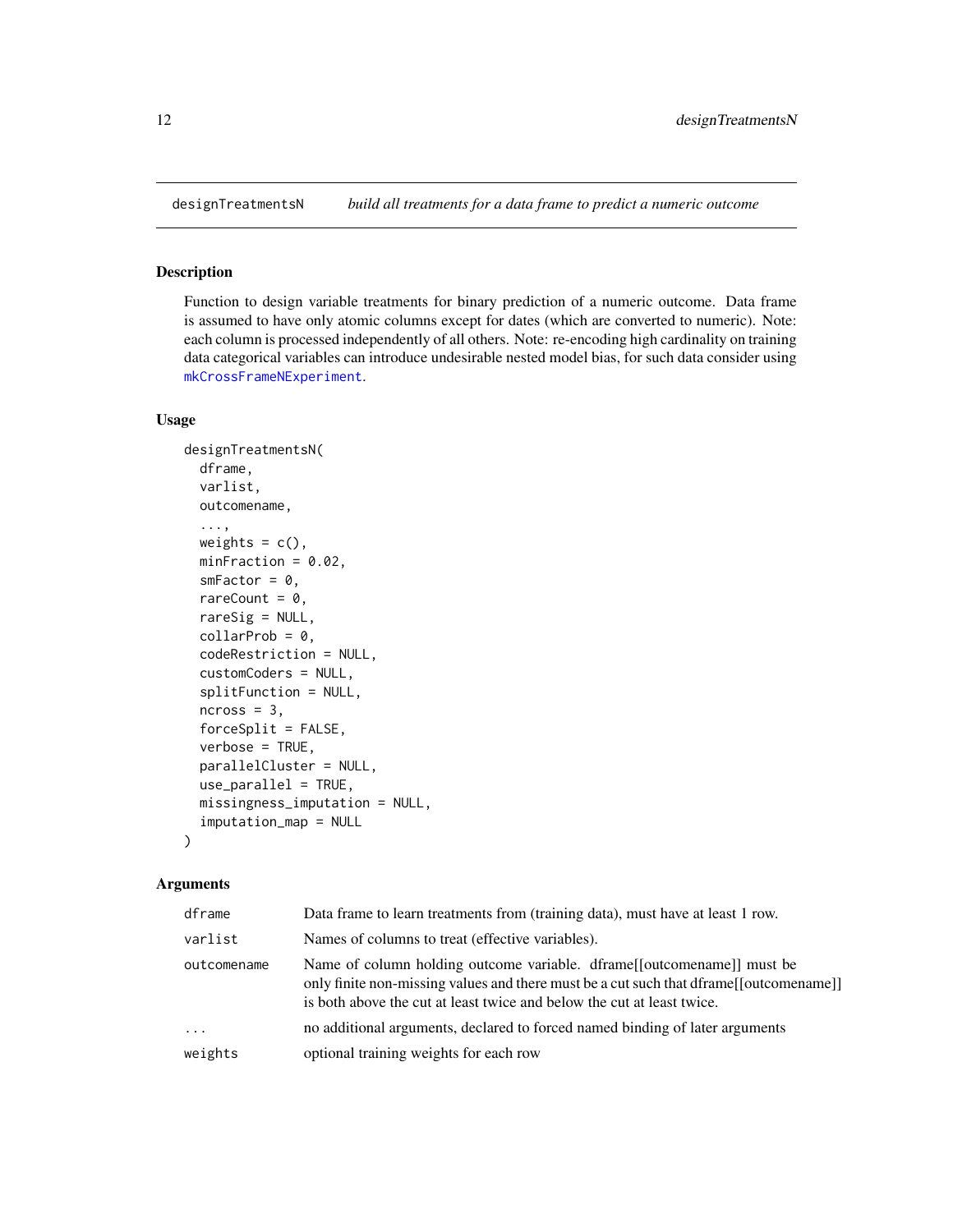## designTreatmentsN *build all treatments for a data frame to predict a numeric outcome*

### Description

Function to design variable treatments for binary prediction of a numeric outcome. Data frame is assumed to have only atomic columns except for dates (which are converted to numeric). Note: each column is processed independently of all others. Note: re-encoding high cardinality on training data categorical variables can introduce undesirable nested model bias, for such data consider using mkCrossFrameNExperiment.

### Usage

```
designTreatmentsN(
  dframe,
  varlist,
  outcomename,
  ...,
  weights = c(),
  minFraction = 0.02,
  smFactor = 0,
  rareCount = 0,
  rareSig = NULL,
  collarProb = 0,
  codeRestriction = NULL,
  customCoders = NULL,
  splitFunction = NULL,
  ncross = 3,
  forceSplit = FALSE,
  verbose = TRUE,
  parallelCluster = NULL,
  use_parallel = TRUE,
  missingness_imputation = NULL,
  imputation_map = NULL
)
```

### Arguments

| | |
|---|---|
| dframe | Data frame to learn treatments from (training data), must have at least 1 row. |
| varlist | Names of columns to treat (effective variables). |
| outcomename | Name of column holding outcome variable. dframe[[outcomename]] must be only finite non-missing values and there must be a cut such that dframe[[outcomename]] is both above the cut at least twice and below the cut at least twice. |
| ... | no additional arguments, declared to forced named binding of later arguments |
| weights | optional training weights for each row |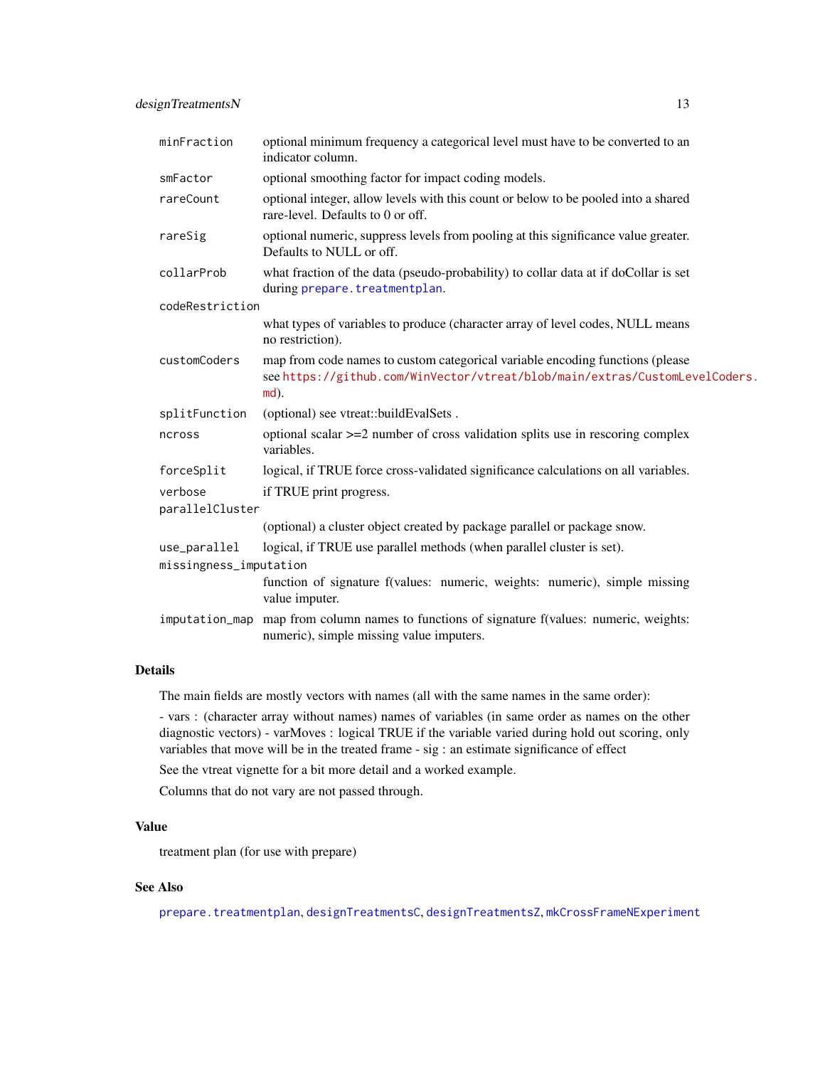| | |
|---|---|
| `minFraction` | optional minimum frequency a categorical level must have to be converted to an indicator column. |
| `smFactor` | optional smoothing factor for impact coding models. |
| `rareCount` | optional integer, allow levels with this count or below to be pooled into a shared rare-level. Defaults to 0 or off. |
| `rareSig` | optional numeric, suppress levels from pooling at this significance value greater. Defaults to NULL or off. |
| `collarProb` | what fraction of the data (pseudo-probability) to collar data at if doCollar is set during `prepare.treatmentplan`. |
| `codeRestriction` | what types of variables to produce (character array of level codes, NULL means no restriction). |
| `customCoders` | map from code names to custom categorical variable encoding functions (please see https://github.com/WinVector/vtreat/blob/main/extras/CustomLevelCoders.md). |
| `splitFunction` | (optional) see vtreat::buildEvalSets . |
| `ncross` | optional scalar >=2 number of cross validation splits use in rescoring complex variables. |
| `forceSplit` | logical, if TRUE force cross-validated significance calculations on all variables. |
| `verbose` | if TRUE print progress. |
| `parallelCluster` | (optional) a cluster object created by package parallel or package snow. |
| `use_parallel` | logical, if TRUE use parallel methods (when parallel cluster is set). |
| `missingness_imputation` | function of signature f(values: numeric, weights: numeric), simple missing value imputer. |
| `imputation_map` | map from column names to functions of signature f(values: numeric, weights: numeric), simple missing value imputers. |

## Details

The main fields are mostly vectors with names (all with the same names in the same order):

- vars : (character array without names) names of variables (in same order as names on the other diagnostic vectors) - varMoves : logical TRUE if the variable varied during hold out scoring, only variables that move will be in the treated frame - sig : an estimate significance of effect

See the vtreat vignette for a bit more detail and a worked example.

Columns that do not vary are not passed through.

## Value

treatment plan (for use with prepare)

## See Also

`prepare.treatmentplan`, `designTreatmentsC`, `designTreatmentsZ`, `mkCrossFrameNExperiment`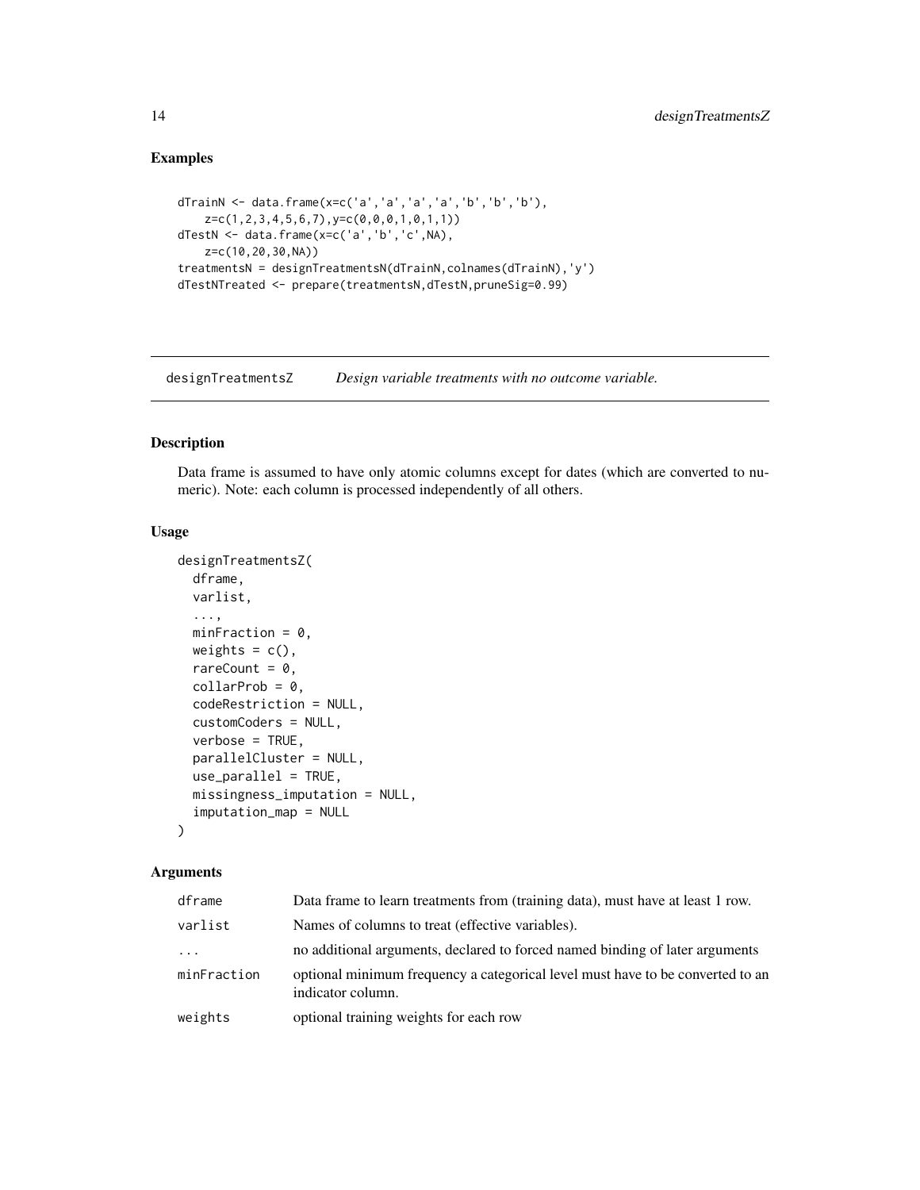## Examples

```
dTrainN <- data.frame(x=c('a','a','a','a','b','b','b'),
    z=c(1,2,3,4,5,6,7),y=c(0,0,0,1,0,1,1))
dTestN <- data.frame(x=c('a','b','c',NA),
    z=c(10,20,30,NA))
treatmentsN = designTreatmentsN(dTrainN,colnames(dTrainN),'y')
dTestNTreated <- prepare(treatmentsN,dTestN,pruneSig=0.99)
```

---

# designTreatmentsZ    *Design variable treatments with no outcome variable.*

---

## Description

Data frame is assumed to have only atomic columns except for dates (which are converted to numeric). Note: each column is processed independently of all others.

## Usage

```
designTreatmentsZ(
  dframe,
  varlist,
  ...,
  minFraction = 0,
  weights = c(),
  rareCount = 0,
  collarProb = 0,
  codeRestriction = NULL,
  customCoders = NULL,
  verbose = TRUE,
  parallelCluster = NULL,
  use_parallel = TRUE,
  missingness_imputation = NULL,
  imputation_map = NULL
)
```

## Arguments

| | |
|---|---|
| dframe | Data frame to learn treatments from (training data), must have at least 1 row. |
| varlist | Names of columns to treat (effective variables). |
| ... | no additional arguments, declared to forced named binding of later arguments |
| minFraction | optional minimum frequency a categorical level must have to be converted to an indicator column. |
| weights | optional training weights for each row |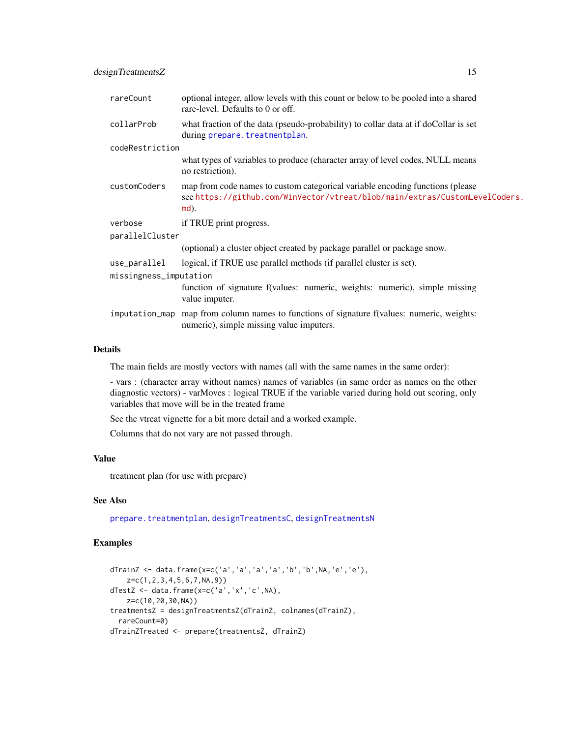| | |
|---|---|
| rareCount | optional integer, allow levels with this count or below to be pooled into a shared rare-level. Defaults to 0 or off. |
| collarProb | what fraction of the data (pseudo-probability) to collar data at if doCollar is set during prepare.treatmentplan. |
| codeRestriction | what types of variables to produce (character array of level codes, NULL means no restriction). |
| customCoders | map from code names to custom categorical variable encoding functions (please see https://github.com/WinVector/vtreat/blob/main/extras/CustomLevelCoders.md). |
| verbose | if TRUE print progress. |
| parallelCluster | (optional) a cluster object created by package parallel or package snow. |
| use_parallel | logical, if TRUE use parallel methods (if parallel cluster is set). |
| missingness_imputation | function of signature f(values: numeric, weights: numeric), simple missing value imputer. |
| imputation_map | map from column names to functions of signature f(values: numeric, weights: numeric), simple missing value imputers. |

## Details

The main fields are mostly vectors with names (all with the same names in the same order):

- vars : (character array without names) names of variables (in same order as names on the other diagnostic vectors) - varMoves : logical TRUE if the variable varied during hold out scoring, only variables that move will be in the treated frame

See the vtreat vignette for a bit more detail and a worked example.

Columns that do not vary are not passed through.

## Value

treatment plan (for use with prepare)

## See Also

prepare.treatmentplan, designTreatmentsC, designTreatmentsN

## Examples

```
dTrainZ <- data.frame(x=c('a','a','a','a','b','b',NA,'e','e'),
    z=c(1,2,3,4,5,6,7,NA,9))
dTestZ <- data.frame(x=c('a','x','c',NA),
    z=c(10,20,30,NA))
treatmentsZ = designTreatmentsZ(dTrainZ, colnames(dTrainZ),
  rareCount=0)
dTrainZTreated <- prepare(treatmentsZ, dTrainZ)
```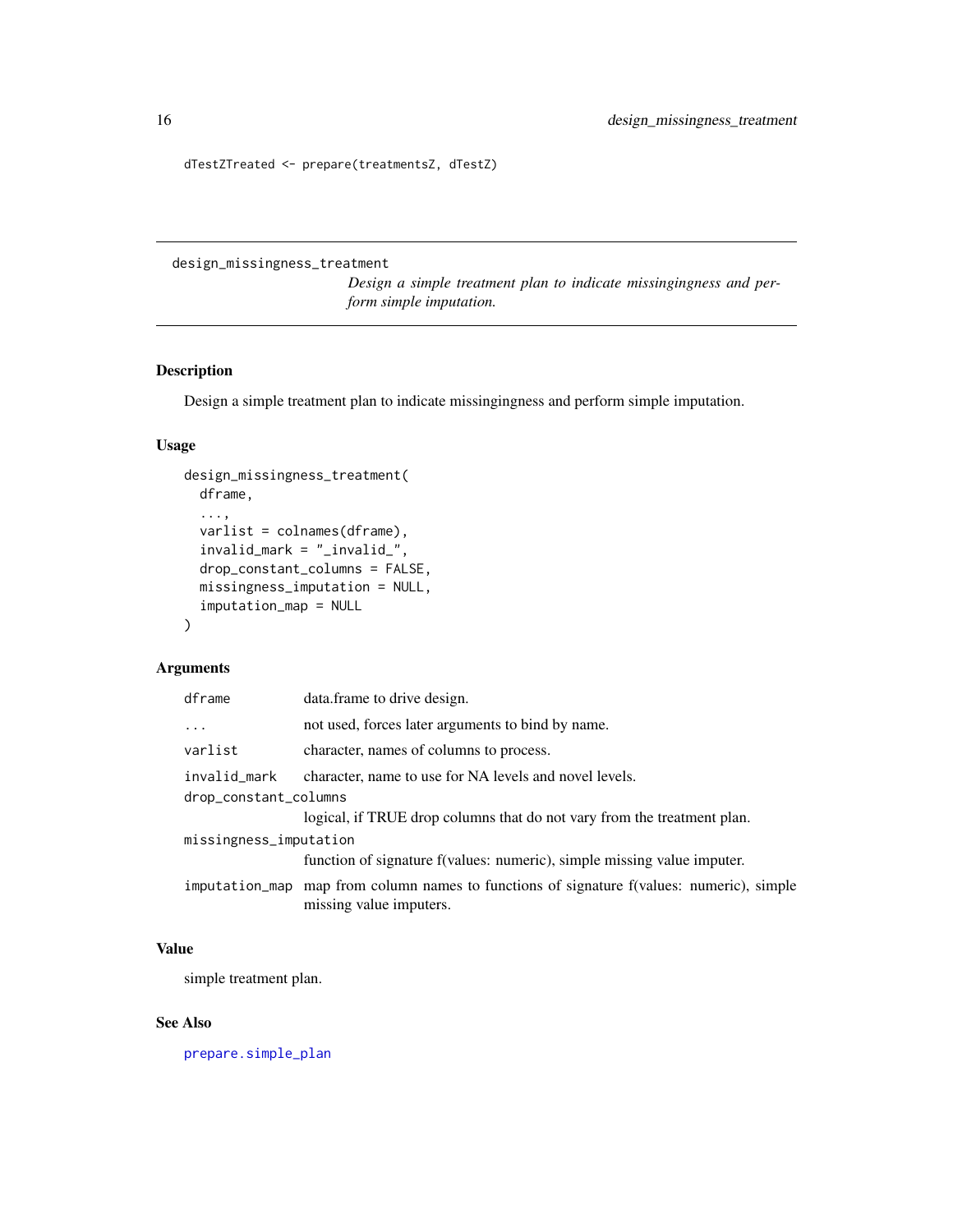```
dTestZTreated <- prepare(treatmentsZ, dTestZ)
```

---

## design_missingness_treatment

*Design a simple treatment plan to indicate missingingness and perform simple imputation.*

---

### Description

Design a simple treatment plan to indicate missingingness and perform simple imputation.

### Usage

```
design_missingness_treatment(
  dframe,
  ...,
  varlist = colnames(dframe),
  invalid_mark = "_invalid_",
  drop_constant_columns = FALSE,
  missingness_imputation = NULL,
  imputation_map = NULL
)
```

### Arguments

| | |
|---|---|
| `dframe` | data.frame to drive design. |
| `...` | not used, forces later arguments to bind by name. |
| `varlist` | character, names of columns to process. |
| `invalid_mark` | character, name to use for NA levels and novel levels. |
| `drop_constant_columns` | logical, if TRUE drop columns that do not vary from the treatment plan. |
| `missingness_imputation` | function of signature f(values: numeric), simple missing value imputer. |
| `imputation_map` | map from column names to functions of signature f(values: numeric), simple missing value imputers. |

### Value

simple treatment plan.

### See Also

prepare.simple_plan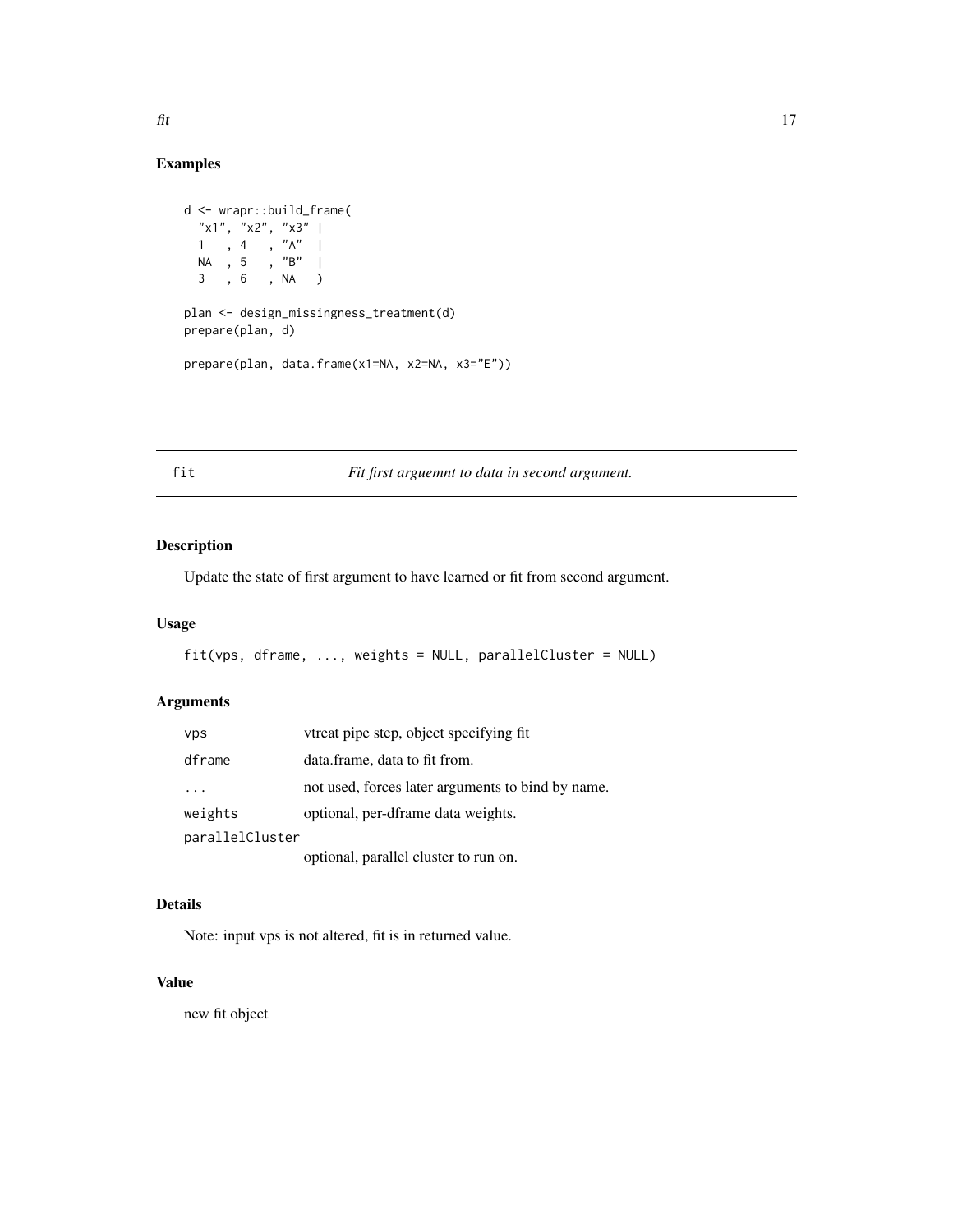## Examples

```
d <- wrapr::build_frame(
  "x1", "x2", "x3" |
  1   , 4   , "A"  |
  NA  , 5   , "B"  |
  3   , 6   , NA   )

plan <- design_missingness_treatment(d)
prepare(plan, d)

prepare(plan, data.frame(x1=NA, x2=NA, x3="E"))
```

---

# fit *Fit first arguemnt to data in second argument.*

---

## Description

Update the state of first argument to have learned or fit from second argument.

## Usage

```
fit(vps, dframe, ..., weights = NULL, parallelCluster = NULL)
```

## Arguments

| | |
|---|---|
| vps | vtreat pipe step, object specifying fit |
| dframe | data.frame, data to fit from. |
| ... | not used, forces later arguments to bind by name. |
| weights | optional, per-dframe data weights. |
| parallelCluster | optional, parallel cluster to run on. |

## Details

Note: input vps is not altered, fit is in returned value.

## Value

new fit object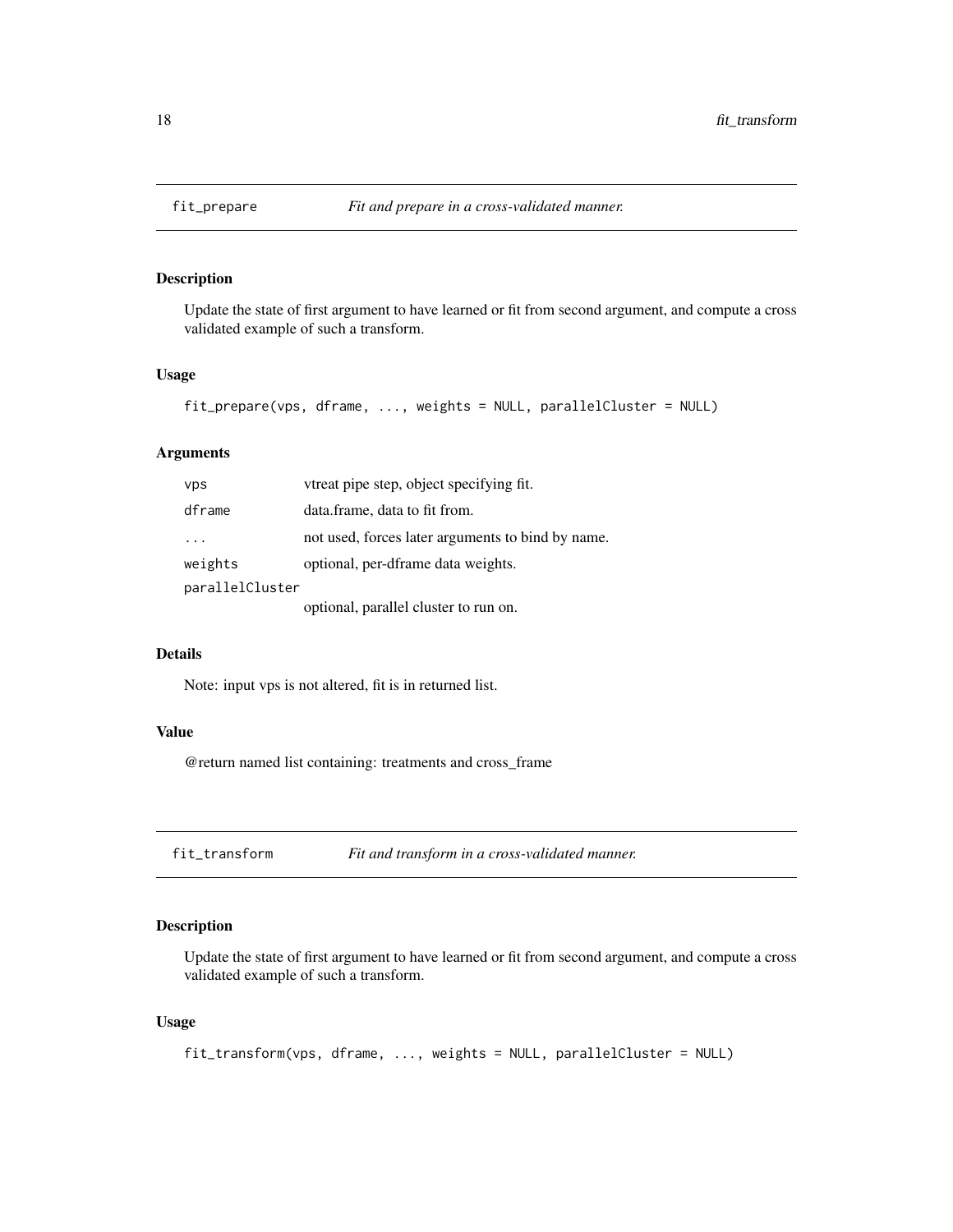## fit_prepare — *Fit and prepare in a cross-validated manner.*

### Description

Update the state of first argument to have learned or fit from second argument, and compute a cross validated example of such a transform.

### Usage

```
fit_prepare(vps, dframe, ..., weights = NULL, parallelCluster = NULL)
```

### Arguments

| | |
|---|---|
| `vps` | vtreat pipe step, object specifying fit. |
| `dframe` | data.frame, data to fit from. |
| `...` | not used, forces later arguments to bind by name. |
| `weights` | optional, per-dframe data weights. |
| `parallelCluster` | optional, parallel cluster to run on. |

### Details

Note: input vps is not altered, fit is in returned list.

### Value

@return named list containing: treatments and cross_frame

## fit_transform — *Fit and transform in a cross-validated manner.*

### Description

Update the state of first argument to have learned or fit from second argument, and compute a cross validated example of such a transform.

### Usage

```
fit_transform(vps, dframe, ..., weights = NULL, parallelCluster = NULL)
```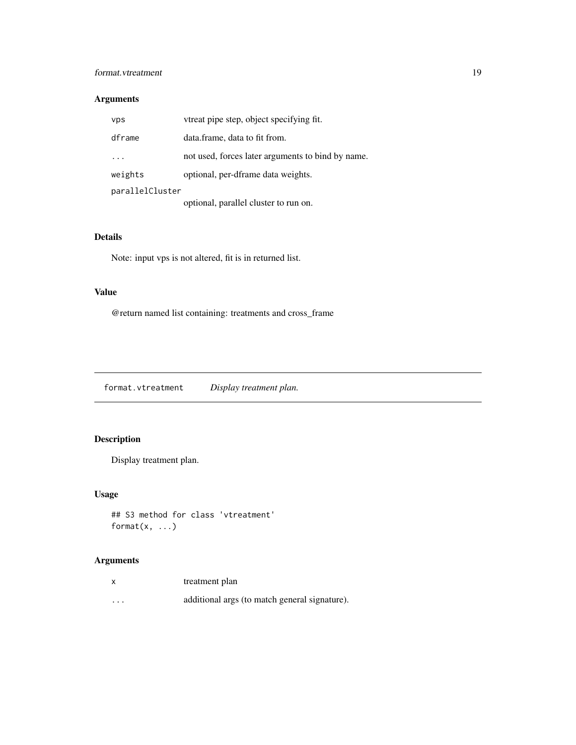## Arguments

| | |
|---|---|
| `vps` | vtreat pipe step, object specifying fit. |
| `dframe` | data.frame, data to fit from. |
| `...` | not used, forces later arguments to bind by name. |
| `weights` | optional, per-dframe data weights. |
| `parallelCluster` | optional, parallel cluster to run on. |

## Details

Note: input vps is not altered, fit is in returned list.

## Value

@return named list containing: treatments and cross_frame

---

# format.vtreatment    *Display treatment plan.*

## Description

Display treatment plan.

## Usage

```
## S3 method for class 'vtreatment'
format(x, ...)
```

## Arguments

| | |
|---|---|
| `x` | treatment plan |
| `...` | additional args (to match general signature). |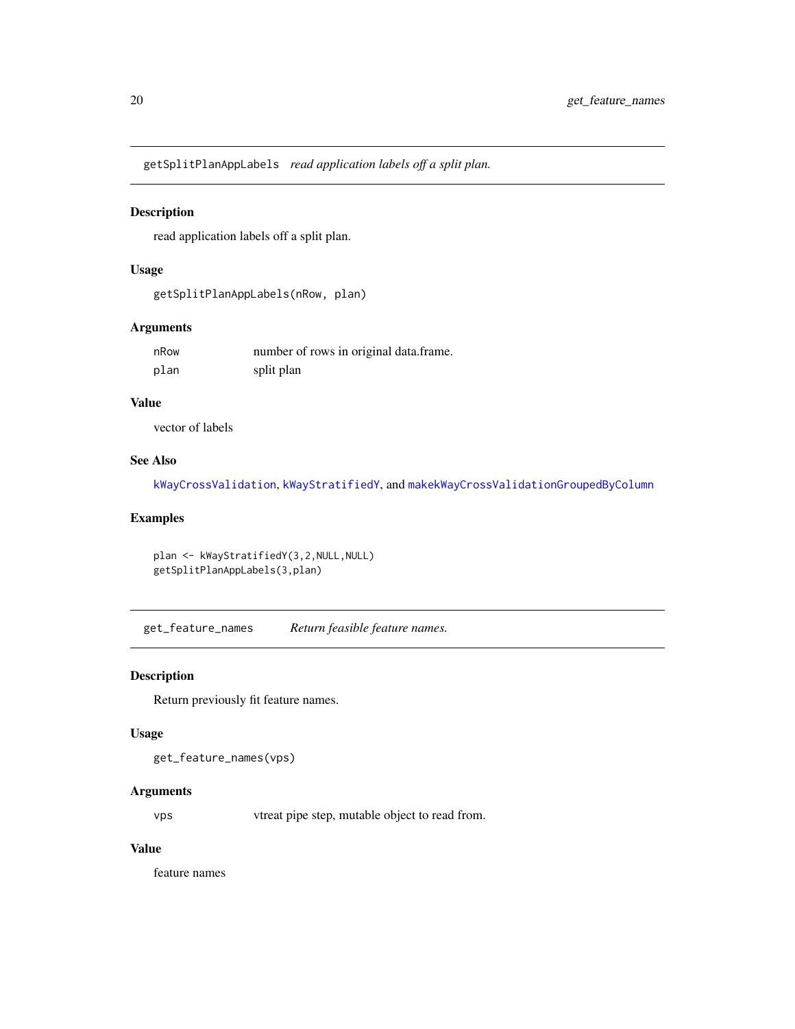## getSplitPlanAppLabels *read application labels off a split plan.*

### Description

read application labels off a split plan.

### Usage

```
getSplitPlanAppLabels(nRow, plan)
```

### Arguments

| | |
|---|---|
| nRow | number of rows in original data.frame. |
| plan | split plan |

### Value

vector of labels

### See Also

kWayCrossValidation, kWayStratifiedY, and makekWayCrossValidationGroupedByColumn

### Examples

```
plan <- kWayStratifiedY(3,2,NULL,NULL)
getSplitPlanAppLabels(3,plan)
```

## get_feature_names *Return feasible feature names.*

### Description

Return previously fit feature names.

### Usage

```
get_feature_names(vps)
```

### Arguments

| | |
|---|---|
| vps | vtreat pipe step, mutable object to read from. |

### Value

feature names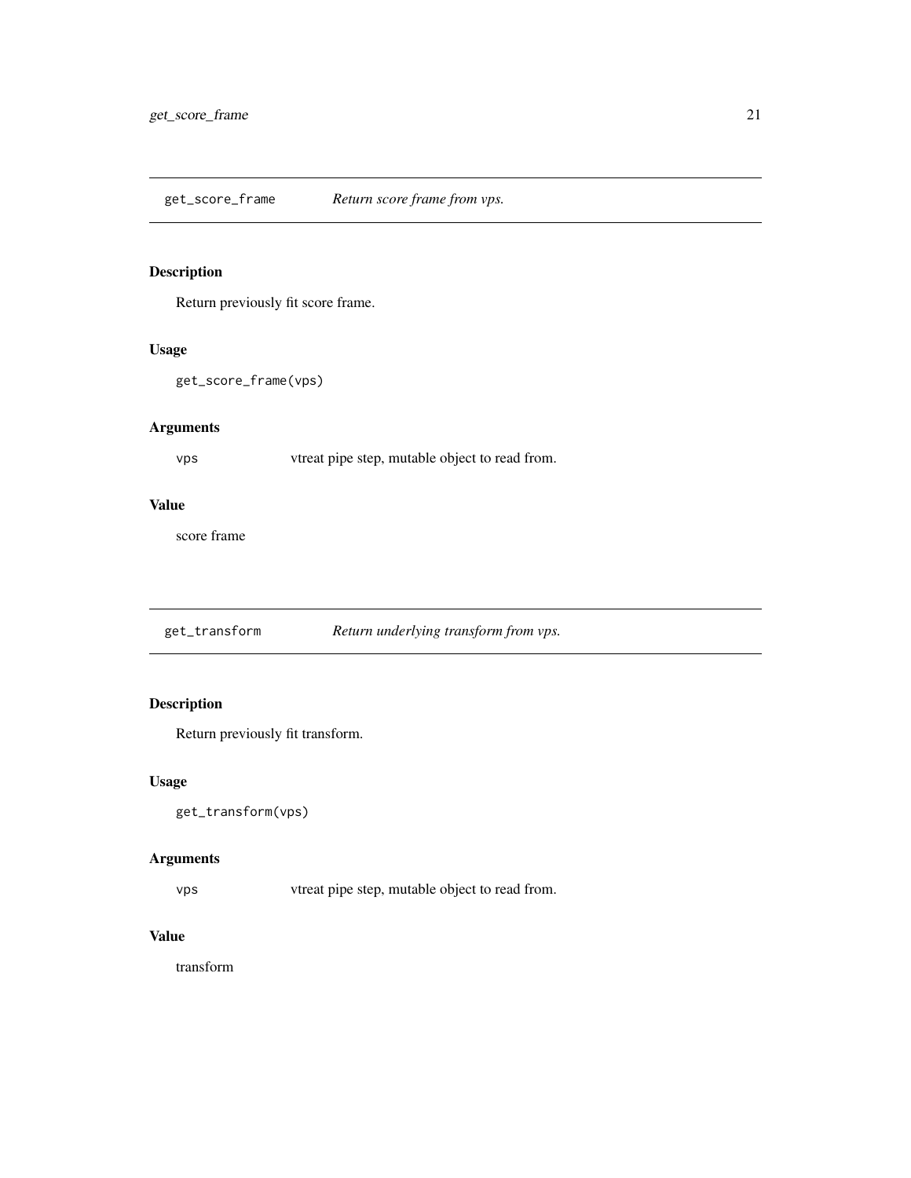## get_score_frame *Return score frame from vps.*

### Description

Return previously fit score frame.

### Usage

```
get_score_frame(vps)
```

### Arguments

| | |
|---|---|
| vps | vtreat pipe step, mutable object to read from. |

### Value

score frame

## get_transform *Return underlying transform from vps.*

### Description

Return previously fit transform.

### Usage

```
get_transform(vps)
```

### Arguments

| | |
|---|---|
| vps | vtreat pipe step, mutable object to read from. |

### Value

transform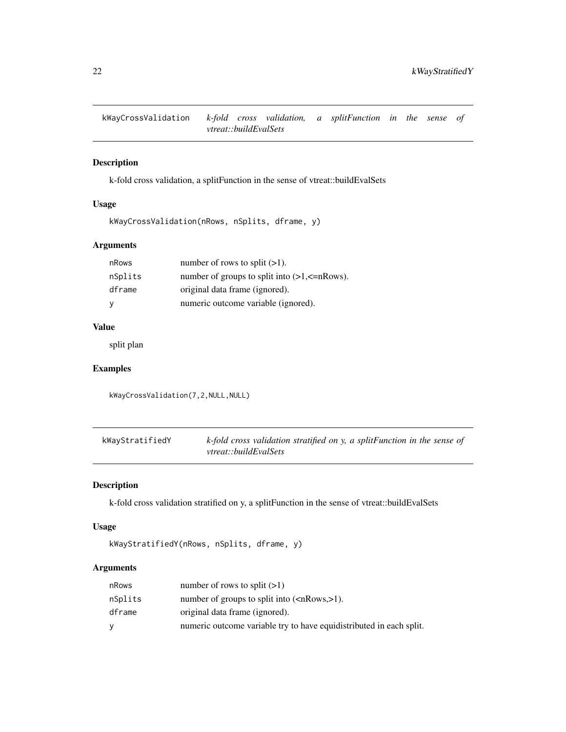## kWayCrossValidation — *k-fold cross validation, a splitFunction in the sense of vtreat::buildEvalSets*

### Description

k-fold cross validation, a splitFunction in the sense of vtreat::buildEvalSets

### Usage

```
kWayCrossValidation(nRows, nSplits, dframe, y)
```

### Arguments

| | |
|---|---|
| nRows | number of rows to split (>1). |
| nSplits | number of groups to split into (>1,<=nRows). |
| dframe | original data frame (ignored). |
| y | numeric outcome variable (ignored). |

### Value

split plan

### Examples

```
kWayCrossValidation(7,2,NULL,NULL)
```

## kWayStratifiedY — *k-fold cross validation stratified on y, a splitFunction in the sense of vtreat::buildEvalSets*

### Description

k-fold cross validation stratified on y, a splitFunction in the sense of vtreat::buildEvalSets

### Usage

```
kWayStratifiedY(nRows, nSplits, dframe, y)
```

### Arguments

| | |
|---|---|
| nRows | number of rows to split (>1) |
| nSplits | number of groups to split into (<nRows,>1). |
| dframe | original data frame (ignored). |
| y | numeric outcome variable try to have equidistributed in each split. |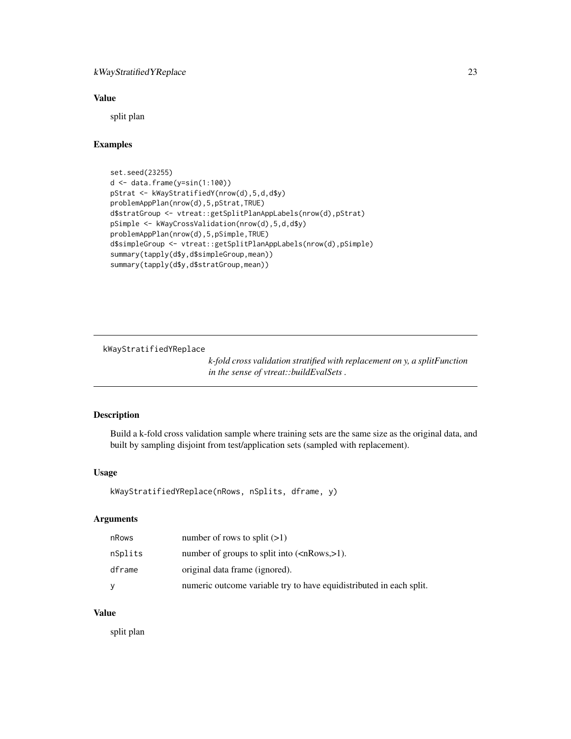### Value

split plan

### Examples

```
set.seed(23255)
d <- data.frame(y=sin(1:100))
pStrat <- kWayStratifiedY(nrow(d),5,d,d$y)
problemAppPlan(nrow(d),5,pStrat,TRUE)
d$stratGroup <- vtreat::getSplitPlanAppLabels(nrow(d),pStrat)
pSimple <- kWayCrossValidation(nrow(d),5,d,d$y)
problemAppPlan(nrow(d),5,pSimple,TRUE)
d$simpleGroup <- vtreat::getSplitPlanAppLabels(nrow(d),pSimple)
summary(tapply(d$y,d$simpleGroup,mean))
summary(tapply(d$y,d$stratGroup,mean))
```

---

## kWayStratifiedYReplace

*k-fold cross validation stratified with replacement on y, a splitFunction in the sense of vtreat::buildEvalSets .*

---

### Description

Build a k-fold cross validation sample where training sets are the same size as the original data, and built by sampling disjoint from test/application sets (sampled with replacement).

### Usage

```
kWayStratifiedYReplace(nRows, nSplits, dframe, y)
```

### Arguments

| | |
|---|---|
| nRows | number of rows to split (>1) |
| nSplits | number of groups to split into (<nRows,>1). |
| dframe | original data frame (ignored). |
| y | numeric outcome variable try to have equidistributed in each split. |

### Value

split plan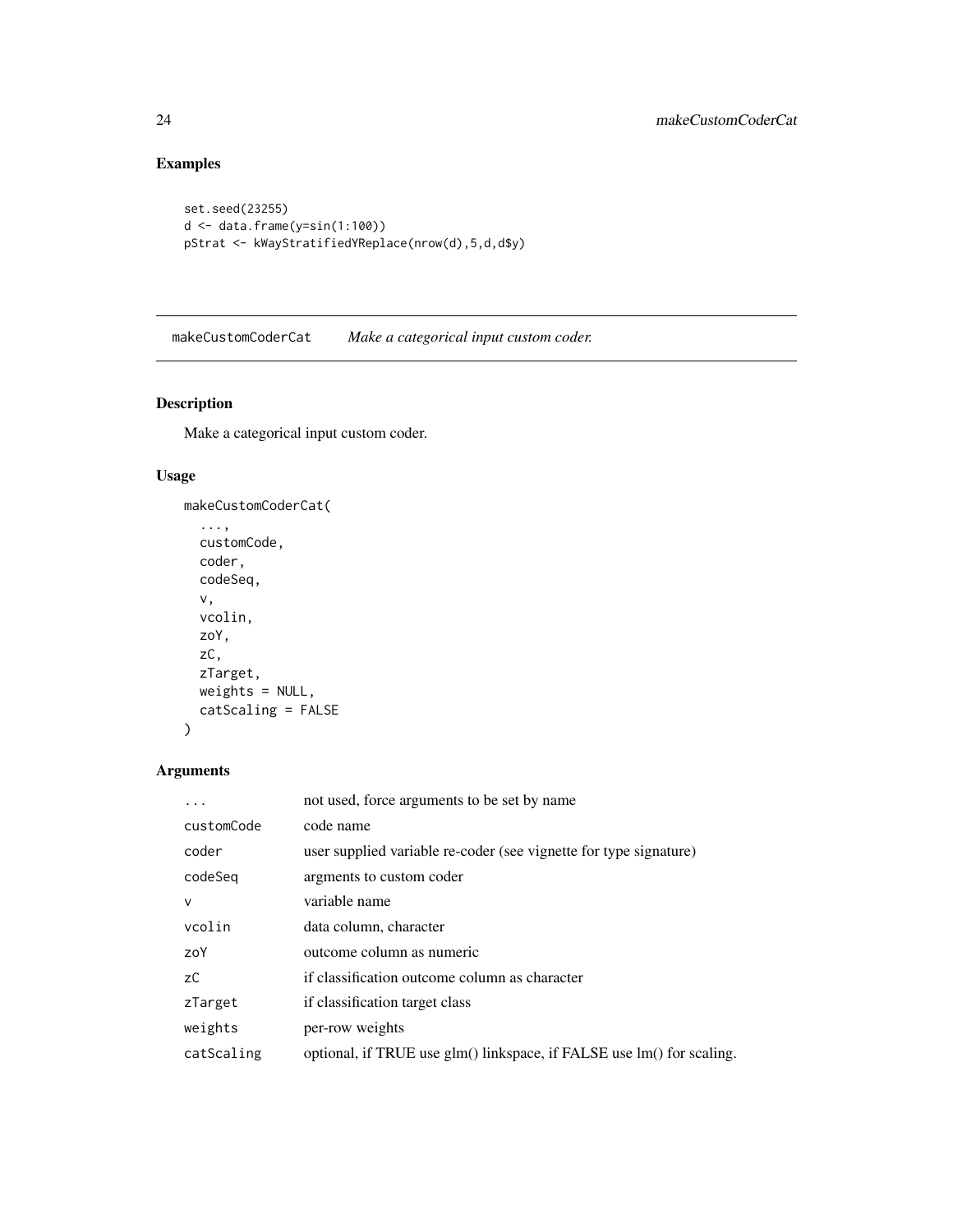## Examples

```
set.seed(23255)
d <- data.frame(y=sin(1:100))
pStrat <- kWayStratifiedYReplace(nrow(d),5,d,d$y)
```

---

# makeCustomCoderCat — *Make a categorical input custom coder.*

---

### Description

Make a categorical input custom coder.

### Usage

```
makeCustomCoderCat(
  ...,
  customCode,
  coder,
  codeSeq,
  v,
  vcolin,
  zoY,
  zC,
  zTarget,
  weights = NULL,
  catScaling = FALSE
)
```

### Arguments

| | |
|---|---|
| `...` | not used, force arguments to be set by name |
| `customCode` | code name |
| `coder` | user supplied variable re-coder (see vignette for type signature) |
| `codeSeq` | argments to custom coder |
| `v` | variable name |
| `vcolin` | data column, character |
| `zoY` | outcome column as numeric |
| `zC` | if classification outcome column as character |
| `zTarget` | if classification target class |
| `weights` | per-row weights |
| `catScaling` | optional, if TRUE use glm() linkspace, if FALSE use lm() for scaling. |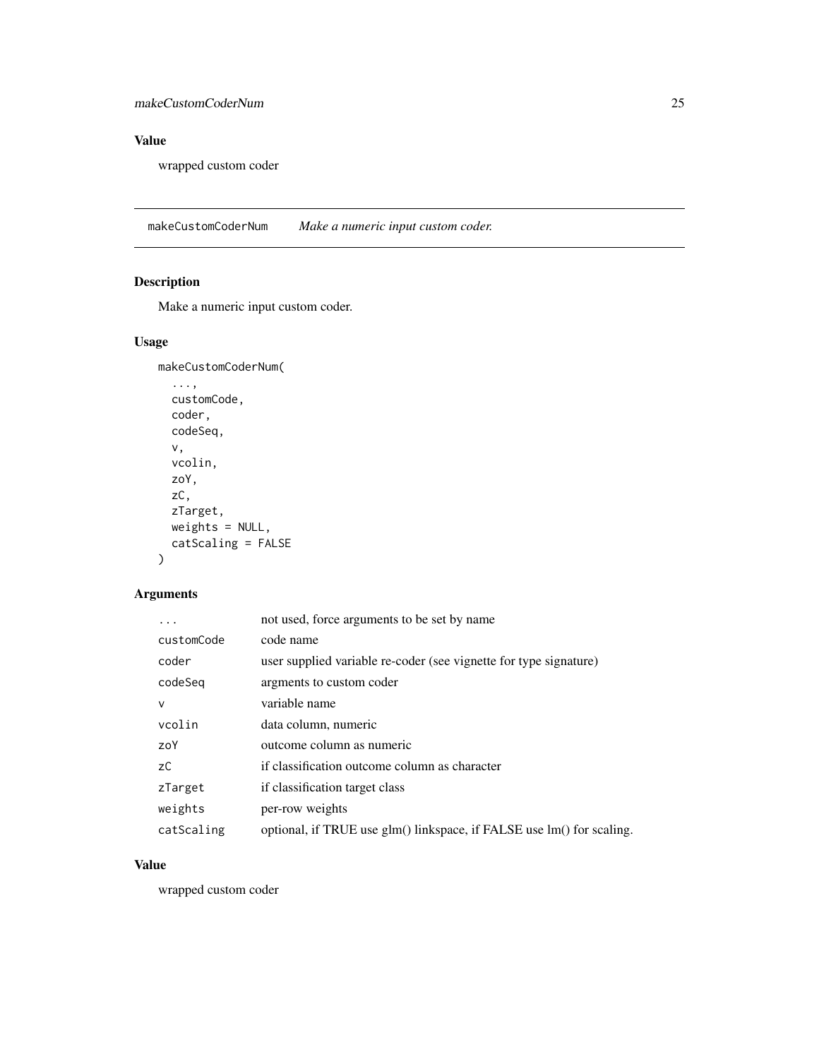## Value

wrapped custom coder

---

## makeCustomCoderNum *Make a numeric input custom coder.*

---

### Description

Make a numeric input custom coder.

### Usage

```
makeCustomCoderNum(
  ...,
  customCode,
  coder,
  codeSeq,
  v,
  vcolin,
  zoY,
  zC,
  zTarget,
  weights = NULL,
  catScaling = FALSE
)
```

### Arguments

| | |
|---|---|
| `...` | not used, force arguments to be set by name |
| `customCode` | code name |
| `coder` | user supplied variable re-coder (see vignette for type signature) |
| `codeSeq` | argments to custom coder |
| `v` | variable name |
| `vcolin` | data column, numeric |
| `zoY` | outcome column as numeric |
| `zC` | if classification outcome column as character |
| `zTarget` | if classification target class |
| `weights` | per-row weights |
| `catScaling` | optional, if TRUE use glm() linkspace, if FALSE use lm() for scaling. |

### Value

wrapped custom coder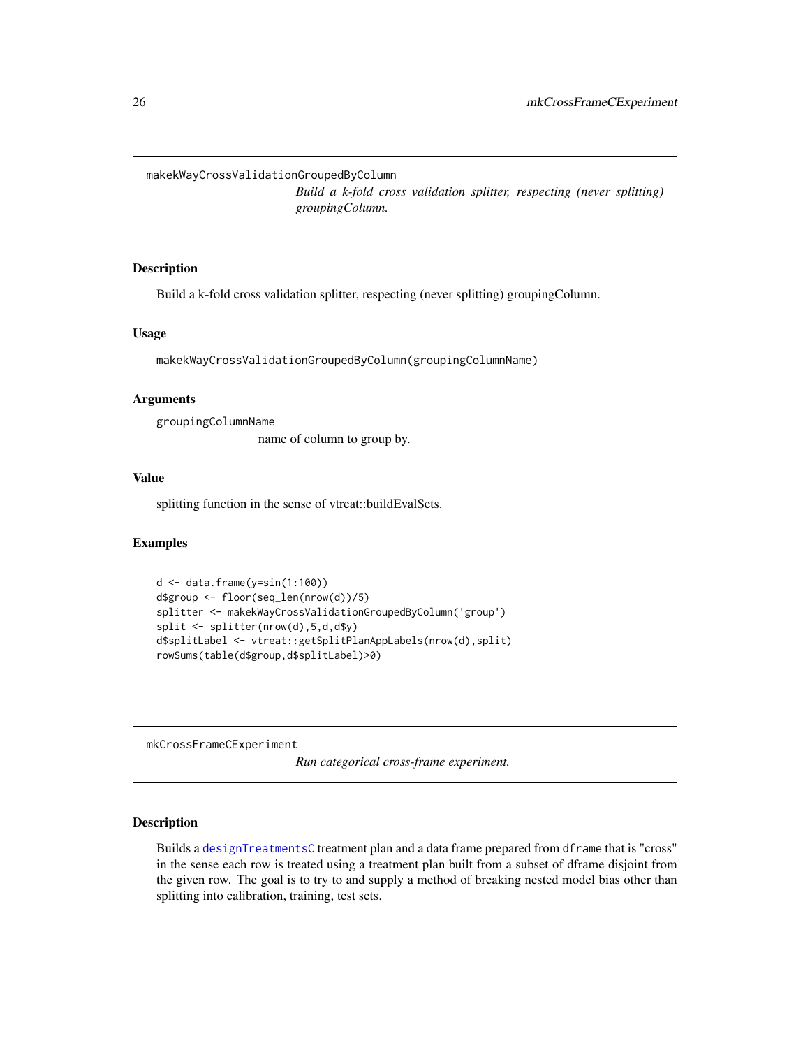## makekWayCrossValidationGroupedByColumn

*Build a k-fold cross validation splitter, respecting (never splitting) groupingColumn.*

### Description

Build a k-fold cross validation splitter, respecting (never splitting) groupingColumn.

### Usage

```
makekWayCrossValidationGroupedByColumn(groupingColumnName)
```

### Arguments

`groupingColumnName`
name of column to group by.

### Value

splitting function in the sense of vtreat::buildEvalSets.

### Examples

```
d <- data.frame(y=sin(1:100))
d$group <- floor(seq_len(nrow(d))/5)
splitter <- makekWayCrossValidationGroupedByColumn('group')
split <- splitter(nrow(d),5,d,d$y)
d$splitLabel <- vtreat::getSplitPlanAppLabels(nrow(d),split)
rowSums(table(d$group,d$splitLabel)>0)
```

## mkCrossFrameCExperiment

*Run categorical cross-frame experiment.*

### Description

Builds a `designTreatmentsC` treatment plan and a data frame prepared from `dframe` that is "cross" in the sense each row is treated using a treatment plan built from a subset of dframe disjoint from the given row. The goal is to try to and supply a method of breaking nested model bias other than splitting into calibration, training, test sets.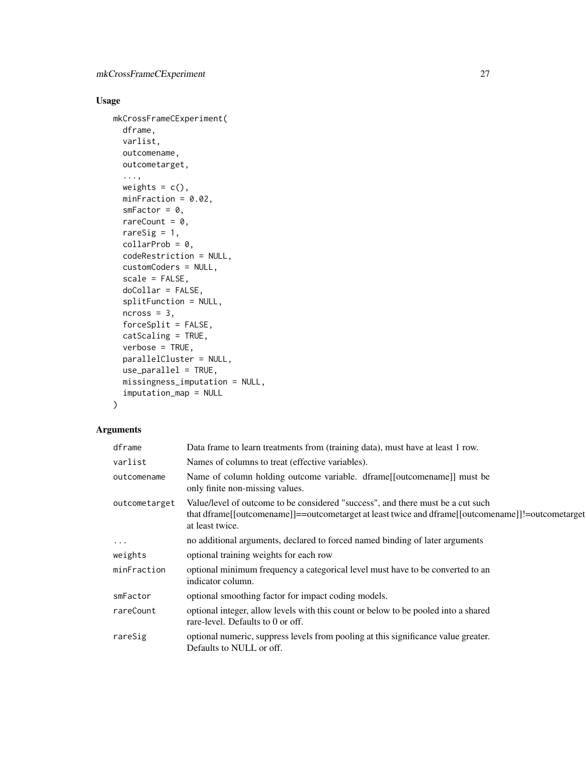### Usage

```
mkCrossFrameCExperiment(
  dframe,
  varlist,
  outcomename,
  outcometarget,
  ...,
  weights = c(),
  minFraction = 0.02,
  smFactor = 0,
  rareCount = 0,
  rareSig = 1,
  collarProb = 0,
  codeRestriction = NULL,
  customCoders = NULL,
  scale = FALSE,
  doCollar = FALSE,
  splitFunction = NULL,
  ncross = 3,
  forceSplit = FALSE,
  catScaling = TRUE,
  verbose = TRUE,
  parallelCluster = NULL,
  use_parallel = TRUE,
  missingness_imputation = NULL,
  imputation_map = NULL
)
```

### Arguments

| | |
|---|---|
| `dframe` | Data frame to learn treatments from (training data), must have at least 1 row. |
| `varlist` | Names of columns to treat (effective variables). |
| `outcomename` | Name of column holding outcome variable. dframe[[outcomename]] must be only finite non-missing values. |
| `outcometarget` | Value/level of outcome to be considered "success", and there must be a cut such that dframe[[outcomename]]==outcometarget at least twice and dframe[[outcomename]]!=outcometarget at least twice. |
| `...` | no additional arguments, declared to forced named binding of later arguments |
| `weights` | optional training weights for each row |
| `minFraction` | optional minimum frequency a categorical level must have to be converted to an indicator column. |
| `smFactor` | optional smoothing factor for impact coding models. |
| `rareCount` | optional integer, allow levels with this count or below to be pooled into a shared rare-level. Defaults to 0 or off. |
| `rareSig` | optional numeric, suppress levels from pooling at this significance value greater. Defaults to NULL or off. |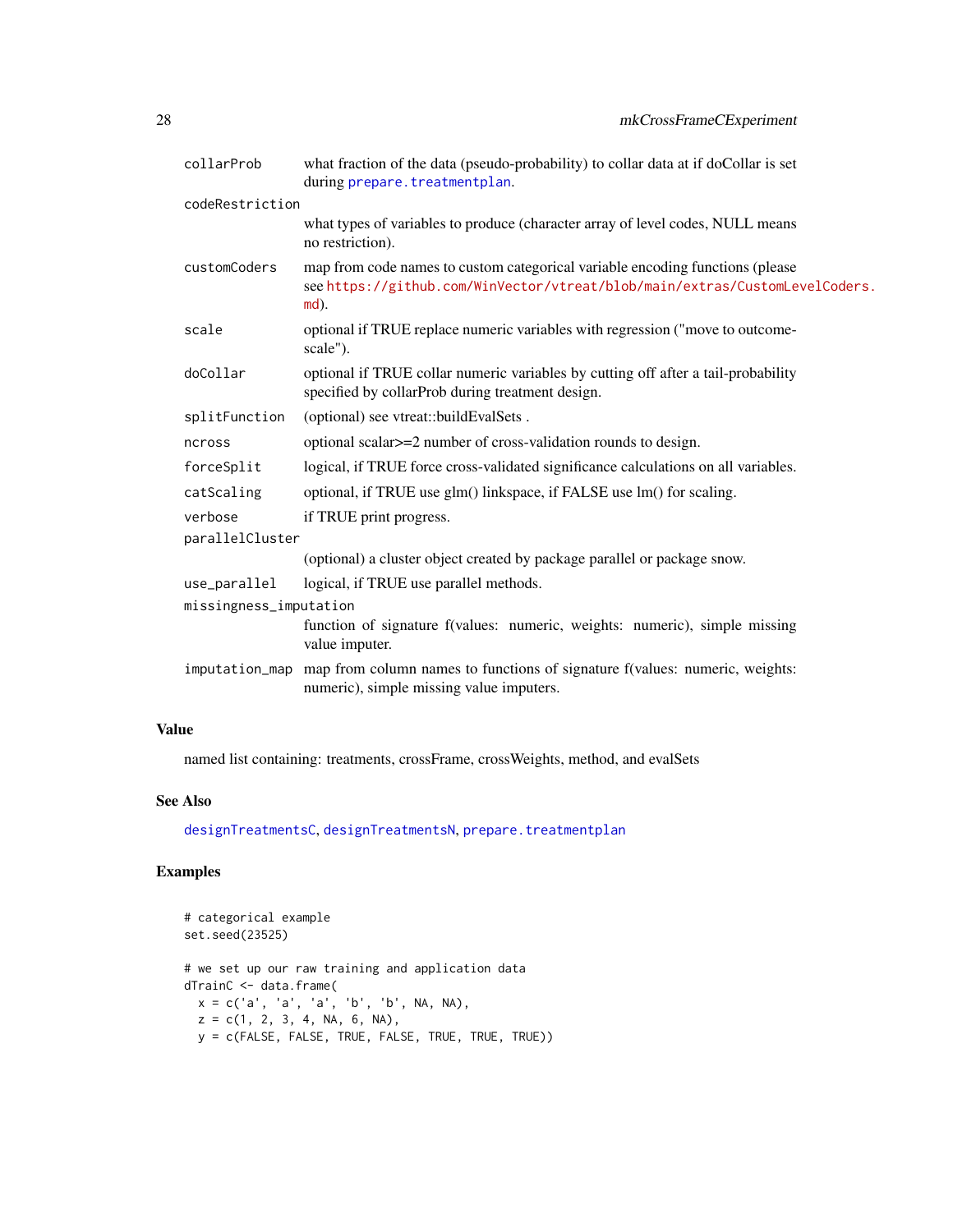| | |
|---|---|
| collarProb | what fraction of the data (pseudo-probability) to collar data at if doCollar is set during prepare.treatmentplan. |
| codeRestriction | what types of variables to produce (character array of level codes, NULL means no restriction). |
| customCoders | map from code names to custom categorical variable encoding functions (please see https://github.com/WinVector/vtreat/blob/main/extras/CustomLevelCoders.md). |
| scale | optional if TRUE replace numeric variables with regression ("move to outcome-scale"). |
| doCollar | optional if TRUE collar numeric variables by cutting off after a tail-probability specified by collarProb during treatment design. |
| splitFunction | (optional) see vtreat::buildEvalSets . |
| ncross | optional scalar>=2 number of cross-validation rounds to design. |
| forceSplit | logical, if TRUE force cross-validated significance calculations on all variables. |
| catScaling | optional, if TRUE use glm() linkspace, if FALSE use lm() for scaling. |
| verbose | if TRUE print progress. |
| parallelCluster | (optional) a cluster object created by package parallel or package snow. |
| use_parallel | logical, if TRUE use parallel methods. |
| missingness_imputation | function of signature f(values: numeric, weights: numeric), simple missing value imputer. |
| imputation_map | map from column names to functions of signature f(values: numeric, weights: numeric), simple missing value imputers. |

## Value

named list containing: treatments, crossFrame, crossWeights, method, and evalSets

## See Also

designTreatmentsC, designTreatmentsN, prepare.treatmentplan

## Examples

```
# categorical example
set.seed(23525)

# we set up our raw training and application data
dTrainC <- data.frame(
  x = c('a', 'a', 'a', 'b', 'b', NA, NA),
  z = c(1, 2, 3, 4, NA, 6, NA),
  y = c(FALSE, FALSE, TRUE, FALSE, TRUE, TRUE, TRUE))
```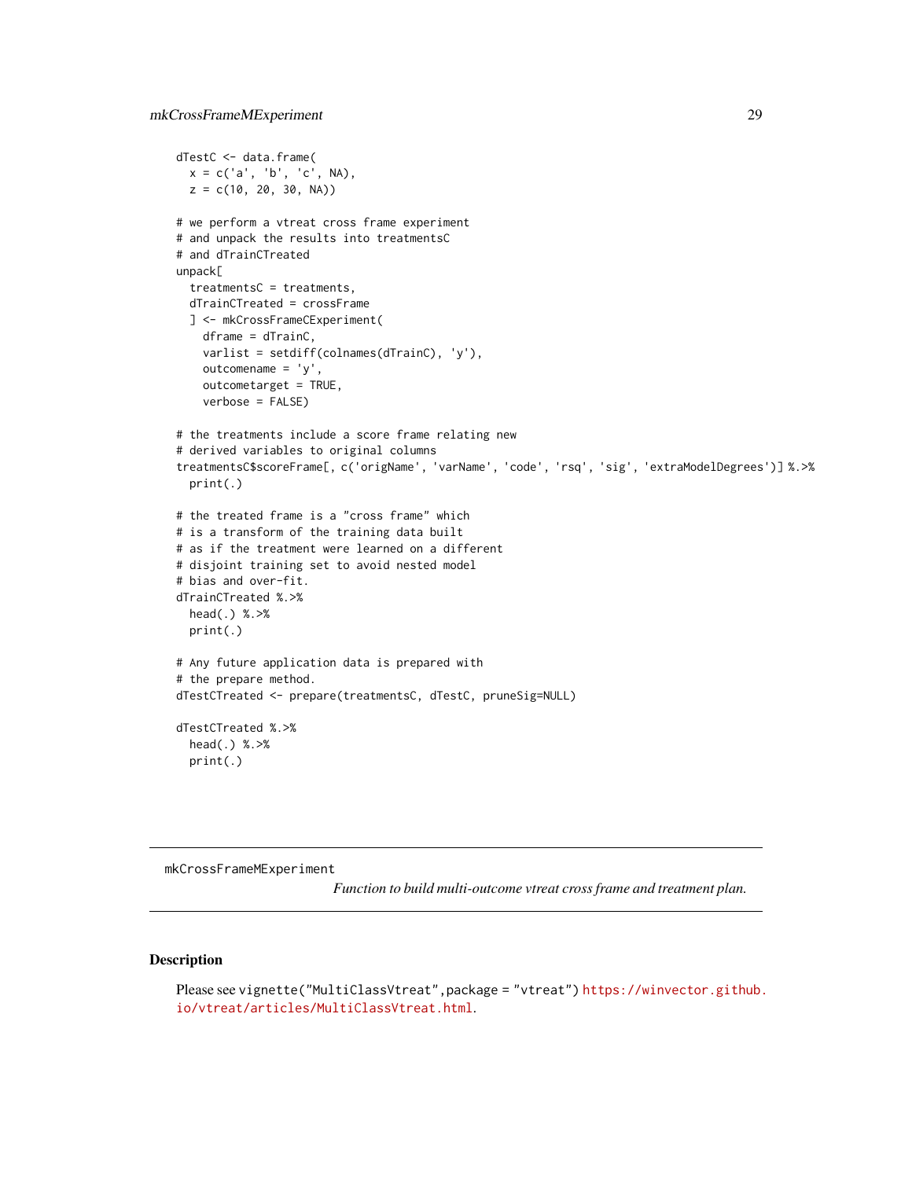```
dTestC <- data.frame(
  x = c('a', 'b', 'c', NA),
  z = c(10, 20, 30, NA))

# we perform a vtreat cross frame experiment
# and unpack the results into treatmentsC
# and dTrainCTreated
unpack[
  treatmentsC = treatments,
  dTrainCTreated = crossFrame
  ] <- mkCrossFrameCExperiment(
    dframe = dTrainC,
    varlist = setdiff(colnames(dTrainC), 'y'),
    outcomename = 'y',
    outcometarget = TRUE,
    verbose = FALSE)

# the treatments include a score frame relating new
# derived variables to original columns
treatmentsC$scoreFrame[, c('origName', 'varName', 'code', 'rsq', 'sig', 'extraModelDegrees')] %.>%
  print(.)

# the treated frame is a "cross frame" which
# is a transform of the training data built
# as if the treatment were learned on a different
# disjoint training set to avoid nested model
# bias and over-fit.
dTrainCTreated %.>%
  head(.) %.>%
  print(.)

# Any future application data is prepared with
# the prepare method.
dTestCTreated <- prepare(treatmentsC, dTestC, pruneSig=NULL)

dTestCTreated %.>%
  head(.) %.>%
  print(.)
```

---

`mkCrossFrameMExperiment` *Function to build multi-outcome vtreat cross frame and treatment plan.*

---

## Description

Please see `vignette("MultiClassVtreat",package = "vtreat")` https://winvector.github.io/vtreat/articles/MultiClassVtreat.html.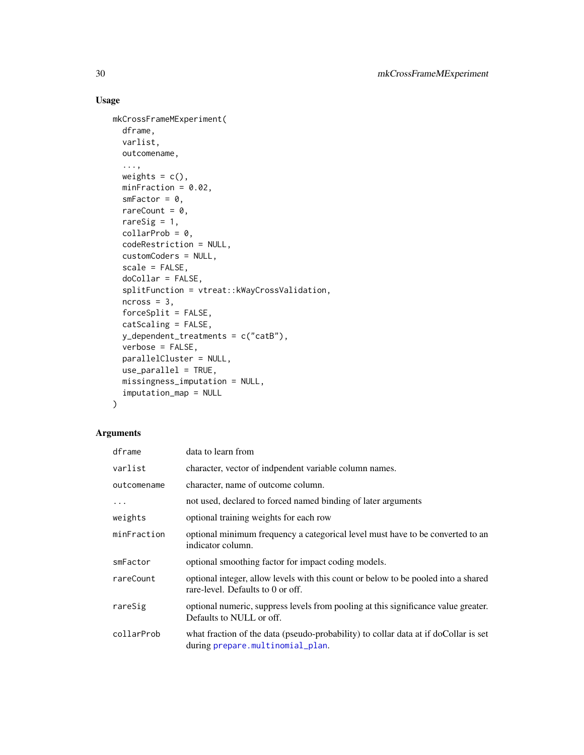## Usage

```
mkCrossFrameMExperiment(
  dframe,
  varlist,
  outcomename,
  ...,
  weights = c(),
  minFraction = 0.02,
  smFactor = 0,
  rareCount = 0,
  rareSig = 1,
  collarProb = 0,
  codeRestriction = NULL,
  customCoders = NULL,
  scale = FALSE,
  doCollar = FALSE,
  splitFunction = vtreat::kWayCrossValidation,
  ncross = 3,
  forceSplit = FALSE,
  catScaling = FALSE,
  y_dependent_treatments = c("catB"),
  verbose = FALSE,
  parallelCluster = NULL,
  use_parallel = TRUE,
  missingness_imputation = NULL,
  imputation_map = NULL
)
```

## Arguments

| | |
|---|---|
| dframe | data to learn from |
| varlist | character, vector of indpendent variable column names. |
| outcomename | character, name of outcome column. |
| ... | not used, declared to forced named binding of later arguments |
| weights | optional training weights for each row |
| minFraction | optional minimum frequency a categorical level must have to be converted to an indicator column. |
| smFactor | optional smoothing factor for impact coding models. |
| rareCount | optional integer, allow levels with this count or below to be pooled into a shared rare-level. Defaults to 0 or off. |
| rareSig | optional numeric, suppress levels from pooling at this significance value greater. Defaults to NULL or off. |
| collarProb | what fraction of the data (pseudo-probability) to collar data at if doCollar is set during prepare.multinomial_plan. |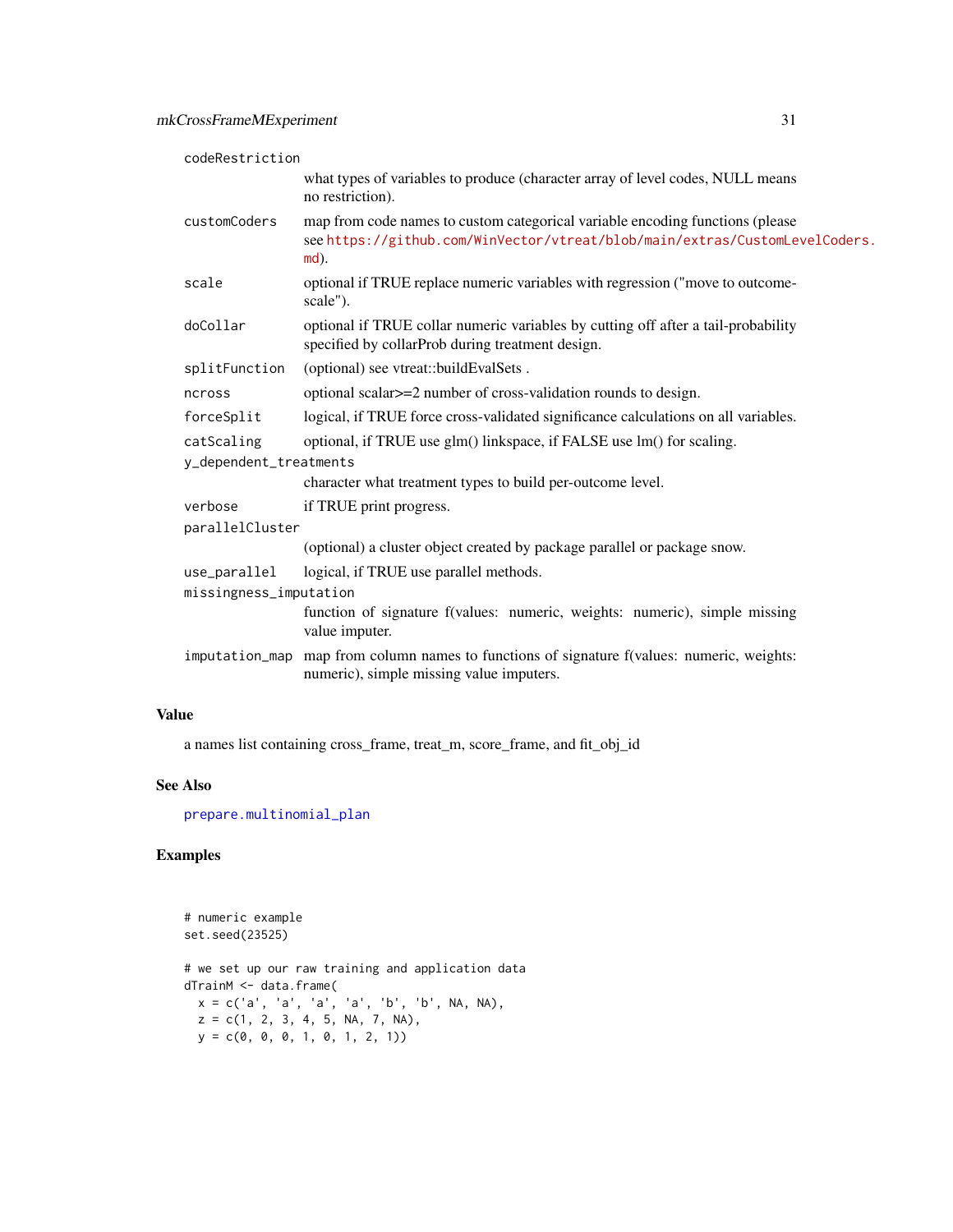| | |
|---|---|
| codeRestriction | what types of variables to produce (character array of level codes, NULL means no restriction). |
| customCoders | map from code names to custom categorical variable encoding functions (please see https://github.com/WinVector/vtreat/blob/main/extras/CustomLevelCoders.md). |
| scale | optional if TRUE replace numeric variables with regression ("move to outcome-scale"). |
| doCollar | optional if TRUE collar numeric variables by cutting off after a tail-probability specified by collarProb during treatment design. |
| splitFunction | (optional) see vtreat::buildEvalSets . |
| ncross | optional scalar>=2 number of cross-validation rounds to design. |
| forceSplit | logical, if TRUE force cross-validated significance calculations on all variables. |
| catScaling | optional, if TRUE use glm() linkspace, if FALSE use lm() for scaling. |
| y_dependent_treatments | character what treatment types to build per-outcome level. |
| verbose | if TRUE print progress. |
| parallelCluster | (optional) a cluster object created by package parallel or package snow. |
| use_parallel | logical, if TRUE use parallel methods. |
| missingness_imputation | function of signature f(values: numeric, weights: numeric), simple missing value imputer. |
| imputation_map | map from column names to functions of signature f(values: numeric, weights: numeric), simple missing value imputers. |

## Value

a names list containing cross_frame, treat_m, score_frame, and fit_obj_id

## See Also

prepare.multinomial_plan

## Examples

```
# numeric example
set.seed(23525)

# we set up our raw training and application data
dTrainM <- data.frame(
  x = c('a', 'a', 'a', 'a', 'b', 'b', NA, NA),
  z = c(1, 2, 3, 4, 5, NA, 7, NA),
  y = c(0, 0, 0, 1, 0, 1, 2, 1))
```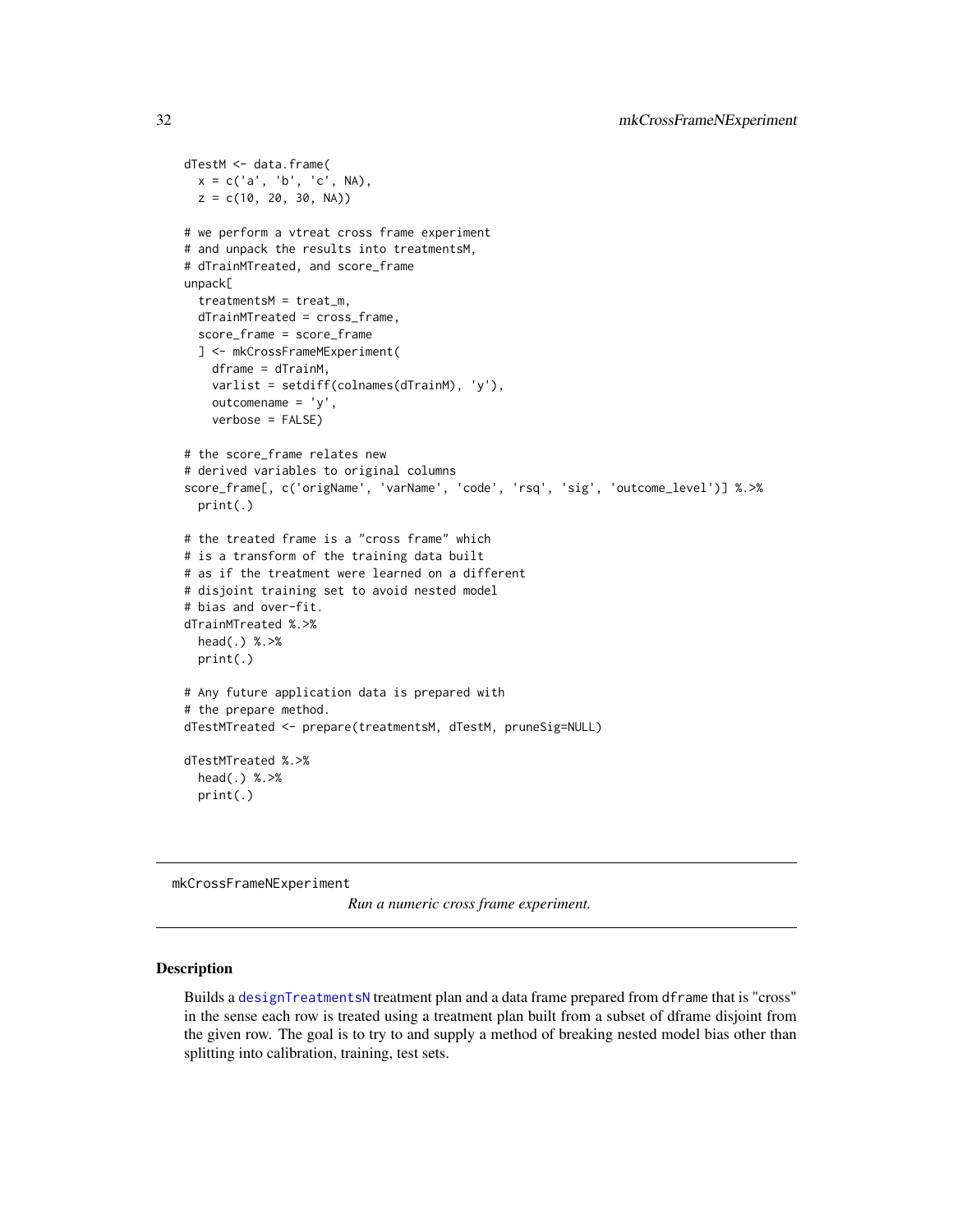```
dTestM <- data.frame(
  x = c('a', 'b', 'c', NA),
  z = c(10, 20, 30, NA))

# we perform a vtreat cross frame experiment
# and unpack the results into treatmentsM,
# dTrainMTreated, and score_frame
unpack[
  treatmentsM = treat_m,
  dTrainMTreated = cross_frame,
  score_frame = score_frame
  ] <- mkCrossFrameMExperiment(
    dframe = dTrainM,
    varlist = setdiff(colnames(dTrainM), 'y'),
    outcomename = 'y',
    verbose = FALSE)

# the score_frame relates new
# derived variables to original columns
score_frame[, c('origName', 'varName', 'code', 'rsq', 'sig', 'outcome_level')] %.>%
  print(.)

# the treated frame is a "cross frame" which
# is a transform of the training data built
# as if the treatment were learned on a different
# disjoint training set to avoid nested model
# bias and over-fit.
dTrainMTreated %.>%
  head(.) %.>%
  print(.)

# Any future application data is prepared with
# the prepare method.
dTestMTreated <- prepare(treatmentsM, dTestM, pruneSig=NULL)

dTestMTreated %.>%
  head(.) %.>%
  print(.)
```

## mkCrossFrameNExperiment

*Run a numeric cross frame experiment.*

### Description

Builds a designTreatmentsN treatment plan and a data frame prepared from dframe that is "cross" in the sense each row is treated using a treatment plan built from a subset of dframe disjoint from the given row. The goal is to try to and supply a method of breaking nested model bias other than splitting into calibration, training, test sets.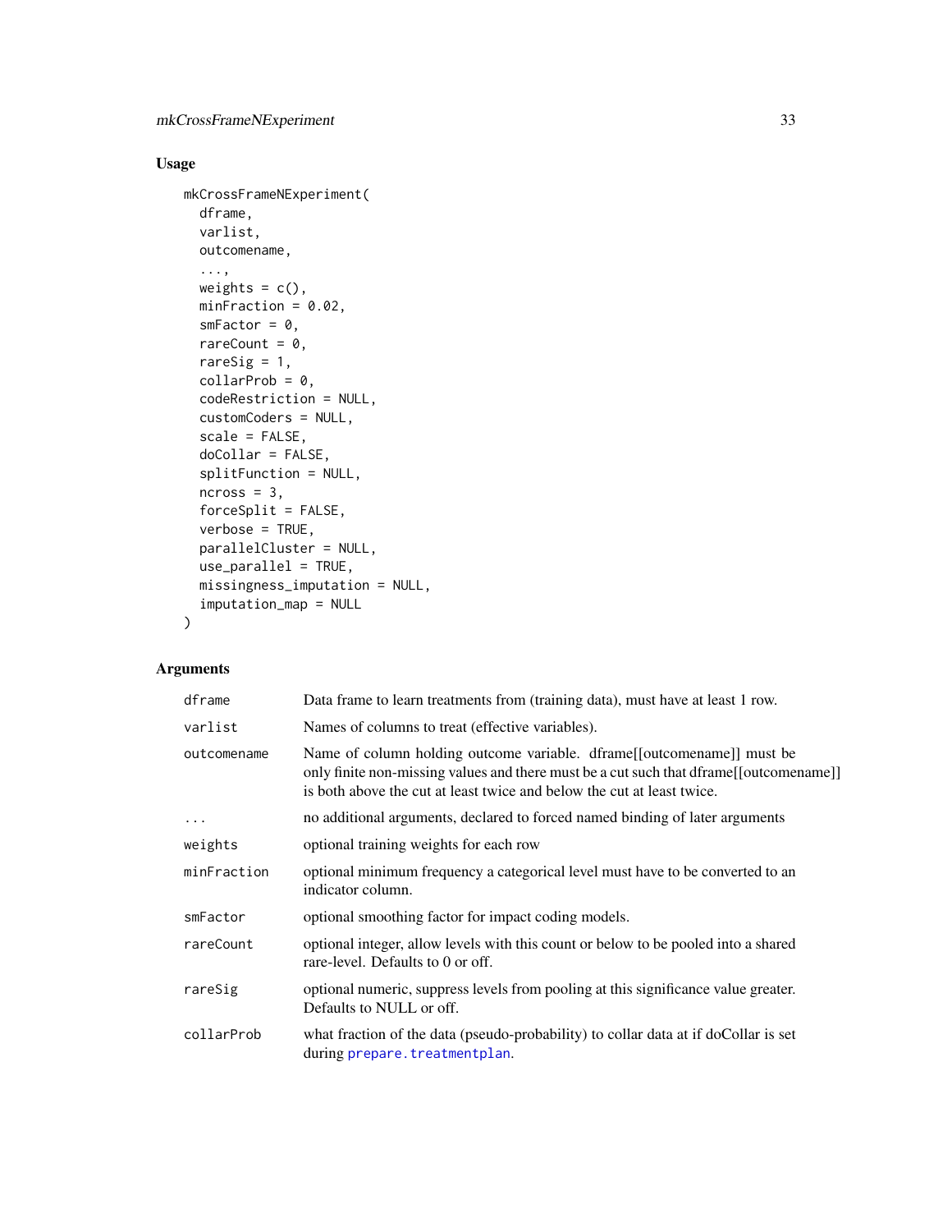## Usage

```
mkCrossFrameNExperiment(
  dframe,
  varlist,
  outcomename,
  ...,
  weights = c(),
  minFraction = 0.02,
  smFactor = 0,
  rareCount = 0,
  rareSig = 1,
  collarProb = 0,
  codeRestriction = NULL,
  customCoders = NULL,
  scale = FALSE,
  doCollar = FALSE,
  splitFunction = NULL,
  ncross = 3,
  forceSplit = FALSE,
  verbose = TRUE,
  parallelCluster = NULL,
  use_parallel = TRUE,
  missingness_imputation = NULL,
  imputation_map = NULL
)
```

## Arguments

| | |
|---|---|
| dframe | Data frame to learn treatments from (training data), must have at least 1 row. |
| varlist | Names of columns to treat (effective variables). |
| outcomename | Name of column holding outcome variable. dframe[[outcomename]] must be only finite non-missing values and there must be a cut such that dframe[[outcomename]] is both above the cut at least twice and below the cut at least twice. |
| ... | no additional arguments, declared to forced named binding of later arguments |
| weights | optional training weights for each row |
| minFraction | optional minimum frequency a categorical level must have to be converted to an indicator column. |
| smFactor | optional smoothing factor for impact coding models. |
| rareCount | optional integer, allow levels with this count or below to be pooled into a shared rare-level. Defaults to 0 or off. |
| rareSig | optional numeric, suppress levels from pooling at this significance value greater. Defaults to NULL or off. |
| collarProb | what fraction of the data (pseudo-probability) to collar data at if doCollar is set during prepare.treatmentplan. |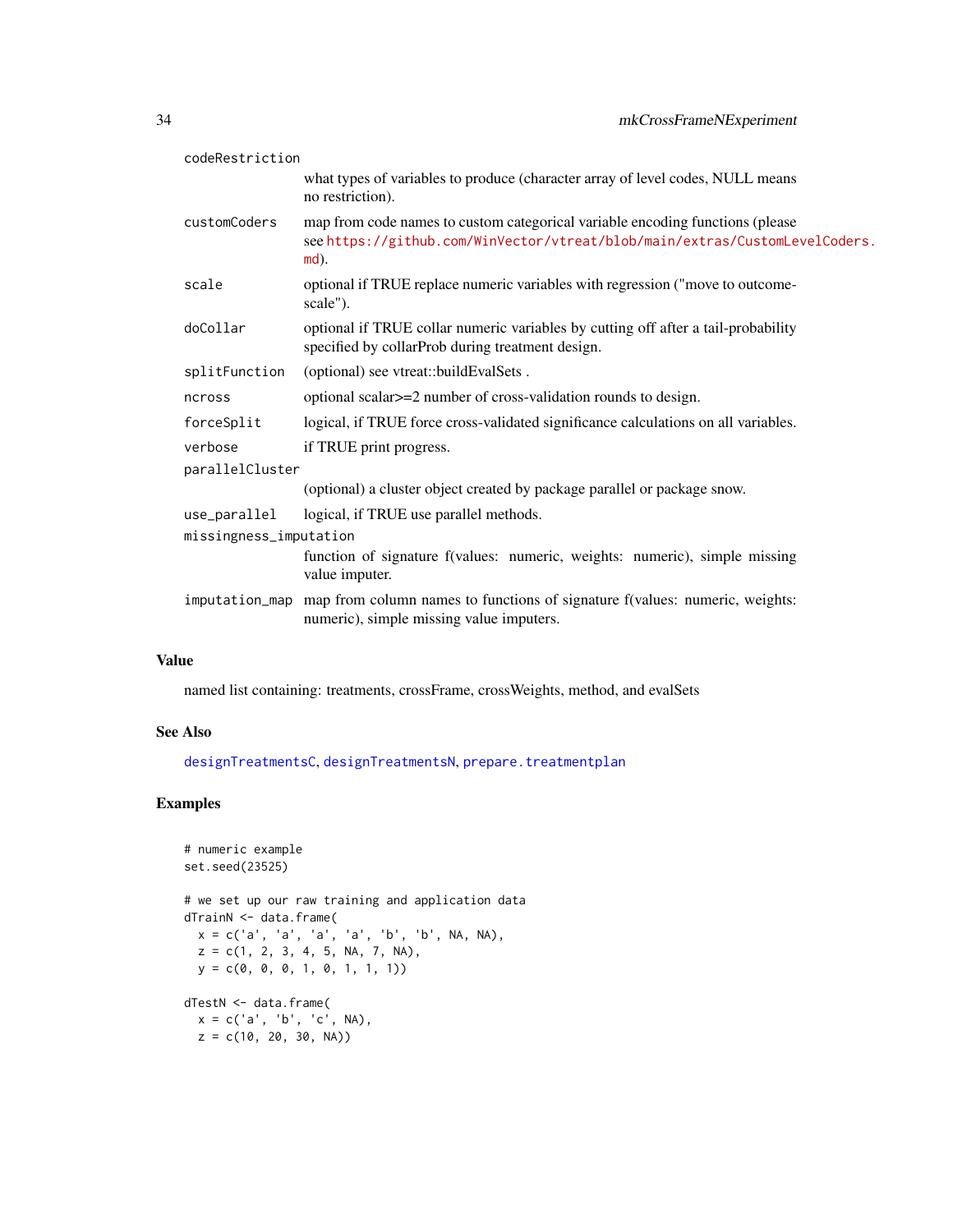| | |
|---|---|
| codeRestriction | what types of variables to produce (character array of level codes, NULL means no restriction). |
| customCoders | map from code names to custom categorical variable encoding functions (please see https://github.com/WinVector/vtreat/blob/main/extras/CustomLevelCoders.md). |
| scale | optional if TRUE replace numeric variables with regression ("move to outcome-scale"). |
| doCollar | optional if TRUE collar numeric variables by cutting off after a tail-probability specified by collarProb during treatment design. |
| splitFunction | (optional) see vtreat::buildEvalSets . |
| ncross | optional scalar>=2 number of cross-validation rounds to design. |
| forceSplit | logical, if TRUE force cross-validated significance calculations on all variables. |
| verbose | if TRUE print progress. |
| parallelCluster | (optional) a cluster object created by package parallel or package snow. |
| use_parallel | logical, if TRUE use parallel methods. |
| missingness_imputation | function of signature f(values: numeric, weights: numeric), simple missing value imputer. |
| imputation_map | map from column names to functions of signature f(values: numeric, weights: numeric), simple missing value imputers. |

## Value

named list containing: treatments, crossFrame, crossWeights, method, and evalSets

## See Also

designTreatmentsC, designTreatmentsN, prepare.treatmentplan

## Examples

```
# numeric example
set.seed(23525)

# we set up our raw training and application data
dTrainN <- data.frame(
  x = c('a', 'a', 'a', 'a', 'b', 'b', NA, NA),
  z = c(1, 2, 3, 4, 5, NA, 7, NA),
  y = c(0, 0, 0, 1, 0, 1, 1, 1))

dTestN <- data.frame(
  x = c('a', 'b', 'c', NA),
  z = c(10, 20, 30, NA))
```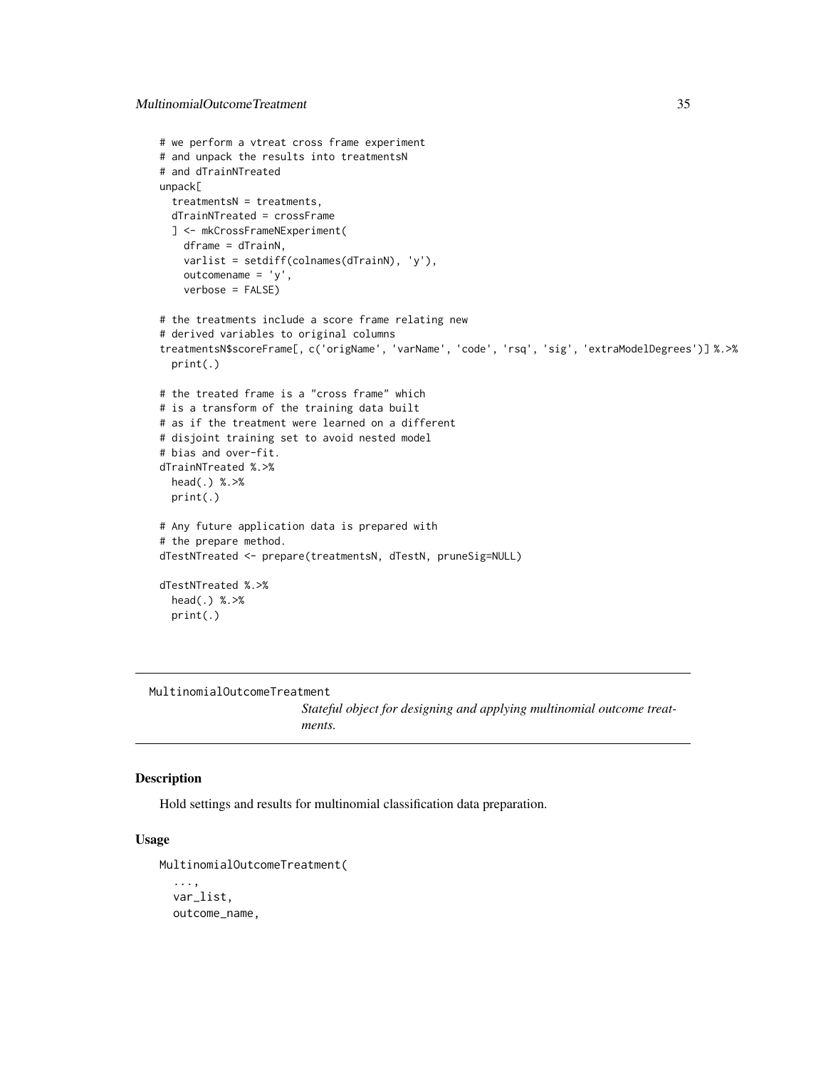```
# we perform a vtreat cross frame experiment
# and unpack the results into treatmentsN
# and dTrainNTreated
unpack[
  treatmentsN = treatments,
  dTrainNTreated = crossFrame
  ] <- mkCrossFrameNExperiment(
    dframe = dTrainN,
    varlist = setdiff(colnames(dTrainN), 'y'),
    outcomename = 'y',
    verbose = FALSE)

# the treatments include a score frame relating new
# derived variables to original columns
treatmentsN$scoreFrame[, c('origName', 'varName', 'code', 'rsq', 'sig', 'extraModelDegrees')] %.>%
  print(.)

# the treated frame is a "cross frame" which
# is a transform of the training data built
# as if the treatment were learned on a different
# disjoint training set to avoid nested model
# bias and over-fit.
dTrainNTreated %.>%
  head(.) %.>%
  print(.)

# Any future application data is prepared with
# the prepare method.
dTestNTreated <- prepare(treatmentsN, dTestN, pruneSig=NULL)

dTestNTreated %.>%
  head(.) %.>%
  print(.)
```

---

## MultinomialOutcomeTreatment

*Stateful object for designing and applying multinomial outcome treatments.*

---

### Description

Hold settings and results for multinomial classification data preparation.

### Usage

```
MultinomialOutcomeTreatment(
  ...,
  var_list,
  outcome_name,
```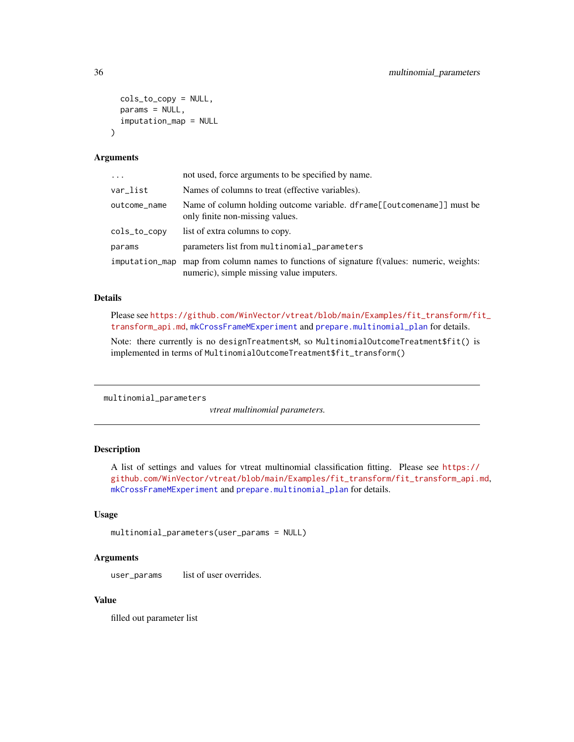```
  cols_to_copy = NULL,
  params = NULL,
  imputation_map = NULL
)
```

### Arguments

| | |
|---|---|
| ... | not used, force arguments to be specified by name. |
| var_list | Names of columns to treat (effective variables). |
| outcome_name | Name of column holding outcome variable. dframe[[outcomename]] must be only finite non-missing values. |
| cols_to_copy | list of extra columns to copy. |
| params | parameters list from multinomial_parameters |
| imputation_map | map from column names to functions of signature f(values: numeric, weights: numeric), simple missing value imputers. |

### Details

Please see https://github.com/WinVector/vtreat/blob/main/Examples/fit_transform/fit_transform_api.md, mkCrossFrameMExperiment and prepare.multinomial_plan for details.

Note: there currently is no designTreatmentsM, so MultinomialOutcomeTreatment$fit() is implemented in terms of MultinomialOutcomeTreatment$fit_transform()

---

## multinomial_parameters

*vtreat multinomial parameters.*

---

### Description

A list of settings and values for vtreat multinomial classification fitting. Please see https://github.com/WinVector/vtreat/blob/main/Examples/fit_transform/fit_transform_api.md, mkCrossFrameMExperiment and prepare.multinomial_plan for details.

### Usage

```
multinomial_parameters(user_params = NULL)
```

### Arguments

| | |
|---|---|
| user_params | list of user overrides. |

### Value

filled out parameter list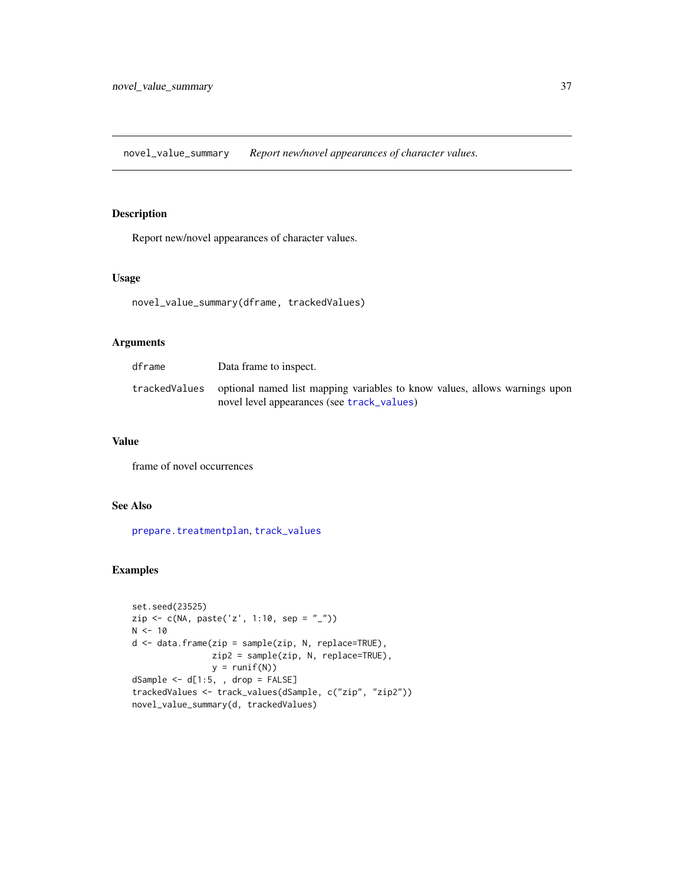# novel_value_summary *Report new/novel appearances of character values.*

## Description

Report new/novel appearances of character values.

## Usage

```
novel_value_summary(dframe, trackedValues)
```

## Arguments

| | |
|---|---|
| dframe | Data frame to inspect. |
| trackedValues | optional named list mapping variables to know values, allows warnings upon novel level appearances (see track_values) |

## Value

frame of novel occurrences

## See Also

prepare.treatmentplan, track_values

## Examples

```
set.seed(23525)
zip <- c(NA, paste('z', 1:10, sep = "_"))
N <- 10
d <- data.frame(zip = sample(zip, N, replace=TRUE),
                zip2 = sample(zip, N, replace=TRUE),
                y = runif(N))
dSample <- d[1:5, , drop = FALSE]
trackedValues <- track_values(dSample, c("zip", "zip2"))
novel_value_summary(d, trackedValues)
```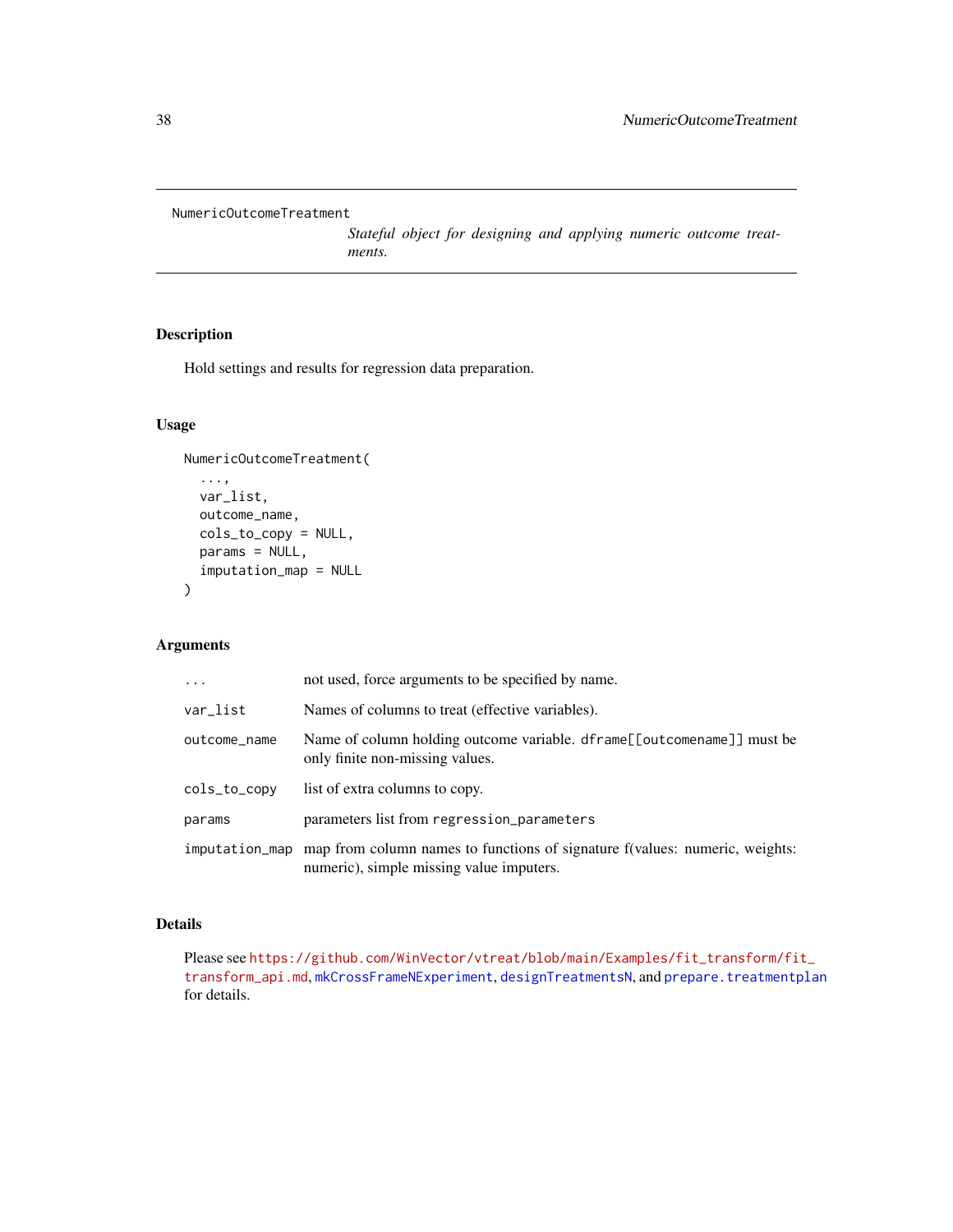NumericOutcomeTreatment    *Stateful object for designing and applying numeric outcome treatments.*

## Description

Hold settings and results for regression data preparation.

## Usage

```
NumericOutcomeTreatment(
  ...,
  var_list,
  outcome_name,
  cols_to_copy = NULL,
  params = NULL,
  imputation_map = NULL
)
```

## Arguments

| | |
|---|---|
| ... | not used, force arguments to be specified by name. |
| var_list | Names of columns to treat (effective variables). |
| outcome_name | Name of column holding outcome variable. dframe[[outcomename]] must be only finite non-missing values. |
| cols_to_copy | list of extra columns to copy. |
| params | parameters list from regression_parameters |
| imputation_map | map from column names to functions of signature f(values: numeric, weights: numeric), simple missing value imputers. |

## Details

Please see https://github.com/WinVector/vtreat/blob/main/Examples/fit_transform/fit_transform_api.md, mkCrossFrameNExperiment, designTreatmentsN, and prepare.treatmentplan for details.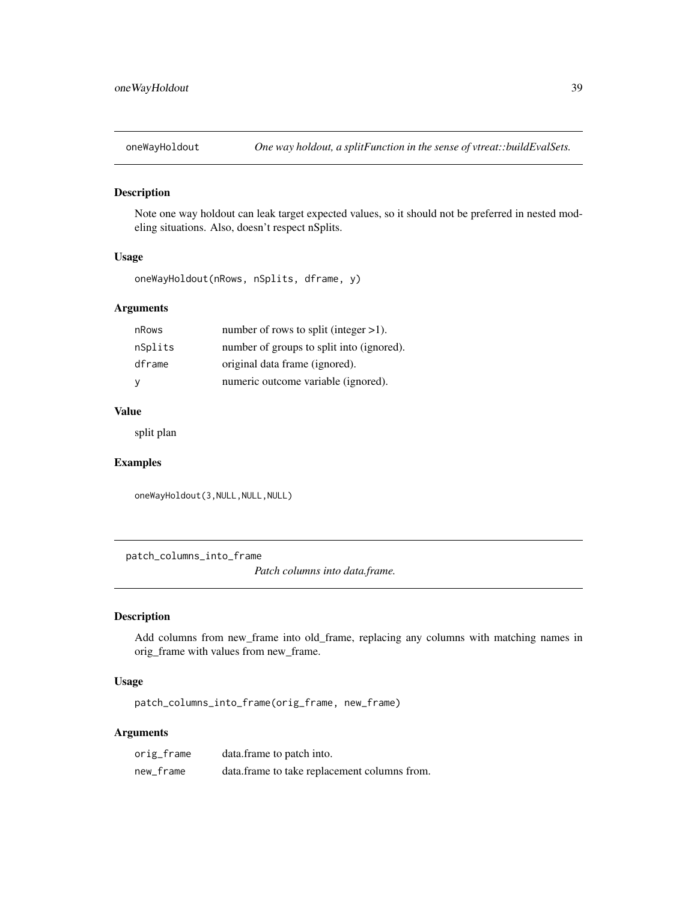## oneWayHoldout — *One way holdout, a splitFunction in the sense of vtreat::buildEvalSets.*

### Description

Note one way holdout can leak target expected values, so it should not be preferred in nested modeling situations. Also, doesn't respect nSplits.

### Usage

```
oneWayHoldout(nRows, nSplits, dframe, y)
```

### Arguments

| | |
|---|---|
| nRows | number of rows to split (integer >1). |
| nSplits | number of groups to split into (ignored). |
| dframe | original data frame (ignored). |
| y | numeric outcome variable (ignored). |

### Value

split plan

### Examples

```
oneWayHoldout(3,NULL,NULL,NULL)
```

## patch_columns_into_frame — *Patch columns into data.frame.*

### Description

Add columns from new_frame into old_frame, replacing any columns with matching names in orig_frame with values from new_frame.

### Usage

```
patch_columns_into_frame(orig_frame, new_frame)
```

### Arguments

| | |
|---|---|
| orig_frame | data.frame to patch into. |
| new_frame | data.frame to take replacement columns from. |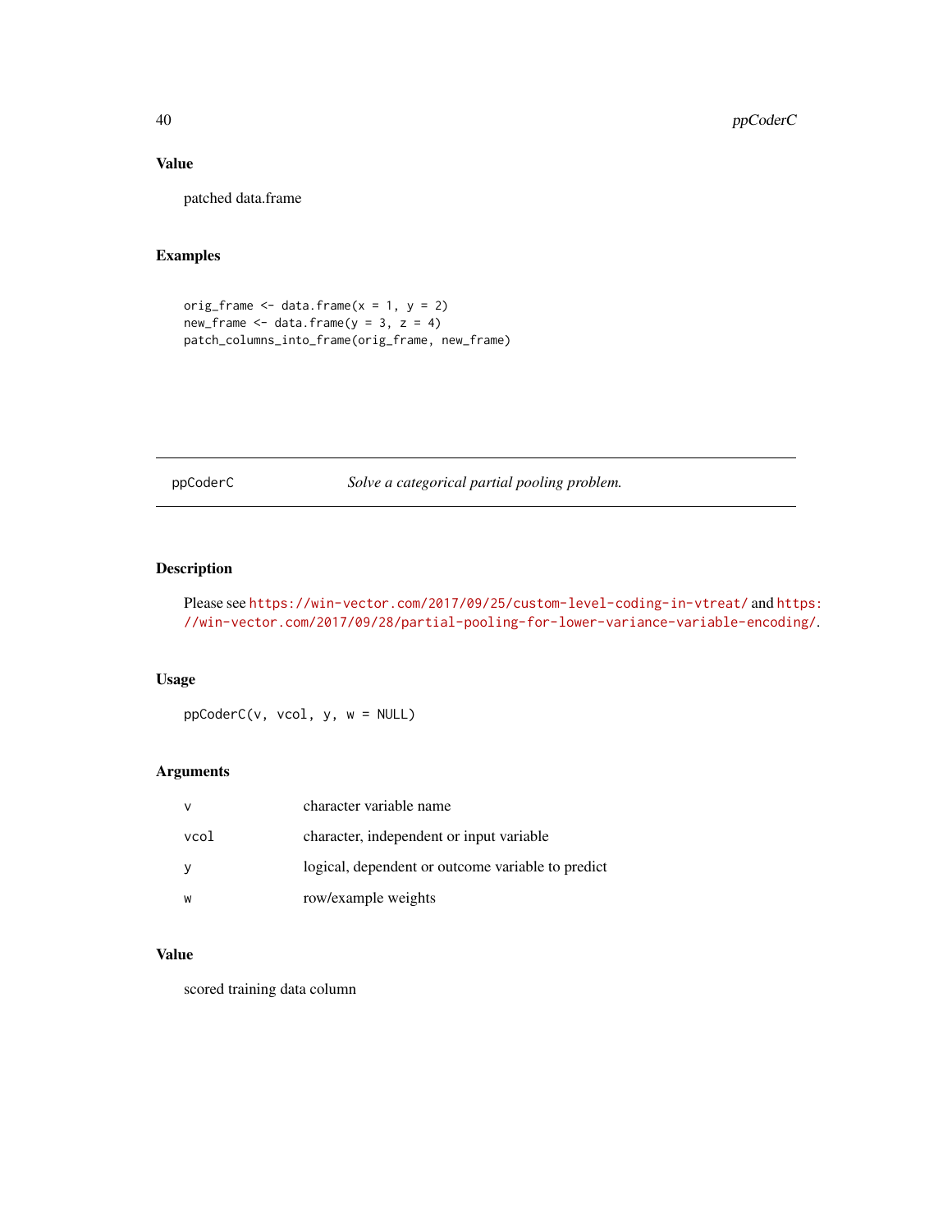## Value

patched data.frame

## Examples

```
orig_frame <- data.frame(x = 1, y = 2)
new_frame <- data.frame(y = 3, z = 4)
patch_columns_into_frame(orig_frame, new_frame)
```

---

# ppCoderC — *Solve a categorical partial pooling problem.*

---

## Description

Please see https://win-vector.com/2017/09/25/custom-level-coding-in-vtreat/ and https://win-vector.com/2017/09/28/partial-pooling-for-lower-variance-variable-encoding/.

## Usage

```
ppCoderC(v, vcol, y, w = NULL)
```

## Arguments

| | |
|---|---|
| v | character variable name |
| vcol | character, independent or input variable |
| y | logical, dependent or outcome variable to predict |
| w | row/example weights |

## Value

scored training data column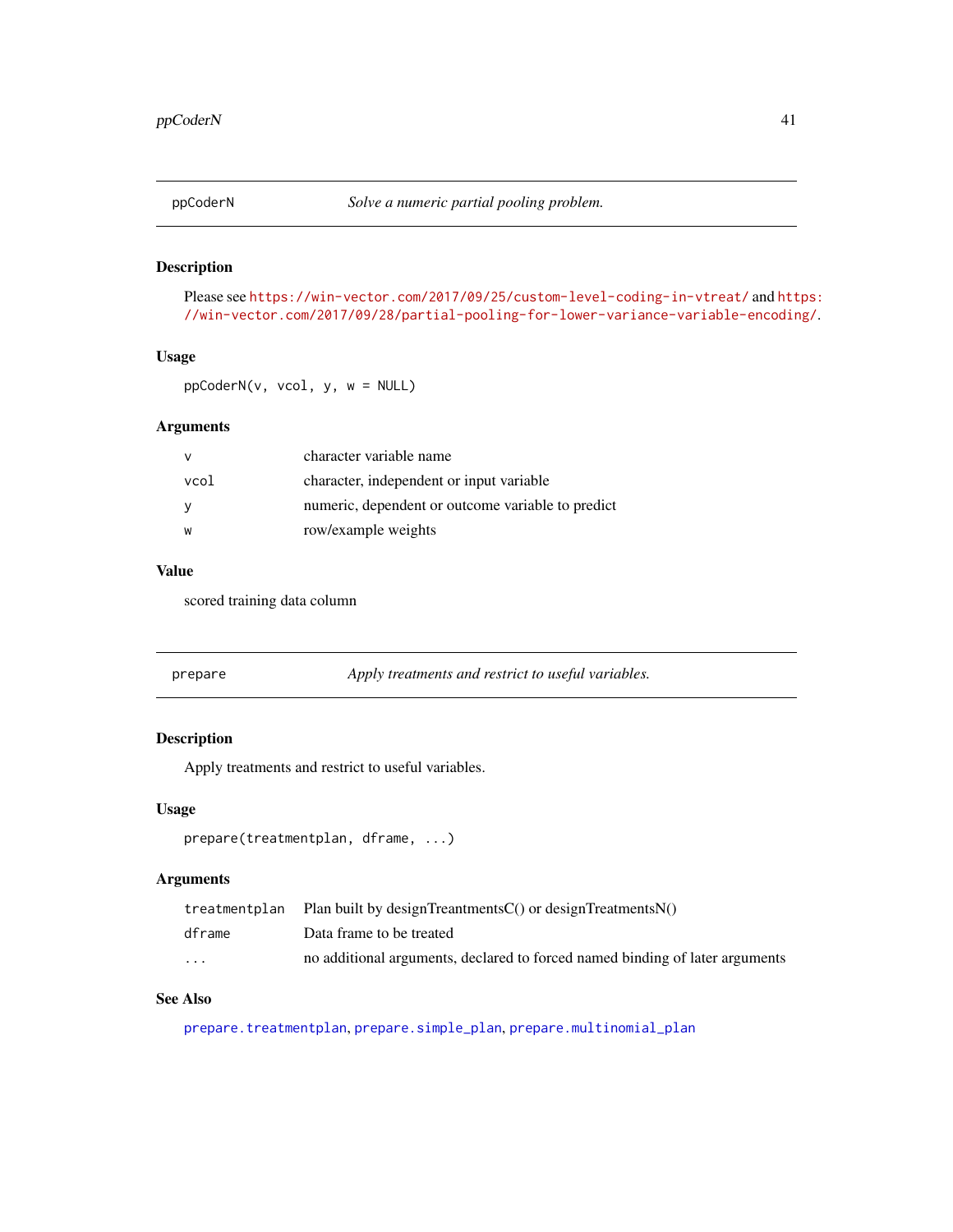## ppCoderN — *Solve a numeric partial pooling problem.*

### Description

Please see https://win-vector.com/2017/09/25/custom-level-coding-in-vtreat/ and https://win-vector.com/2017/09/28/partial-pooling-for-lower-variance-variable-encoding/.

### Usage

```
ppCoderN(v, vcol, y, w = NULL)
```

### Arguments

| | |
|---|---|
| v | character variable name |
| vcol | character, independent or input variable |
| y | numeric, dependent or outcome variable to predict |
| w | row/example weights |

### Value

scored training data column

## prepare — *Apply treatments and restrict to useful variables.*

### Description

Apply treatments and restrict to useful variables.

### Usage

```
prepare(treatmentplan, dframe, ...)
```

### Arguments

| | |
|---|---|
| treatmentplan | Plan built by designTreantmentsC() or designTreatmentsN() |
| dframe | Data frame to be treated |
| ... | no additional arguments, declared to forced named binding of later arguments |

### See Also

prepare.treatmentplan, prepare.simple_plan, prepare.multinomial_plan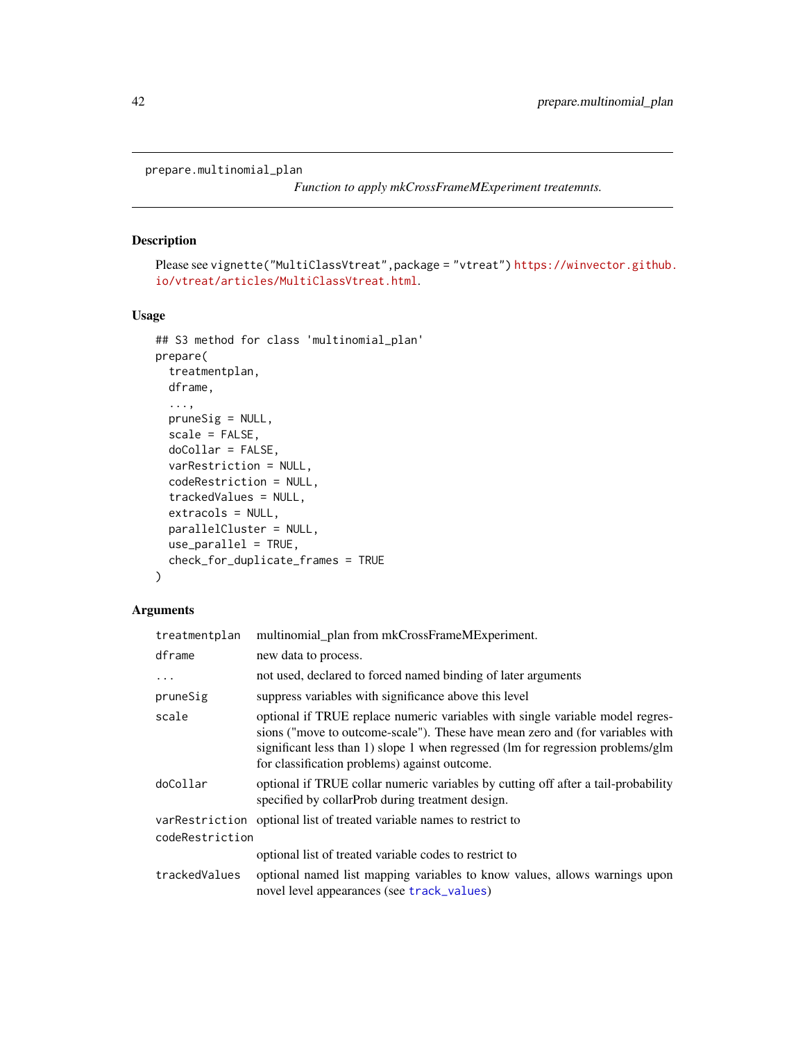prepare.multinomial_plan

*Function to apply mkCrossFrameMExperiment treatemnts.*

## Description

Please see vignette("MultiClassVtreat",package = "vtreat") https://winvector.github.io/vtreat/articles/MultiClassVtreat.html.

## Usage

```
## S3 method for class 'multinomial_plan'
prepare(
  treatmentplan,
  dframe,
  ...,
  pruneSig = NULL,
  scale = FALSE,
  doCollar = FALSE,
  varRestriction = NULL,
  codeRestriction = NULL,
  trackedValues = NULL,
  extracols = NULL,
  parallelCluster = NULL,
  use_parallel = TRUE,
  check_for_duplicate_frames = TRUE
)
```

## Arguments

| | |
|---|---|
| treatmentplan | multinomial_plan from mkCrossFrameMExperiment. |
| dframe | new data to process. |
| ... | not used, declared to forced named binding of later arguments |
| pruneSig | suppress variables with significance above this level |
| scale | optional if TRUE replace numeric variables with single variable model regressions ("move to outcome-scale"). These have mean zero and (for variables with significant less than 1) slope 1 when regressed (lm for regression problems/glm for classification problems) against outcome. |
| doCollar | optional if TRUE collar numeric variables by cutting off after a tail-probability specified by collarProb during treatment design. |
| varRestriction | optional list of treated variable names to restrict to |
| codeRestriction | optional list of treated variable codes to restrict to |
| trackedValues | optional named list mapping variables to know values, allows warnings upon novel level appearances (see track_values) |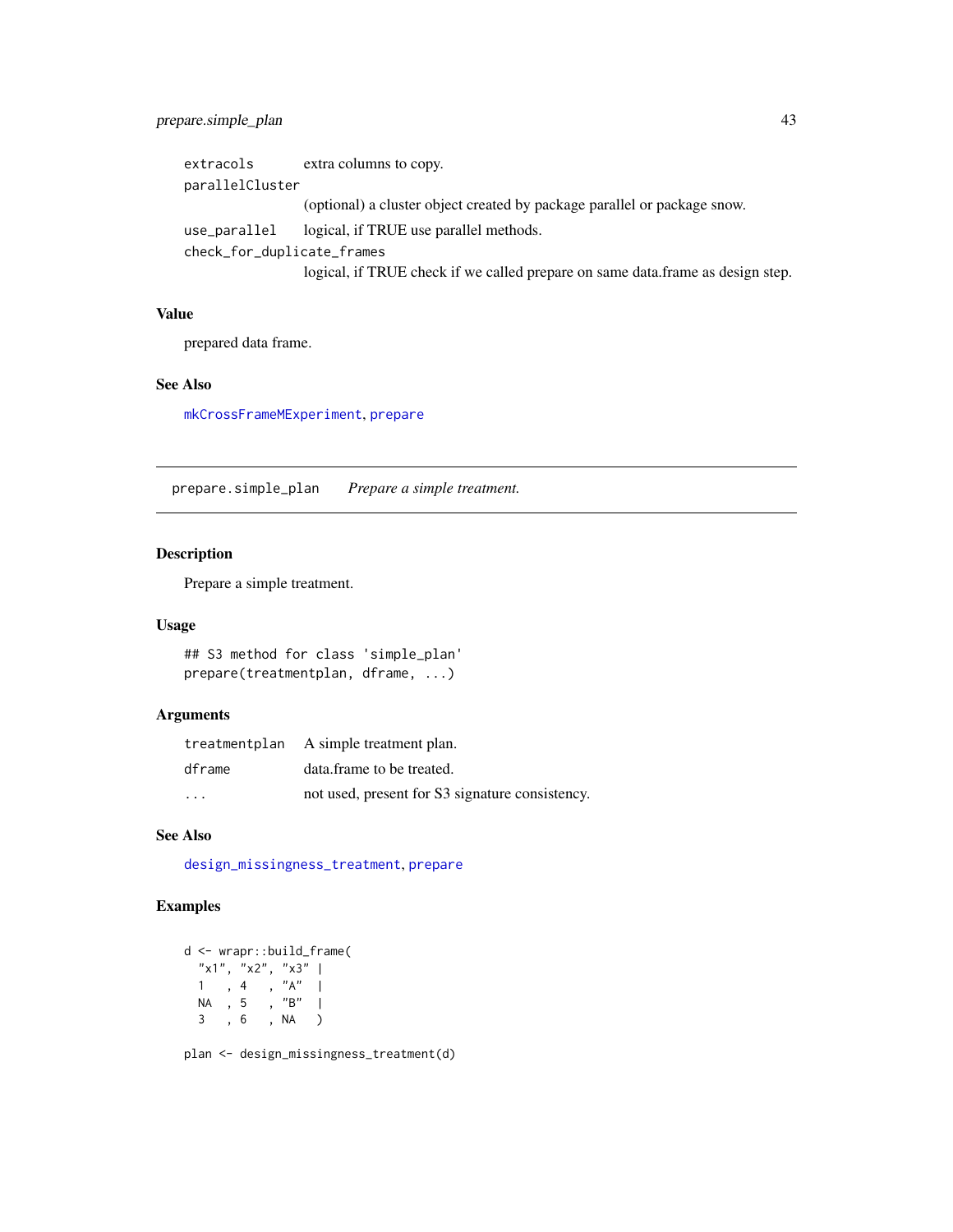| | |
|---|---|
| extracols | extra columns to copy. |
| parallelCluster | (optional) a cluster object created by package parallel or package snow. |
| use_parallel | logical, if TRUE use parallel methods. |
| check_for_duplicate_frames | logical, if TRUE check if we called prepare on same data.frame as design step. |

### Value

prepared data frame.

### See Also

mkCrossFrameMExperiment, prepare

---

## prepare.simple_plan *Prepare a simple treatment.*

### Description

Prepare a simple treatment.

### Usage

```
## S3 method for class 'simple_plan'
prepare(treatmentplan, dframe, ...)
```

### Arguments

| | |
|---|---|
| treatmentplan | A simple treatment plan. |
| dframe | data.frame to be treated. |
| ... | not used, present for S3 signature consistency. |

### See Also

design_missingness_treatment, prepare

### Examples

```
d <- wrapr::build_frame(
  "x1", "x2", "x3" |
  1   , 4   , "A"  |
  NA  , 5   , "B"  |
  3   , 6   , NA   )

plan <- design_missingness_treatment(d)
```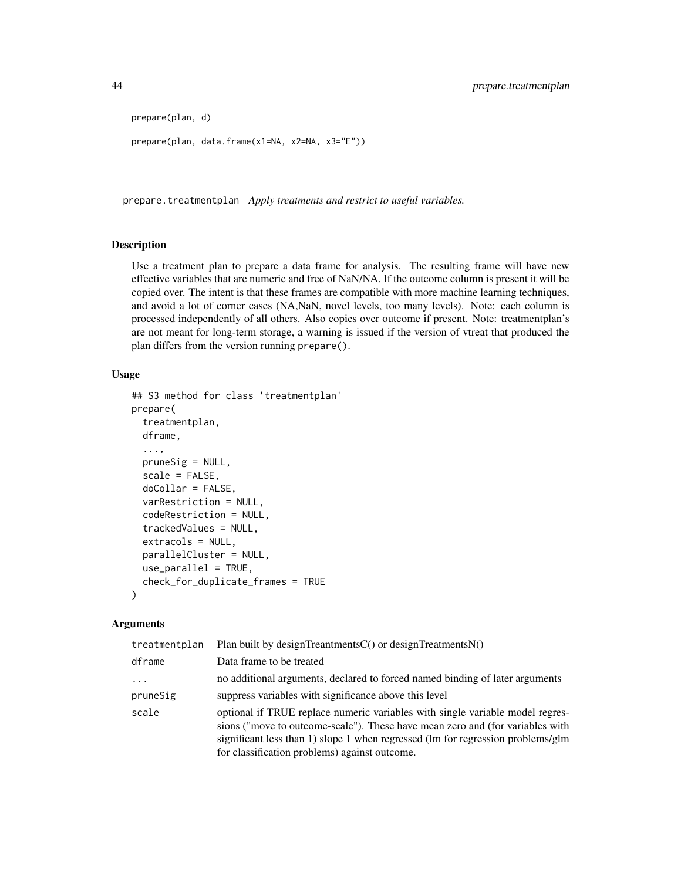```
prepare(plan, d)

prepare(plan, data.frame(x1=NA, x2=NA, x3="E"))
```

---

## prepare.treatmentplan *Apply treatments and restrict to useful variables.*

### Description

Use a treatment plan to prepare a data frame for analysis. The resulting frame will have new effective variables that are numeric and free of NaN/NA. If the outcome column is present it will be copied over. The intent is that these frames are compatible with more machine learning techniques, and avoid a lot of corner cases (NA,NaN, novel levels, too many levels). Note: each column is processed independently of all others. Also copies over outcome if present. Note: treatmentplan's are not meant for long-term storage, a warning is issued if the version of vtreat that produced the plan differs from the version running `prepare()`.

### Usage

```
## S3 method for class 'treatmentplan'
prepare(
  treatmentplan,
  dframe,
  ...,
  pruneSig = NULL,
  scale = FALSE,
  doCollar = FALSE,
  varRestriction = NULL,
  codeRestriction = NULL,
  trackedValues = NULL,
  extracols = NULL,
  parallelCluster = NULL,
  use_parallel = TRUE,
  check_for_duplicate_frames = TRUE
)
```

### Arguments

| | |
|---|---|
| treatmentplan | Plan built by designTreantmentsC() or designTreatmentsN() |
| dframe | Data frame to be treated |
| ... | no additional arguments, declared to forced named binding of later arguments |
| pruneSig | suppress variables with significance above this level |
| scale | optional if TRUE replace numeric variables with single variable model regressions ("move to outcome-scale"). These have mean zero and (for variables with significant less than 1) slope 1 when regressed (lm for regression problems/glm for classification problems) against outcome. |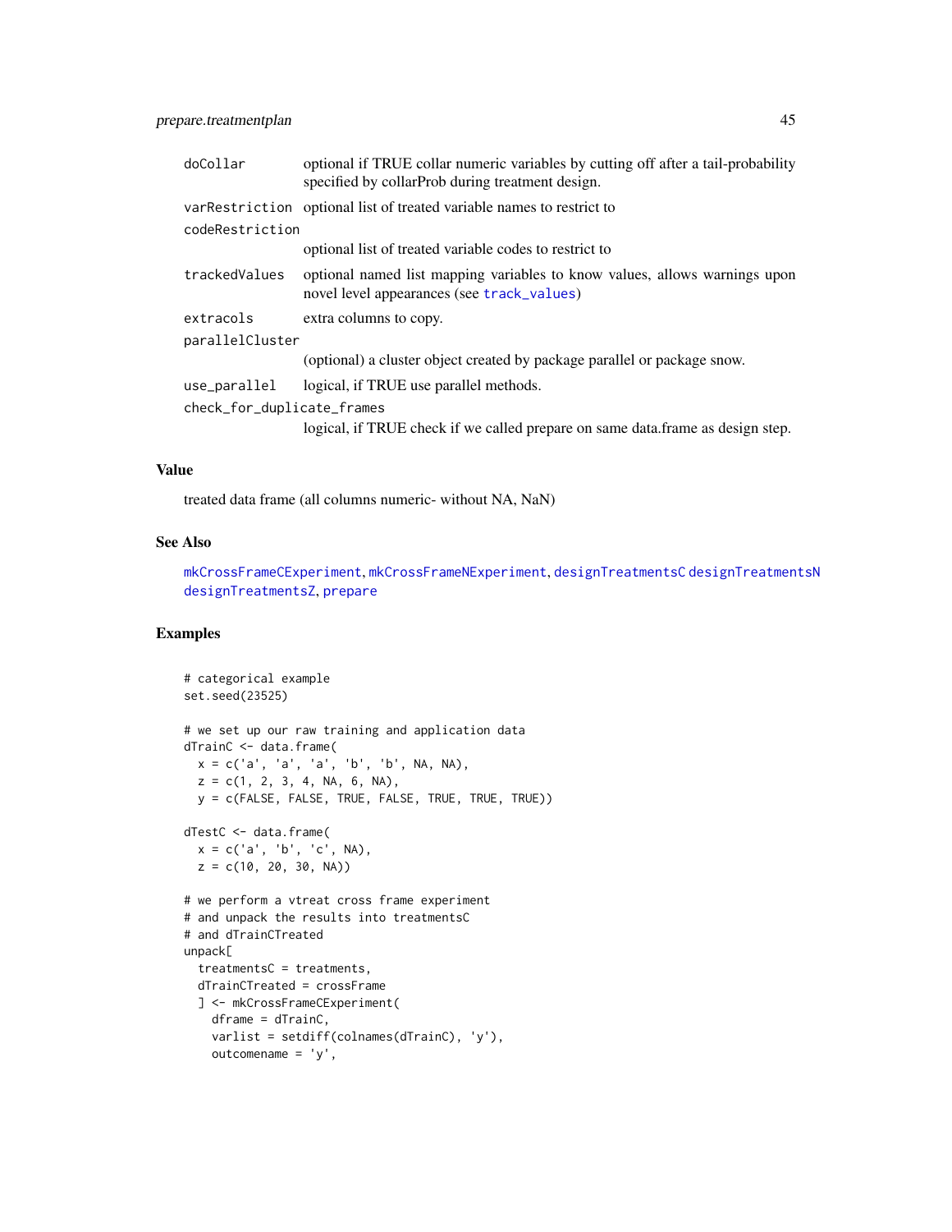| | |
|---|---|
| `doCollar` | optional if TRUE collar numeric variables by cutting off after a tail-probability specified by collarProb during treatment design. |
| `varRestriction` | optional list of treated variable names to restrict to |
| `codeRestriction` | optional list of treated variable codes to restrict to |
| `trackedValues` | optional named list mapping variables to know values, allows warnings upon novel level appearances (see track_values) |
| `extracols` | extra columns to copy. |
| `parallelCluster` | (optional) a cluster object created by package parallel or package snow. |
| `use_parallel` | logical, if TRUE use parallel methods. |
| `check_for_duplicate_frames` | logical, if TRUE check if we called prepare on same data.frame as design step. |

## Value

treated data frame (all columns numeric- without NA, NaN)

## See Also

mkCrossFrameCExperiment, mkCrossFrameNExperiment, designTreatmentsC designTreatmentsN designTreatmentsZ, prepare

## Examples

```
# categorical example
set.seed(23525)

# we set up our raw training and application data
dTrainC <- data.frame(
  x = c('a', 'a', 'a', 'b', 'b', NA, NA),
  z = c(1, 2, 3, 4, NA, 6, NA),
  y = c(FALSE, FALSE, TRUE, FALSE, TRUE, TRUE, TRUE))

dTestC <- data.frame(
  x = c('a', 'b', 'c', NA),
  z = c(10, 20, 30, NA))

# we perform a vtreat cross frame experiment
# and unpack the results into treatmentsC
# and dTrainCTreated
unpack[
  treatmentsC = treatments,
  dTrainCTreated = crossFrame
  ] <- mkCrossFrameCExperiment(
    dframe = dTrainC,
    varlist = setdiff(colnames(dTrainC), 'y'),
    outcomename = 'y',
```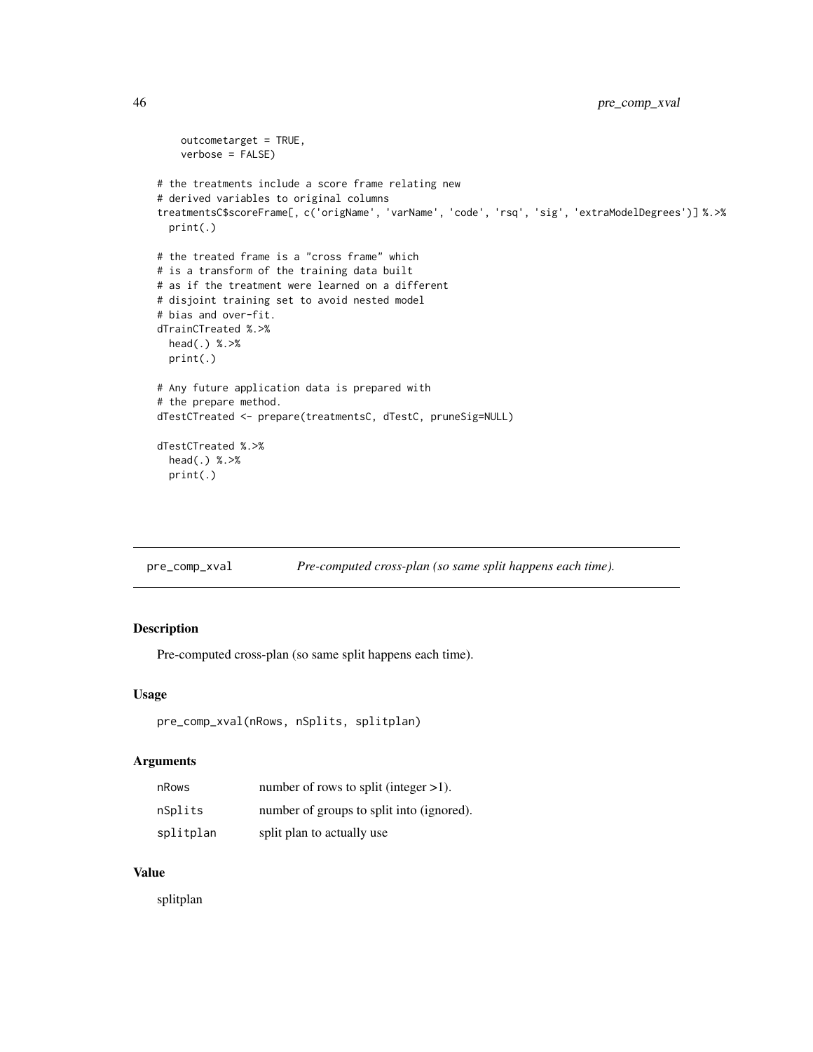```
    outcometarget = TRUE,
    verbose = FALSE)

# the treatments include a score frame relating new
# derived variables to original columns
treatmentsC$scoreFrame[, c('origName', 'varName', 'code', 'rsq', 'sig', 'extraModelDegrees')] %.>%
  print(.)

# the treated frame is a "cross frame" which
# is a transform of the training data built
# as if the treatment were learned on a different
# disjoint training set to avoid nested model
# bias and over-fit.
dTrainCTreated %.>%
  head(.) %.>%
  print(.)

# Any future application data is prepared with
# the prepare method.
dTestCTreated <- prepare(treatmentsC, dTestC, pruneSig=NULL)

dTestCTreated %.>%
  head(.) %.>%
  print(.)
```

## pre_comp_xval — *Pre-computed cross-plan (so same split happens each time).*

### Description

Pre-computed cross-plan (so same split happens each time).

### Usage

```
pre_comp_xval(nRows, nSplits, splitplan)
```

### Arguments

| | |
|---|---|
| nRows | number of rows to split (integer >1). |
| nSplits | number of groups to split into (ignored). |
| splitplan | split plan to actually use |

### Value

splitplan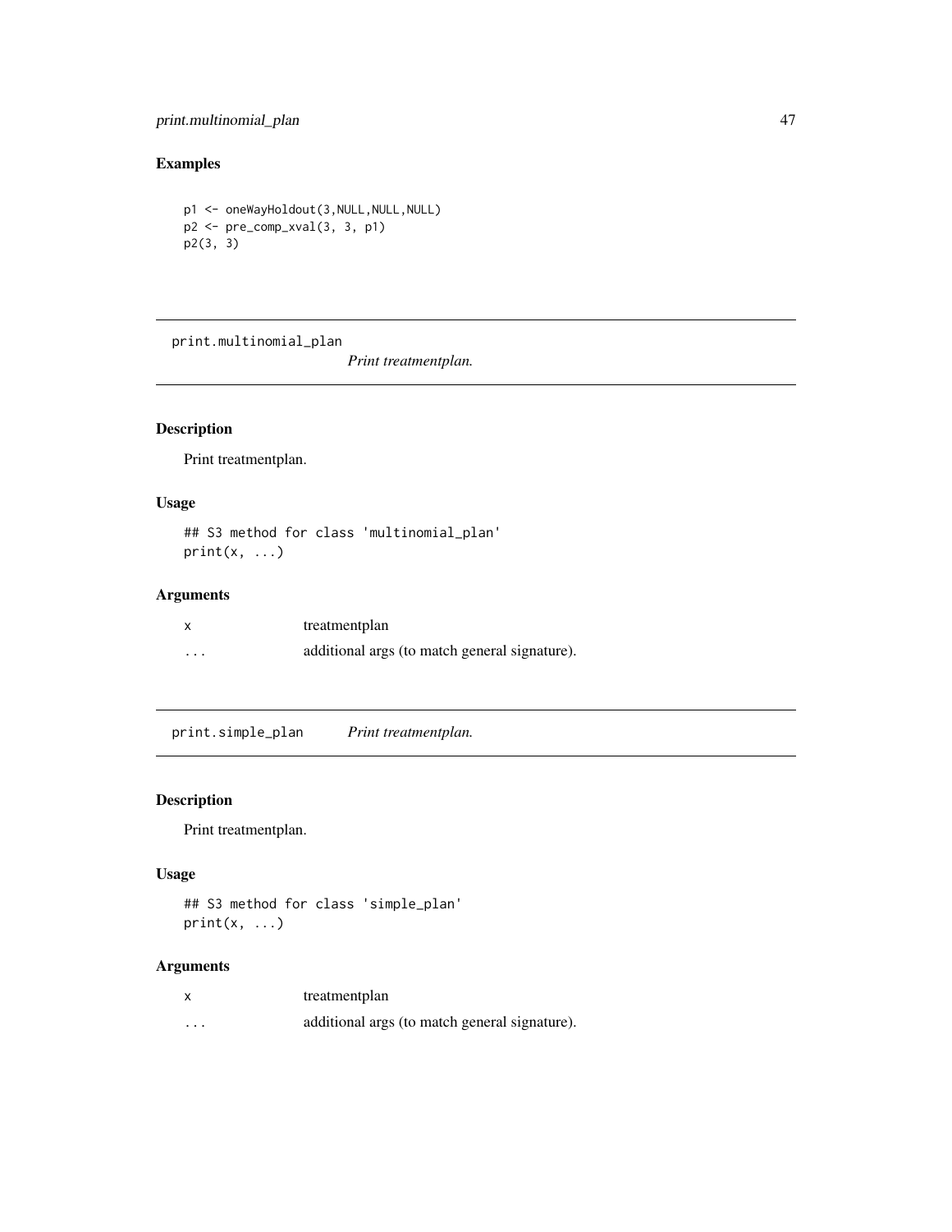## Examples

```
p1 <- oneWayHoldout(3,NULL,NULL,NULL)
p2 <- pre_comp_xval(3, 3, p1)
p2(3, 3)
```

---

# print.multinomial_plan    *Print treatmentplan.*

## Description

Print treatmentplan.

## Usage

```
## S3 method for class 'multinomial_plan'
print(x, ...)
```

## Arguments

| | |
|---|---|
| x | treatmentplan |
| ... | additional args (to match general signature). |

---

# print.simple_plan    *Print treatmentplan.*

## Description

Print treatmentplan.

## Usage

```
## S3 method for class 'simple_plan'
print(x, ...)
```

## Arguments

| | |
|---|---|
| x | treatmentplan |
| ... | additional args (to match general signature). |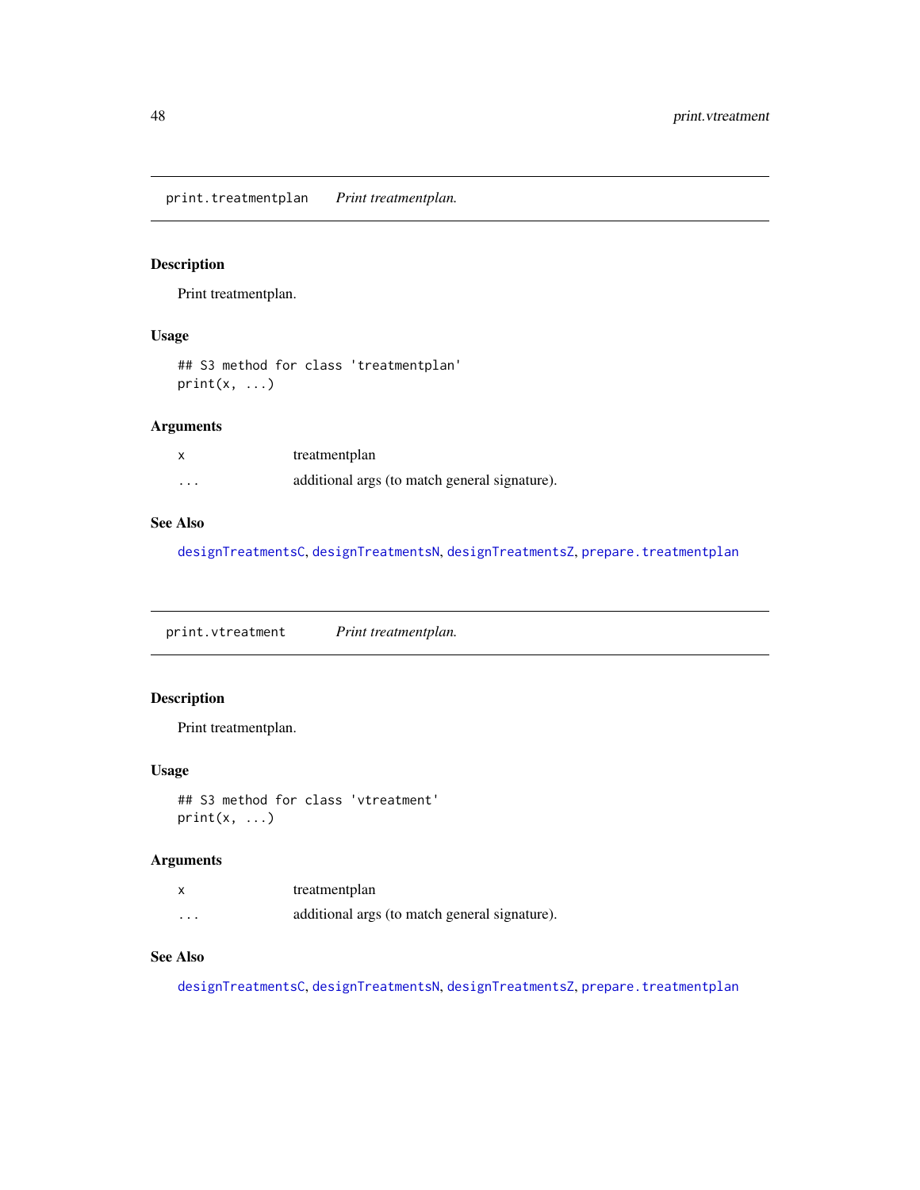## print.treatmentplan — *Print treatmentplan.*

### Description

Print treatmentplan.

### Usage

```
## S3 method for class 'treatmentplan'
print(x, ...)
```

### Arguments

| | |
|---|---|
| `x` | treatmentplan |
| `...` | additional args (to match general signature). |

### See Also

designTreatmentsC, designTreatmentsN, designTreatmentsZ, prepare.treatmentplan

## print.vtreatment — *Print treatmentplan.*

### Description

Print treatmentplan.

### Usage

```
## S3 method for class 'vtreatment'
print(x, ...)
```

### Arguments

| | |
|---|---|
| `x` | treatmentplan |
| `...` | additional args (to match general signature). |

### See Also

designTreatmentsC, designTreatmentsN, designTreatmentsZ, prepare.treatmentplan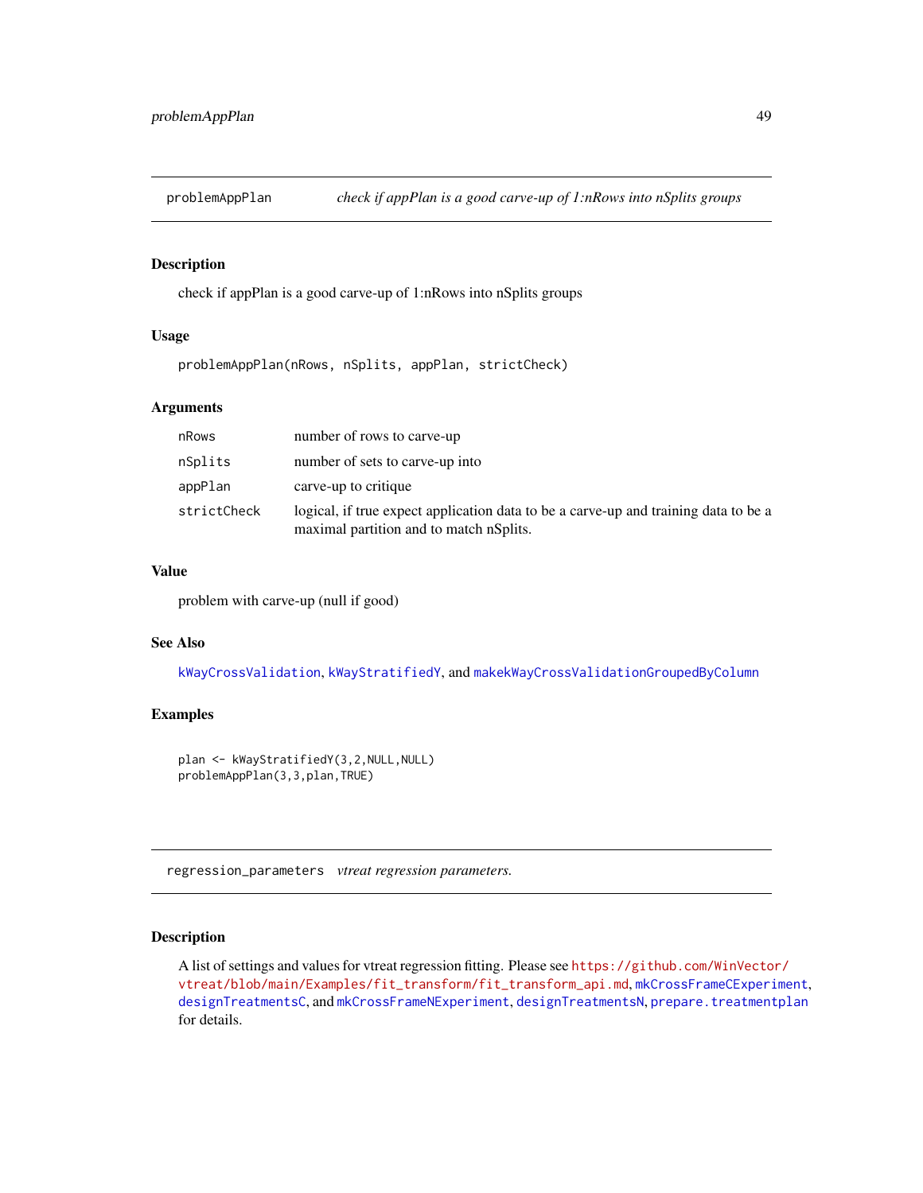## problemAppPlan *check if appPlan is a good carve-up of 1:nRows into nSplits groups*

### Description

check if appPlan is a good carve-up of 1:nRows into nSplits groups

### Usage

```
problemAppPlan(nRows, nSplits, appPlan, strictCheck)
```

### Arguments

| | |
|---|---|
| nRows | number of rows to carve-up |
| nSplits | number of sets to carve-up into |
| appPlan | carve-up to critique |
| strictCheck | logical, if true expect application data to be a carve-up and training data to be a maximal partition and to match nSplits. |

### Value

problem with carve-up (null if good)

### See Also

kWayCrossValidation, kWayStratifiedY, and makekWayCrossValidationGroupedByColumn

### Examples

```
plan <- kWayStratifiedY(3,2,NULL,NULL)
problemAppPlan(3,3,plan,TRUE)
```

## regression_parameters *vtreat regression parameters.*

### Description

A list of settings and values for vtreat regression fitting. Please see https://github.com/WinVector/vtreat/blob/main/Examples/fit_transform/fit_transform_api.md, mkCrossFrameCExperiment, designTreatmentsC, and mkCrossFrameNExperiment, designTreatmentsN, prepare.treatmentplan for details.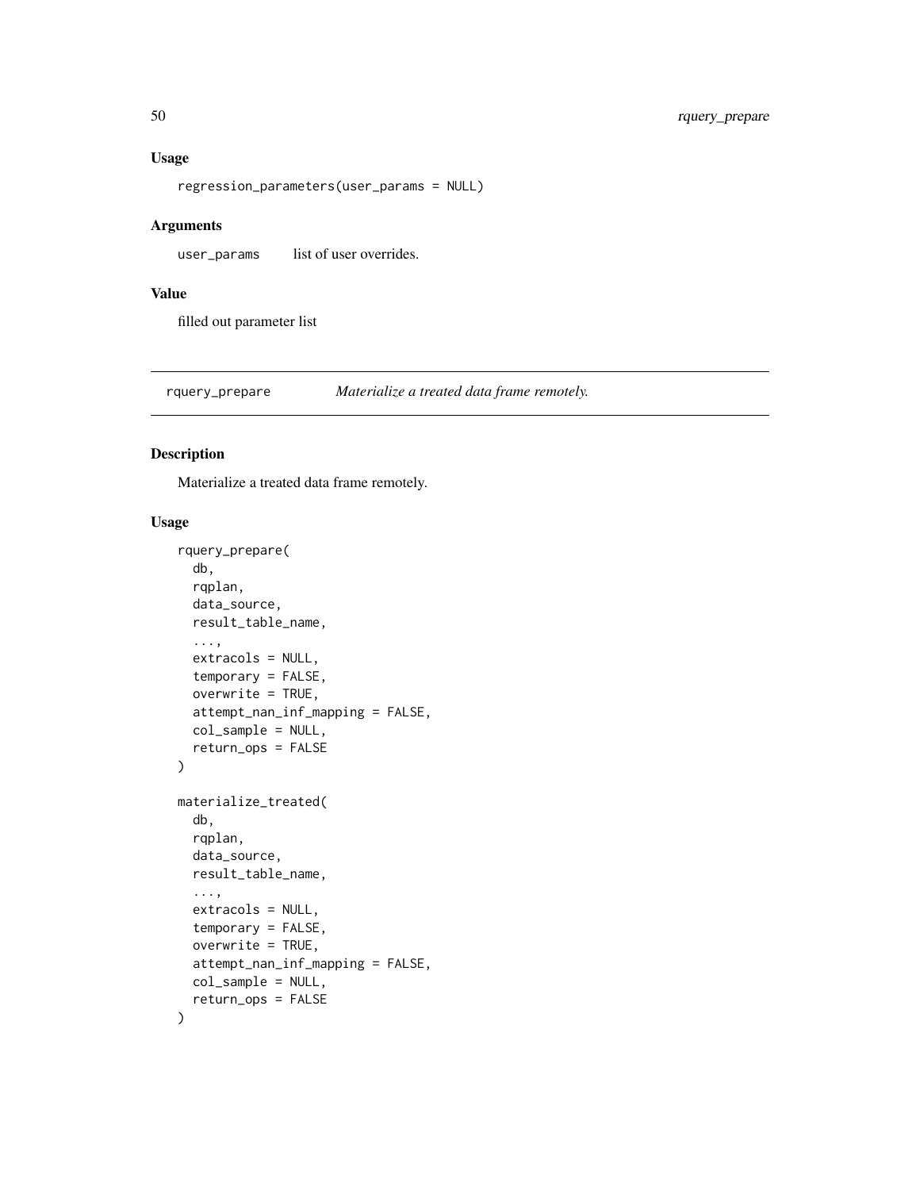### Usage

```
regression_parameters(user_params = NULL)
```

### Arguments

user_params list of user overrides.

### Value

filled out parameter list

---

## rquery_prepare *Materialize a treated data frame remotely.*

---

### Description

Materialize a treated data frame remotely.

### Usage

```
rquery_prepare(
  db,
  rqplan,
  data_source,
  result_table_name,
  ...,
  extracols = NULL,
  temporary = FALSE,
  overwrite = TRUE,
  attempt_nan_inf_mapping = FALSE,
  col_sample = NULL,
  return_ops = FALSE
)

materialize_treated(
  db,
  rqplan,
  data_source,
  result_table_name,
  ...,
  extracols = NULL,
  temporary = FALSE,
  overwrite = TRUE,
  attempt_nan_inf_mapping = FALSE,
  col_sample = NULL,
  return_ops = FALSE
)
```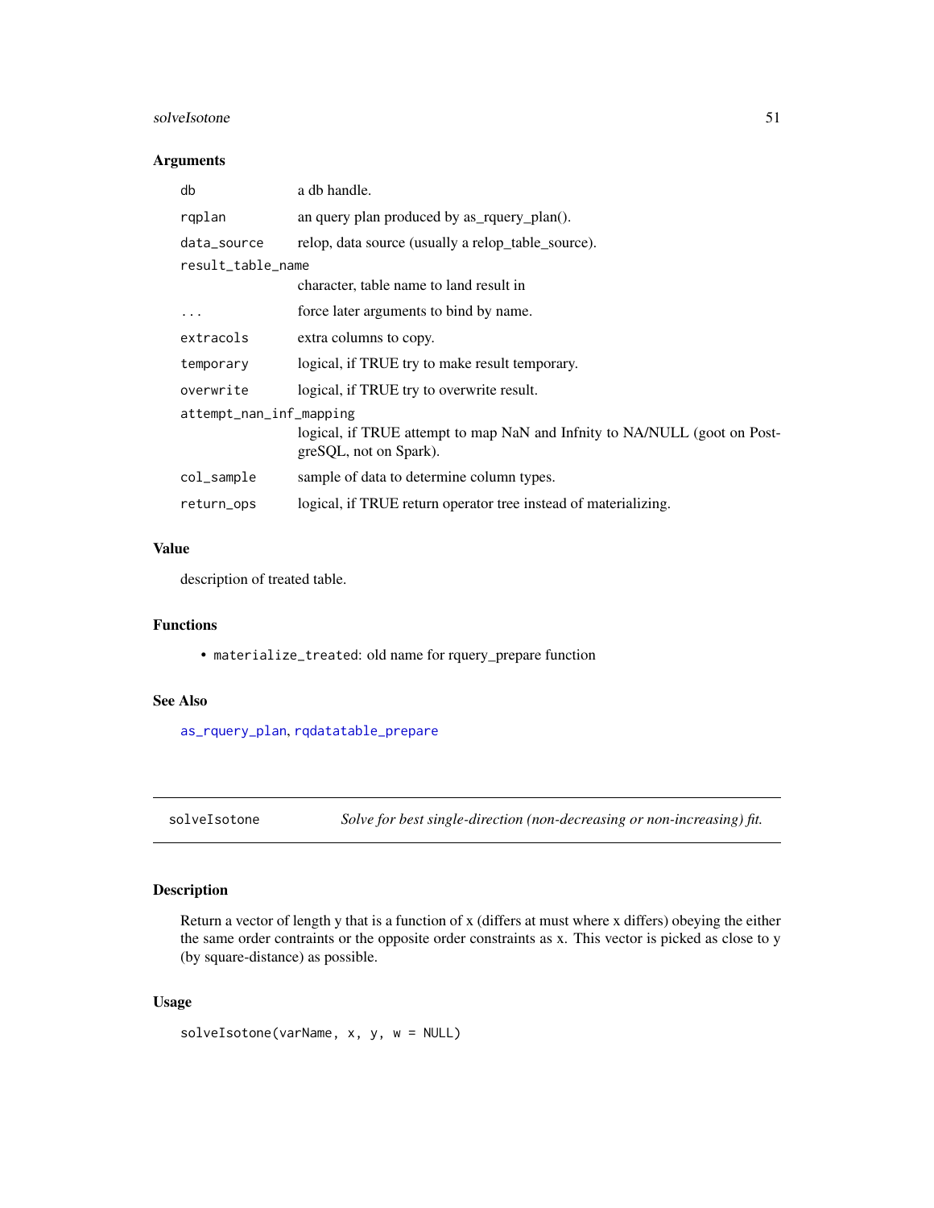## Arguments

| | |
|---|---|
| db | a db handle. |
| rqplan | an query plan produced by as_rquery_plan(). |
| data_source | relop, data source (usually a relop_table_source). |
| result_table_name | character, table name to land result in |
| ... | force later arguments to bind by name. |
| extracols | extra columns to copy. |
| temporary | logical, if TRUE try to make result temporary. |
| overwrite | logical, if TRUE try to overwrite result. |
| attempt_nan_inf_mapping | logical, if TRUE attempt to map NaN and Infnity to NA/NULL (goot on PostgreSQL, not on Spark). |
| col_sample | sample of data to determine column types. |
| return_ops | logical, if TRUE return operator tree instead of materializing. |

## Value

description of treated table.

## Functions

- `materialize_treated`: old name for rquery_prepare function

## See Also

as_rquery_plan, rqdatatable_prepare

---

# solveIsotone — *Solve for best single-direction (non-decreasing or non-increasing) fit.*

## Description

Return a vector of length y that is a function of x (differs at must where x differs) obeying the either the same order contraints or the opposite order constraints as x. This vector is picked as close to y (by square-distance) as possible.

## Usage

```
solveIsotone(varName, x, y, w = NULL)
```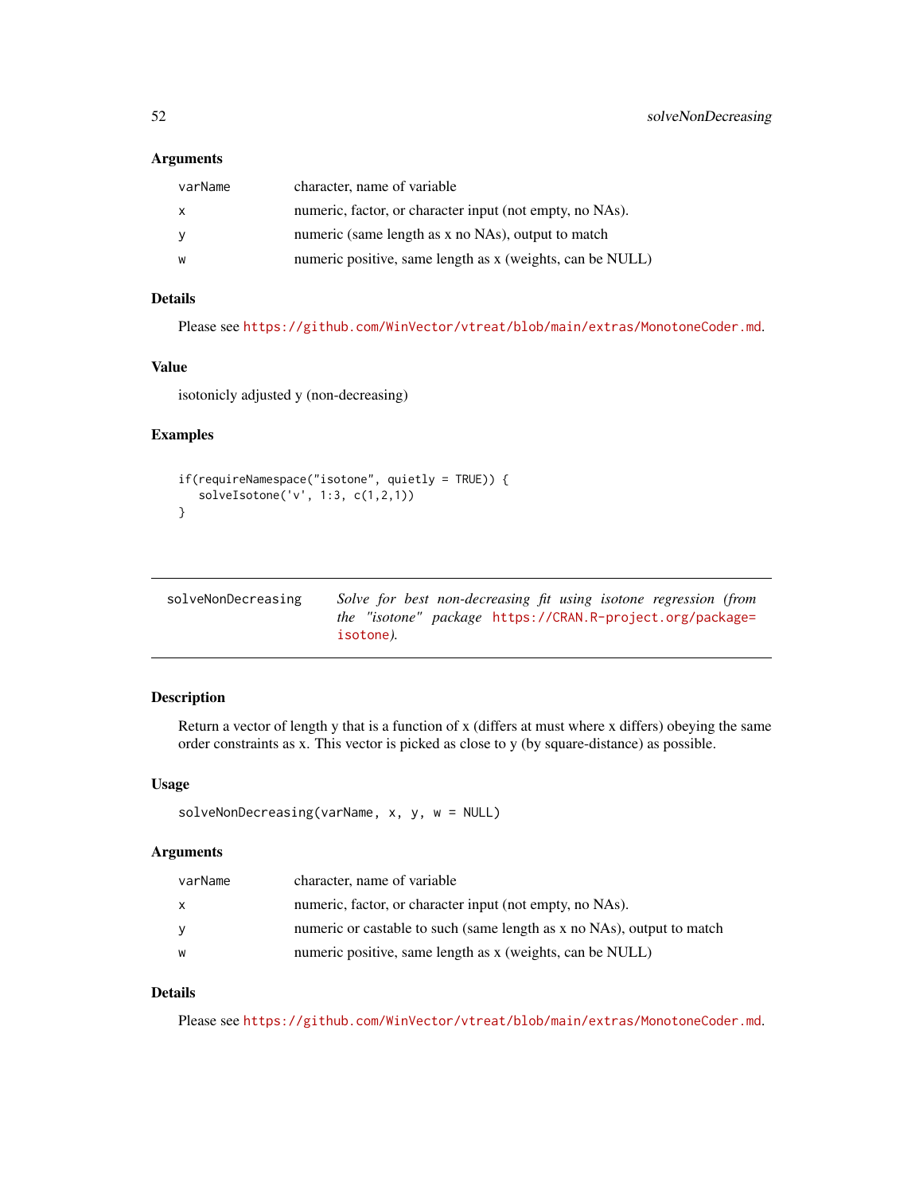### Arguments

| | |
|---|---|
| varName | character, name of variable |
| x | numeric, factor, or character input (not empty, no NAs). |
| y | numeric (same length as x no NAs), output to match |
| w | numeric positive, same length as x (weights, can be NULL) |

### Details

Please see https://github.com/WinVector/vtreat/blob/main/extras/MonotoneCoder.md.

### Value

isotonicly adjusted y (non-decreasing)

### Examples

```
if(requireNamespace("isotone", quietly = TRUE)) {
   solveIsotone('v', 1:3, c(1,2,1))
}
```

---

## solveNonDecreasing

*Solve for best non-decreasing fit using isotone regression (from the "isotone" package https://CRAN.R-project.org/package=isotone).*

---

### Description

Return a vector of length y that is a function of x (differs at must where x differs) obeying the same order constraints as x. This vector is picked as close to y (by square-distance) as possible.

### Usage

```
solveNonDecreasing(varName, x, y, w = NULL)
```

### Arguments

| | |
|---|---|
| varName | character, name of variable |
| x | numeric, factor, or character input (not empty, no NAs). |
| y | numeric or castable to such (same length as x no NAs), output to match |
| w | numeric positive, same length as x (weights, can be NULL) |

### Details

Please see https://github.com/WinVector/vtreat/blob/main/extras/MonotoneCoder.md.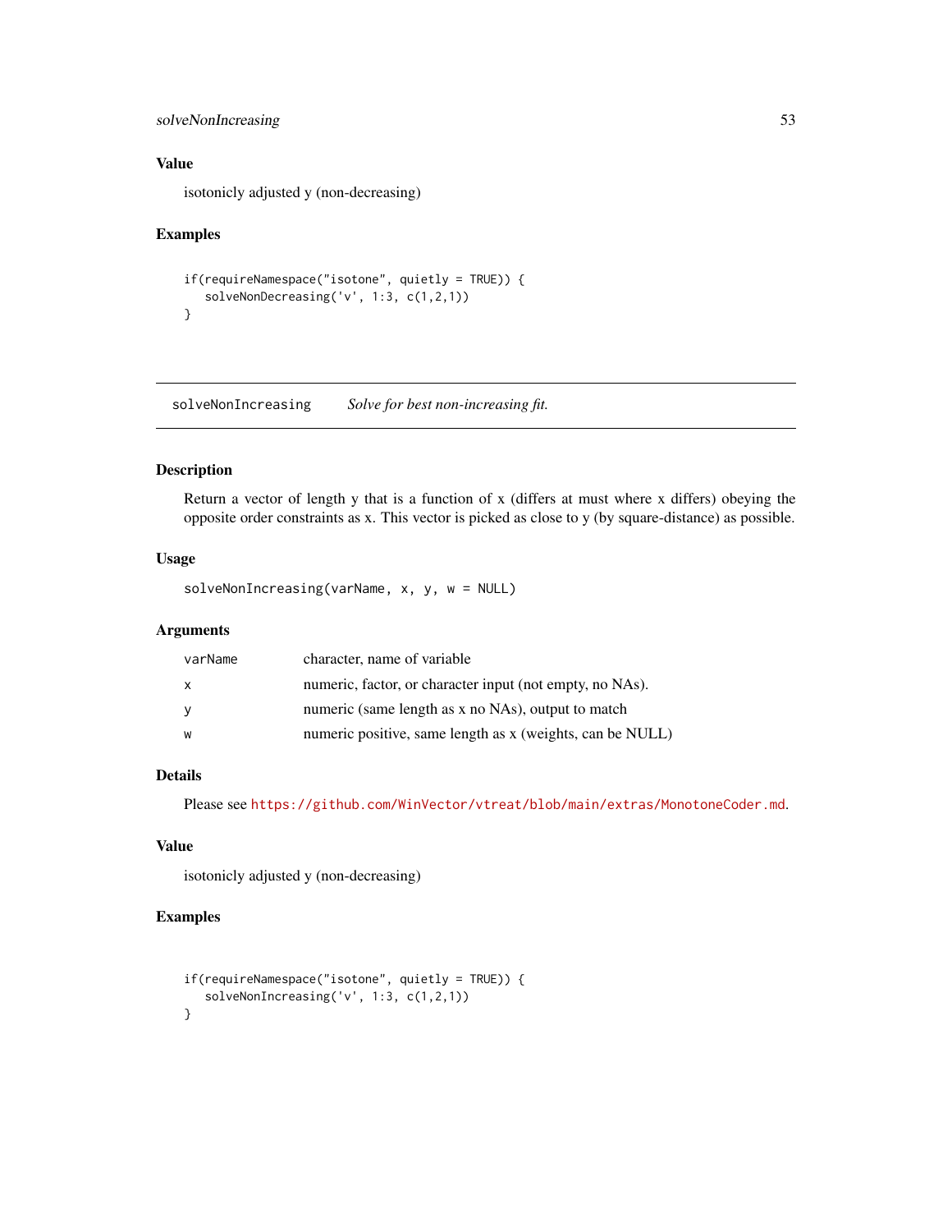### Value

isotonicly adjusted y (non-decreasing)

### Examples

```
if(requireNamespace("isotone", quietly = TRUE)) {
   solveNonDecreasing('v', 1:3, c(1,2,1))
}
```

---

## solveNonIncreasing *Solve for best non-increasing fit.*

---

### Description

Return a vector of length y that is a function of x (differs at must where x differs) obeying the opposite order constraints as x. This vector is picked as close to y (by square-distance) as possible.

### Usage

```
solveNonIncreasing(varName, x, y, w = NULL)
```

### Arguments

| | |
|---|---|
| varName | character, name of variable |
| x | numeric, factor, or character input (not empty, no NAs). |
| y | numeric (same length as x no NAs), output to match |
| w | numeric positive, same length as x (weights, can be NULL) |

### Details

Please see https://github.com/WinVector/vtreat/blob/main/extras/MonotoneCoder.md.

### Value

isotonicly adjusted y (non-decreasing)

### Examples

```
if(requireNamespace("isotone", quietly = TRUE)) {
   solveNonIncreasing('v', 1:3, c(1,2,1))
}
```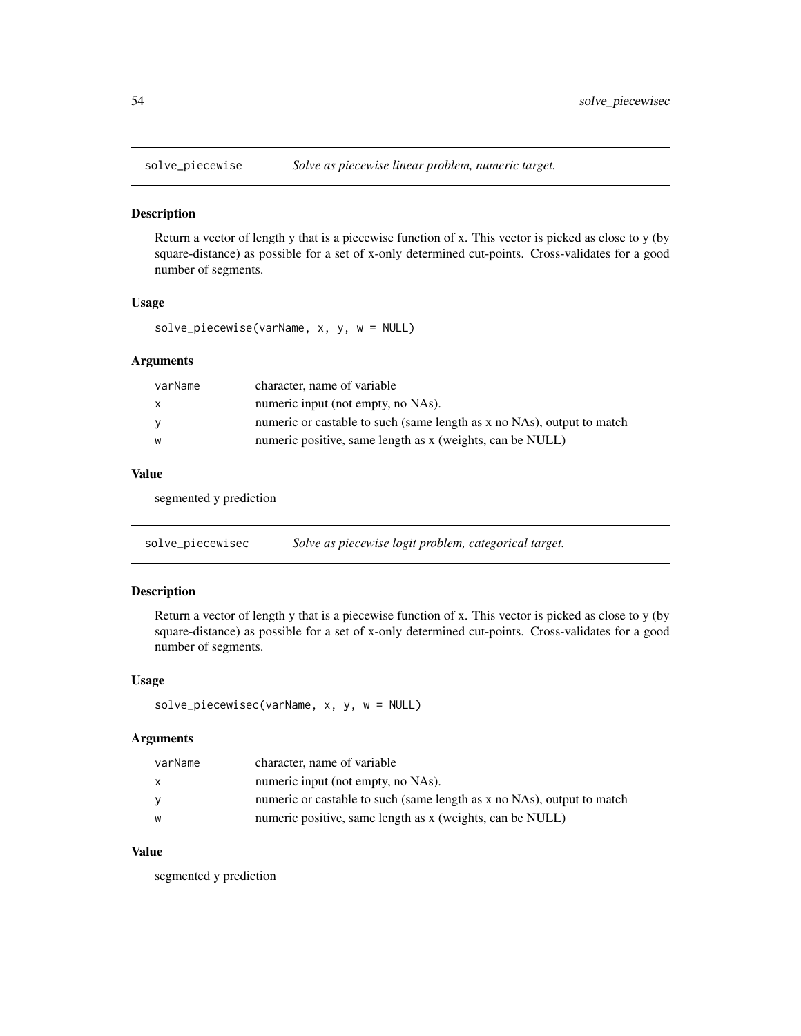## solve_piecewise — *Solve as piecewise linear problem, numeric target.*

### Description

Return a vector of length y that is a piecewise function of x. This vector is picked as close to y (by square-distance) as possible for a set of x-only determined cut-points. Cross-validates for a good number of segments.

### Usage

```
solve_piecewise(varName, x, y, w = NULL)
```

### Arguments

| | |
|---|---|
| varName | character, name of variable |
| x | numeric input (not empty, no NAs). |
| y | numeric or castable to such (same length as x no NAs), output to match |
| w | numeric positive, same length as x (weights, can be NULL) |

### Value

segmented y prediction

## solve_piecewisec — *Solve as piecewise logit problem, categorical target.*

### Description

Return a vector of length y that is a piecewise function of x. This vector is picked as close to y (by square-distance) as possible for a set of x-only determined cut-points. Cross-validates for a good number of segments.

### Usage

```
solve_piecewisec(varName, x, y, w = NULL)
```

### Arguments

| | |
|---|---|
| varName | character, name of variable |
| x | numeric input (not empty, no NAs). |
| y | numeric or castable to such (same length as x no NAs), output to match |
| w | numeric positive, same length as x (weights, can be NULL) |

### Value

segmented y prediction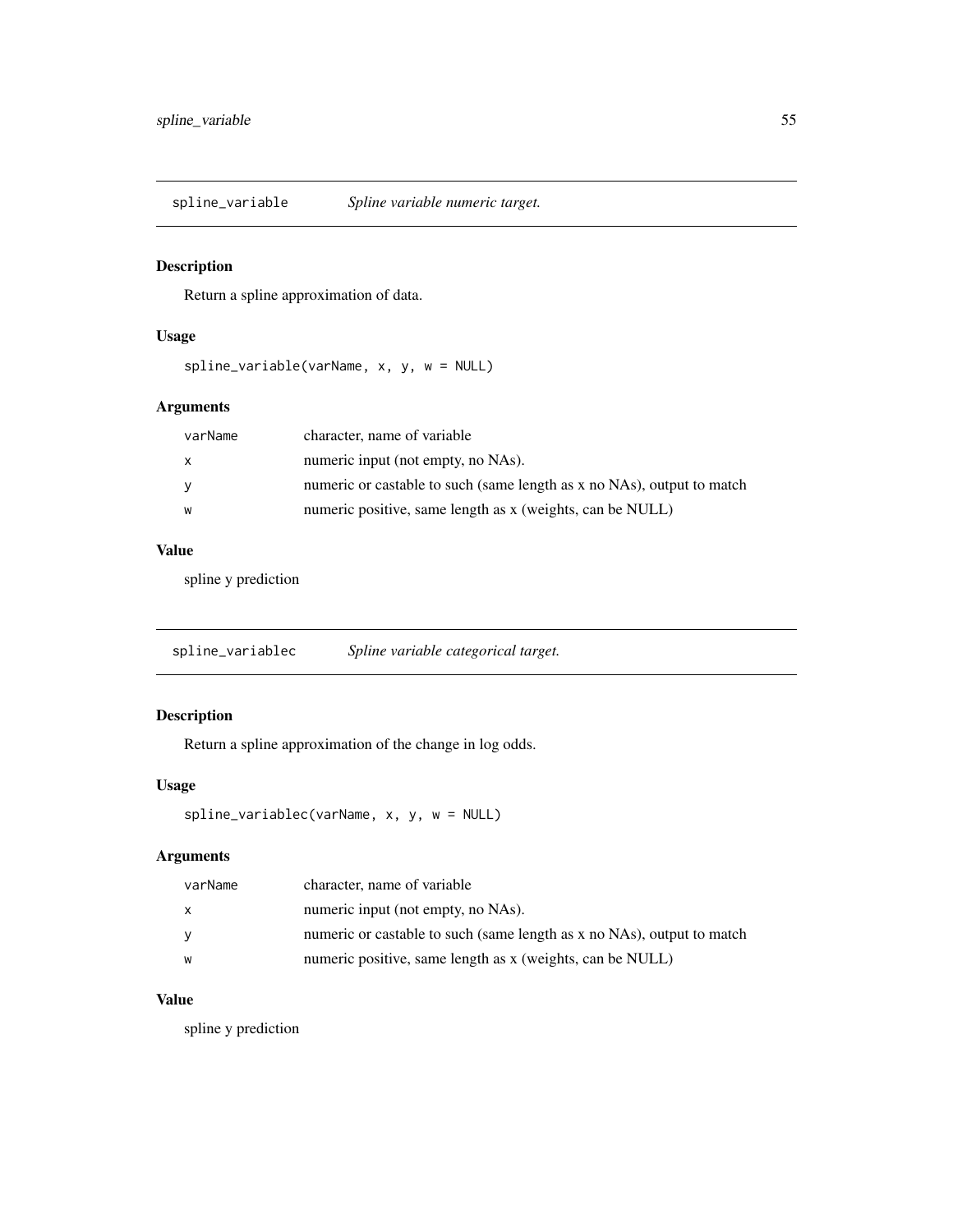## spline_variable — *Spline variable numeric target.*

### Description

Return a spline approximation of data.

### Usage

```
spline_variable(varName, x, y, w = NULL)
```

### Arguments

| | |
|---|---|
| varName | character, name of variable |
| x | numeric input (not empty, no NAs). |
| y | numeric or castable to such (same length as x no NAs), output to match |
| w | numeric positive, same length as x (weights, can be NULL) |

### Value

spline y prediction

## spline_variablec — *Spline variable categorical target.*

### Description

Return a spline approximation of the change in log odds.

### Usage

```
spline_variablec(varName, x, y, w = NULL)
```

### Arguments

| | |
|---|---|
| varName | character, name of variable |
| x | numeric input (not empty, no NAs). |
| y | numeric or castable to such (same length as x no NAs), output to match |
| w | numeric positive, same length as x (weights, can be NULL) |

### Value

spline y prediction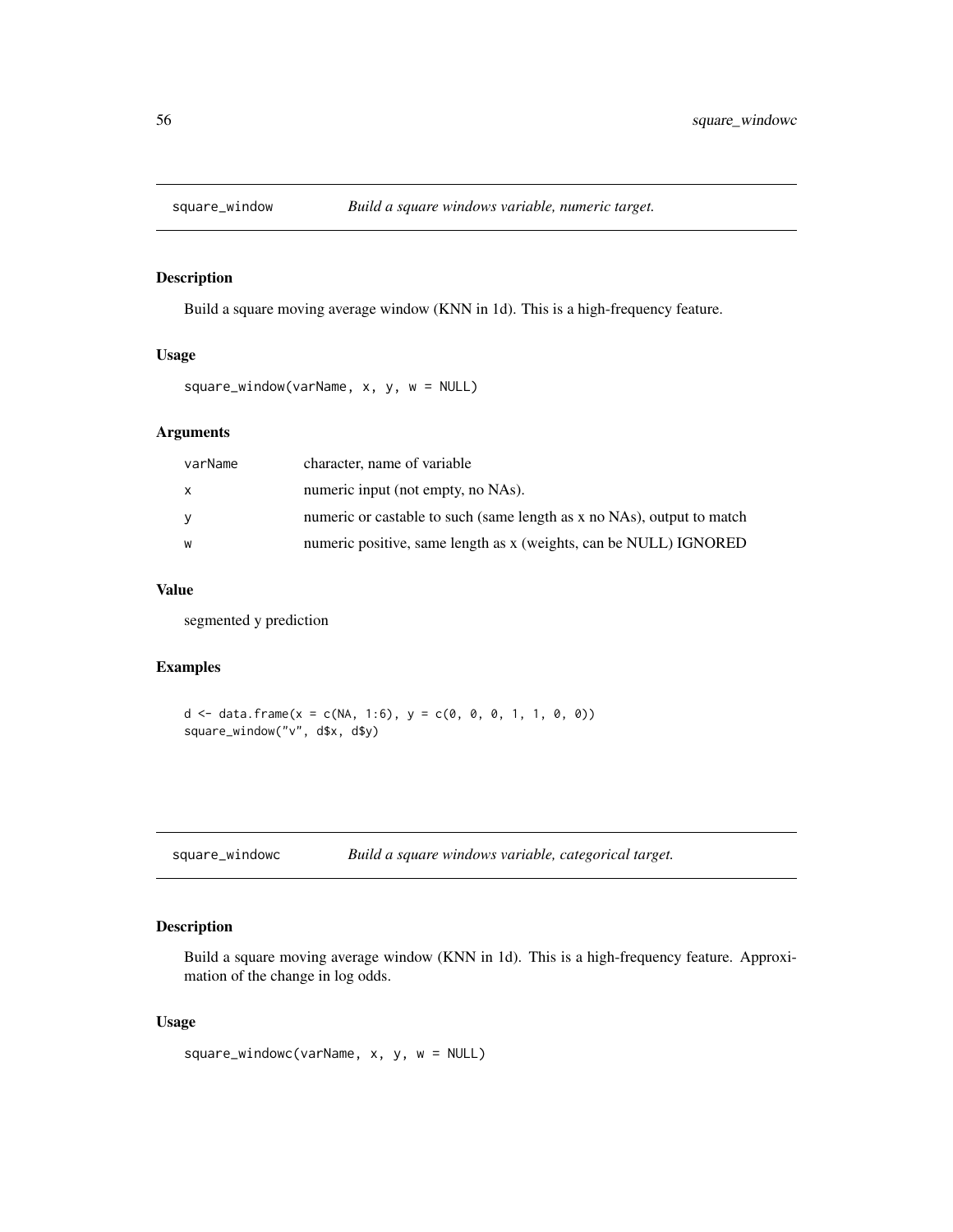## square_window — *Build a square windows variable, numeric target.*

### Description

Build a square moving average window (KNN in 1d). This is a high-frequency feature.

### Usage

```
square_window(varName, x, y, w = NULL)
```

### Arguments

| | |
|---|---|
| varName | character, name of variable |
| x | numeric input (not empty, no NAs). |
| y | numeric or castable to such (same length as x no NAs), output to match |
| w | numeric positive, same length as x (weights, can be NULL) IGNORED |

### Value

segmented y prediction

### Examples

```
d <- data.frame(x = c(NA, 1:6), y = c(0, 0, 0, 1, 1, 0, 0))
square_window("v", d$x, d$y)
```

## square_windowc — *Build a square windows variable, categorical target.*

### Description

Build a square moving average window (KNN in 1d). This is a high-frequency feature. Approximation of the change in log odds.

### Usage

```
square_windowc(varName, x, y, w = NULL)
```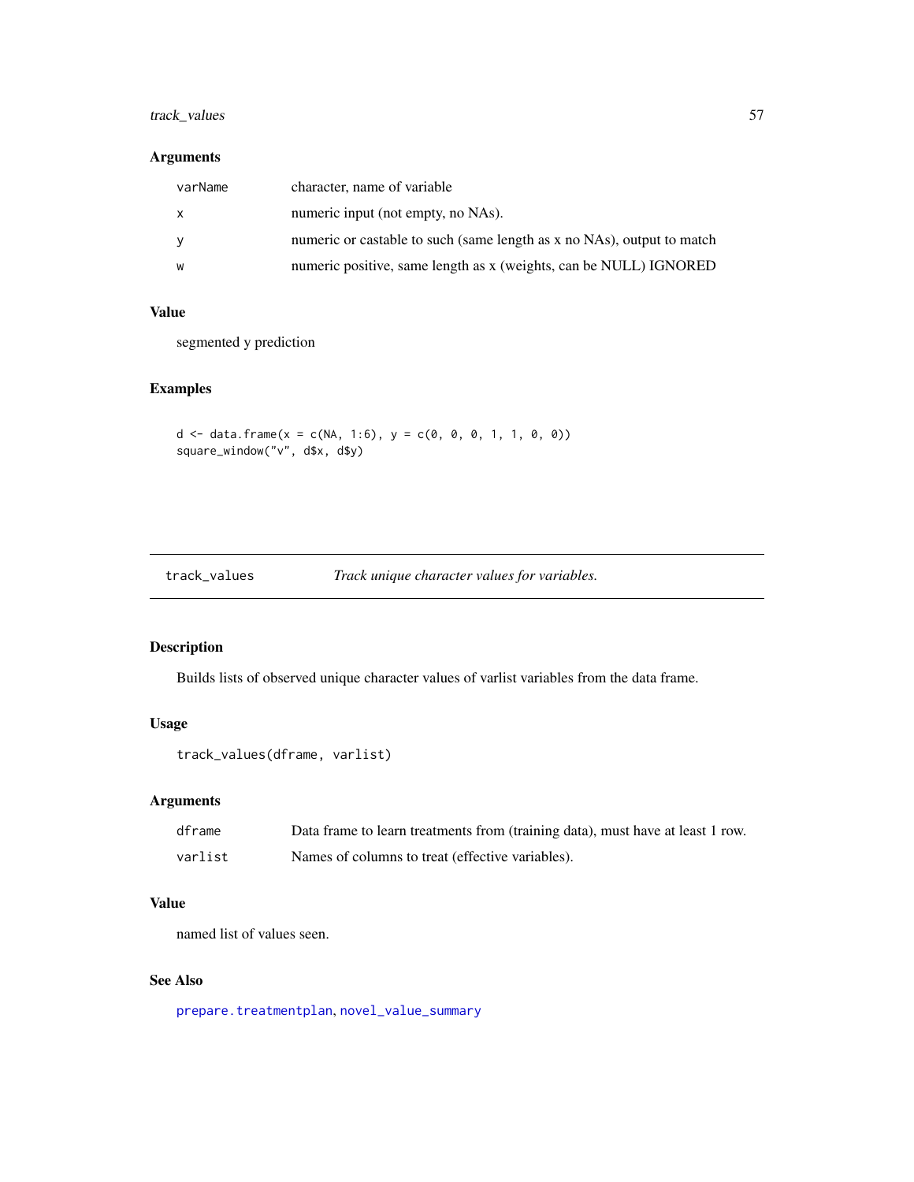## Arguments

| | |
|---|---|
| varName | character, name of variable |
| x | numeric input (not empty, no NAs). |
| y | numeric or castable to such (same length as x no NAs), output to match |
| w | numeric positive, same length as x (weights, can be NULL) IGNORED |

## Value

segmented y prediction

## Examples

```
d <- data.frame(x = c(NA, 1:6), y = c(0, 0, 0, 1, 1, 0, 0))
square_window("v", d$x, d$y)
```

---

# track_values &nbsp;&nbsp;&nbsp;&nbsp; *Track unique character values for variables.*

---

## Description

Builds lists of observed unique character values of varlist variables from the data frame.

## Usage

```
track_values(dframe, varlist)
```

## Arguments

| | |
|---|---|
| dframe | Data frame to learn treatments from (training data), must have at least 1 row. |
| varlist | Names of columns to treat (effective variables). |

## Value

named list of values seen.

## See Also

prepare.treatmentplan, novel_value_summary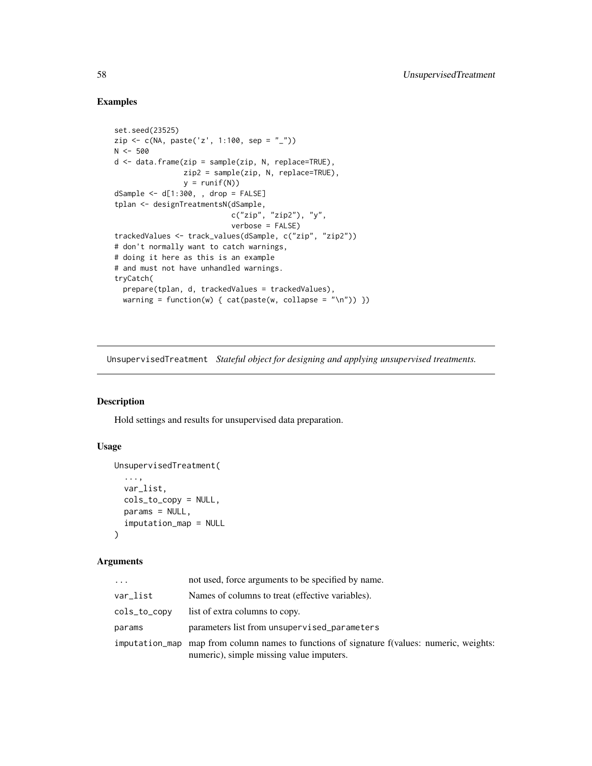## Examples

```
set.seed(23525)
zip <- c(NA, paste('z', 1:100, sep = "_"))
N <- 500
d <- data.frame(zip = sample(zip, N, replace=TRUE),
                zip2 = sample(zip, N, replace=TRUE),
                y = runif(N))
dSample <- d[1:300, , drop = FALSE]
tplan <- designTreatmentsN(dSample,
                           c("zip", "zip2"), "y",
                           verbose = FALSE)
trackedValues <- track_values(dSample, c("zip", "zip2"))
# don't normally want to catch warnings,
# doing it here as this is an example
# and must not have unhandled warnings.
tryCatch(
  prepare(tplan, d, trackedValues = trackedValues),
  warning = function(w) { cat(paste(w, collapse = "\n")) })
```

---

UnsupervisedTreatment *Stateful object for designing and applying unsupervised treatments.*

---

### Description

Hold settings and results for unsupervised data preparation.

### Usage

```
UnsupervisedTreatment(
  ...,
  var_list,
  cols_to_copy = NULL,
  params = NULL,
  imputation_map = NULL
)
```

### Arguments

| | |
|---|---|
| ... | not used, force arguments to be specified by name. |
| var_list | Names of columns to treat (effective variables). |
| cols_to_copy | list of extra columns to copy. |
| params | parameters list from unsupervised_parameters |
| imputation_map | map from column names to functions of signature f(values: numeric, weights: numeric), simple missing value imputers. |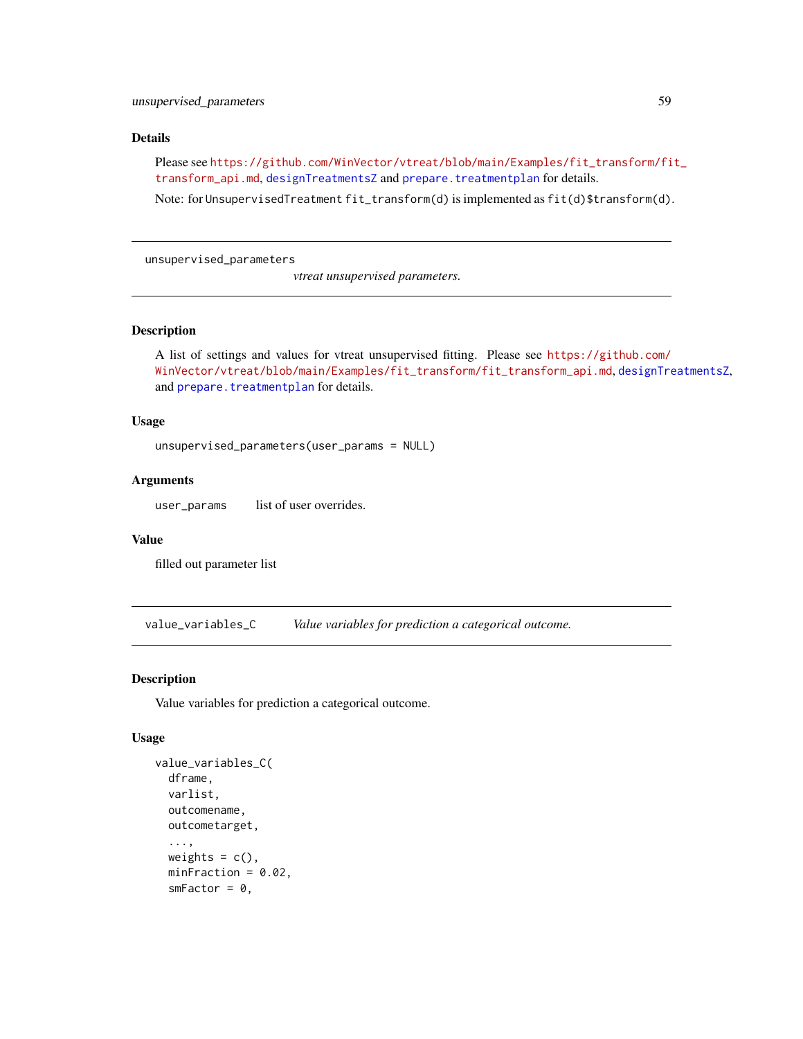### Details

Please see https://github.com/WinVector/vtreat/blob/main/Examples/fit_transform/fit_transform_api.md, designTreatmentsZ and prepare.treatmentplan for details.

Note: for UnsupervisedTreatment fit_transform(d) is implemented as fit(d)$transform(d).

---

## unsupervised_parameters — *vtreat unsupervised parameters.*

### Description

A list of settings and values for vtreat unsupervised fitting. Please see https://github.com/WinVector/vtreat/blob/main/Examples/fit_transform/fit_transform_api.md, designTreatmentsZ, and prepare.treatmentplan for details.

### Usage

```
unsupervised_parameters(user_params = NULL)
```

### Arguments

| | |
|---|---|
| user_params | list of user overrides. |

### Value

filled out parameter list

---

## value_variables_C — *Value variables for prediction a categorical outcome.*

### Description

Value variables for prediction a categorical outcome.

### Usage

```
value_variables_C(
  dframe,
  varlist,
  outcomename,
  outcometarget,
  ...,
  weights = c(),
  minFraction = 0.02,
  smFactor = 0,
```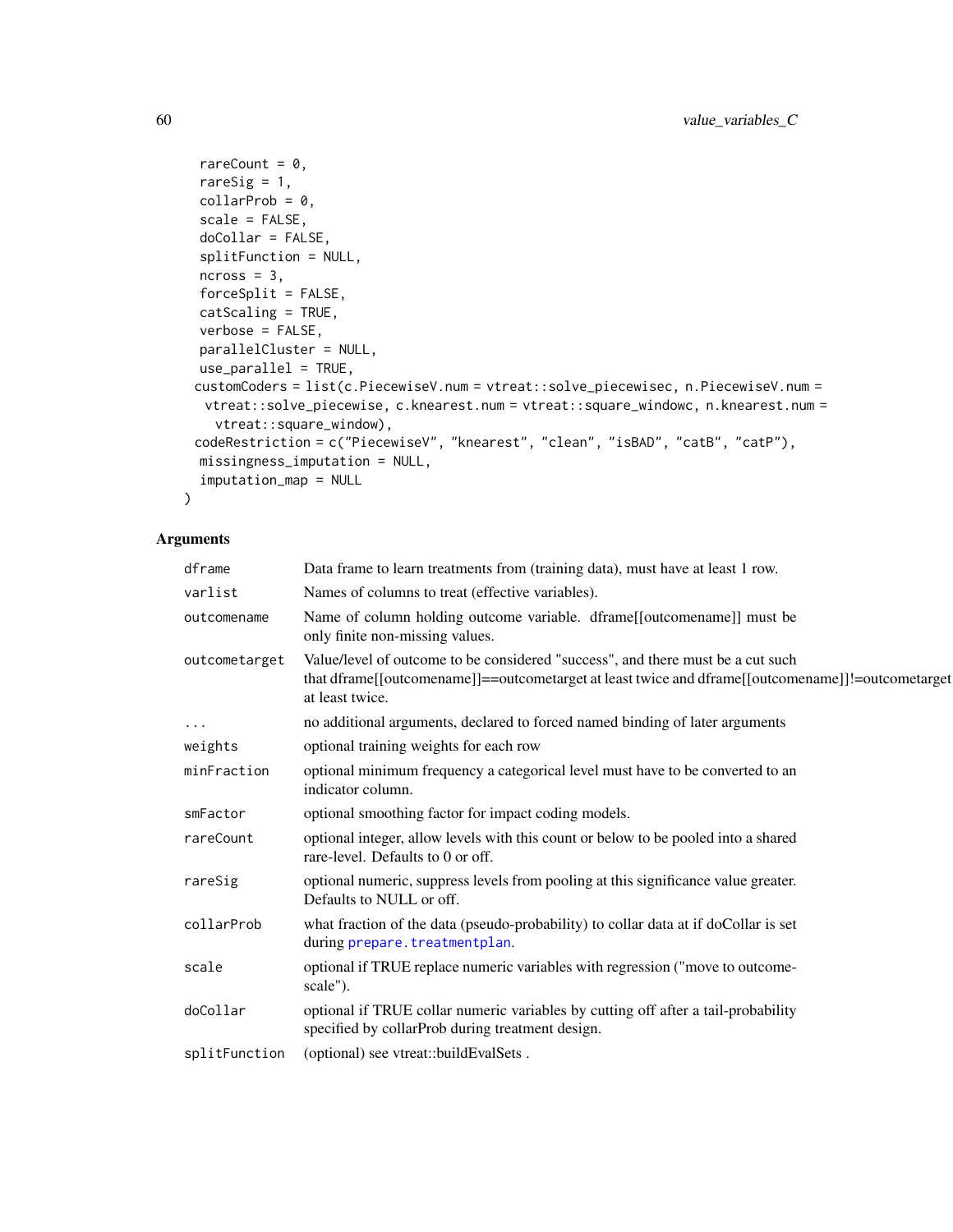```
  rareCount = 0,
  rareSig = 1,
  collarProb = 0,
  scale = FALSE,
  doCollar = FALSE,
  splitFunction = NULL,
  ncross = 3,
  forceSplit = FALSE,
  catScaling = TRUE,
  verbose = FALSE,
  parallelCluster = NULL,
  use_parallel = TRUE,
 customCoders = list(c.PiecewiseV.num = vtreat::solve_piecewisec, n.PiecewiseV.num =
   vtreat::solve_piecewise, c.knearest.num = vtreat::square_windowc, n.knearest.num =
    vtreat::square_window),
 codeRestriction = c("PiecewiseV", "knearest", "clean", "isBAD", "catB", "catP"),
  missingness_imputation = NULL,
  imputation_map = NULL
)
```

## Arguments

| | |
|---|---|
| dframe | Data frame to learn treatments from (training data), must have at least 1 row. |
| varlist | Names of columns to treat (effective variables). |
| outcomename | Name of column holding outcome variable. dframe[[outcomename]] must be only finite non-missing values. |
| outcometarget | Value/level of outcome to be considered "success", and there must be a cut such that dframe[[outcomename]]==outcometarget at least twice and dframe[[outcomename]]!=outcometarget at least twice. |
| ... | no additional arguments, declared to forced named binding of later arguments |
| weights | optional training weights for each row |
| minFraction | optional minimum frequency a categorical level must have to be converted to an indicator column. |
| smFactor | optional smoothing factor for impact coding models. |
| rareCount | optional integer, allow levels with this count or below to be pooled into a shared rare-level. Defaults to 0 or off. |
| rareSig | optional numeric, suppress levels from pooling at this significance value greater. Defaults to NULL or off. |
| collarProb | what fraction of the data (pseudo-probability) to collar data at if doCollar is set during prepare.treatmentplan. |
| scale | optional if TRUE replace numeric variables with regression ("move to outcome-scale"). |
| doCollar | optional if TRUE collar numeric variables by cutting off after a tail-probability specified by collarProb during treatment design. |
| splitFunction | (optional) see vtreat::buildEvalSets . |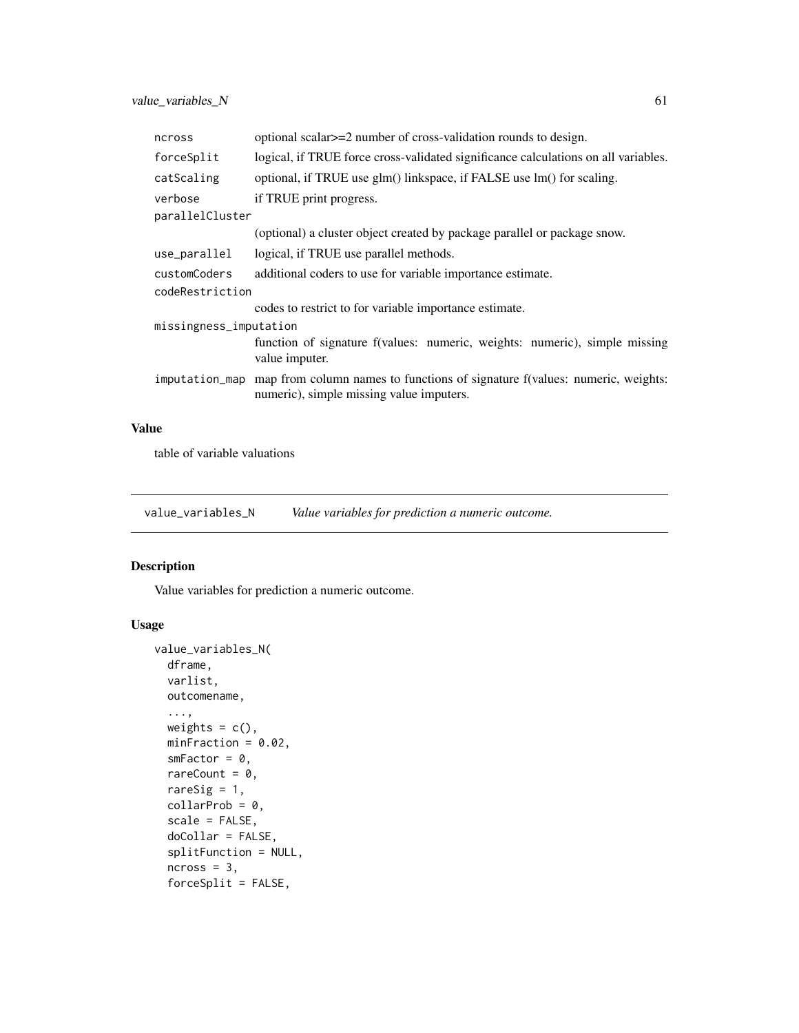| | |
|---|---|
| ncross | optional scalar>=2 number of cross-validation rounds to design. |
| forceSplit | logical, if TRUE force cross-validated significance calculations on all variables. |
| catScaling | optional, if TRUE use glm() linkspace, if FALSE use lm() for scaling. |
| verbose | if TRUE print progress. |
| parallelCluster | (optional) a cluster object created by package parallel or package snow. |
| use_parallel | logical, if TRUE use parallel methods. |
| customCoders | additional coders to use for variable importance estimate. |
| codeRestriction | codes to restrict to for variable importance estimate. |
| missingness_imputation | function of signature f(values: numeric, weights: numeric), simple missing value imputer. |
| imputation_map | map from column names to functions of signature f(values: numeric, weights: numeric), simple missing value imputers. |

## Value

table of variable valuations

---

## value_variables_N — *Value variables for prediction a numeric outcome.*

---

### Description

Value variables for prediction a numeric outcome.

### Usage

```
value_variables_N(
  dframe,
  varlist,
  outcomename,
  ...,
  weights = c(),
  minFraction = 0.02,
  smFactor = 0,
  rareCount = 0,
  rareSig = 1,
  collarProb = 0,
  scale = FALSE,
  doCollar = FALSE,
  splitFunction = NULL,
  ncross = 3,
  forceSplit = FALSE,
```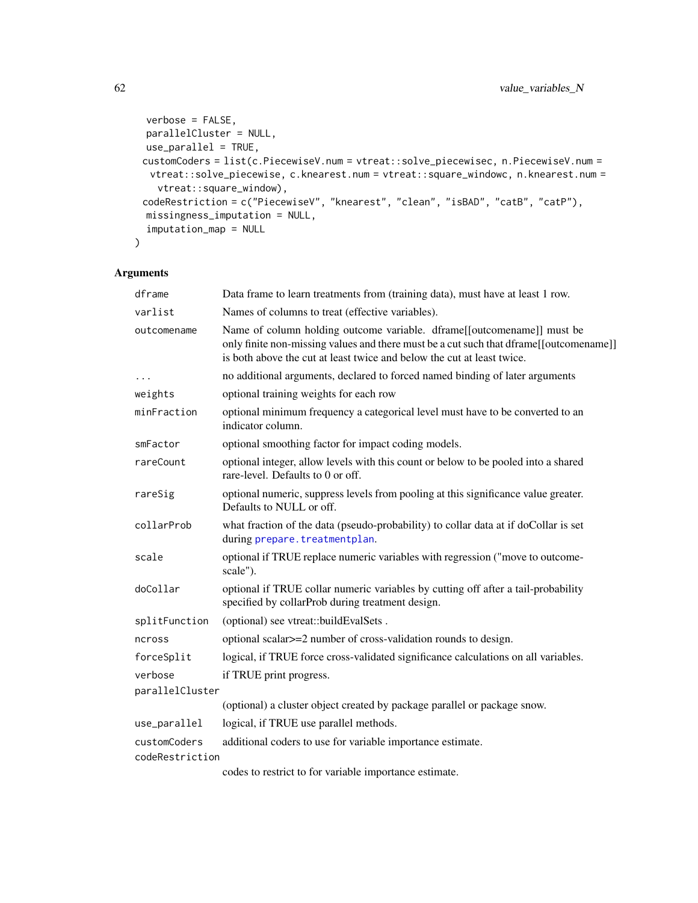```
  verbose = FALSE,
  parallelCluster = NULL,
  use_parallel = TRUE,
  customCoders = list(c.PiecewiseV.num = vtreat::solve_piecewisec, n.PiecewiseV.num =
    vtreat::solve_piecewise, c.knearest.num = vtreat::square_windowc, n.knearest.num =
    vtreat::square_window),
  codeRestriction = c("PiecewiseV", "knearest", "clean", "isBAD", "catB", "catP"),
  missingness_imputation = NULL,
  imputation_map = NULL
)
```

## Arguments

| | |
|---|---|
| `dframe` | Data frame to learn treatments from (training data), must have at least 1 row. |
| `varlist` | Names of columns to treat (effective variables). |
| `outcomename` | Name of column holding outcome variable. dframe[[outcomename]] must be only finite non-missing values and there must be a cut such that dframe[[outcomename]] is both above the cut at least twice and below the cut at least twice. |
| `...` | no additional arguments, declared to forced named binding of later arguments |
| `weights` | optional training weights for each row |
| `minFraction` | optional minimum frequency a categorical level must have to be converted to an indicator column. |
| `smFactor` | optional smoothing factor for impact coding models. |
| `rareCount` | optional integer, allow levels with this count or below to be pooled into a shared rare-level. Defaults to 0 or off. |
| `rareSig` | optional numeric, suppress levels from pooling at this significance value greater. Defaults to NULL or off. |
| `collarProb` | what fraction of the data (pseudo-probability) to collar data at if doCollar is set during `prepare.treatmentplan`. |
| `scale` | optional if TRUE replace numeric variables with regression ("move to outcome-scale"). |
| `doCollar` | optional if TRUE collar numeric variables by cutting off after a tail-probability specified by collarProb during treatment design. |
| `splitFunction` | (optional) see vtreat::buildEvalSets . |
| `ncross` | optional scalar>=2 number of cross-validation rounds to design. |
| `forceSplit` | logical, if TRUE force cross-validated significance calculations on all variables. |
| `verbose` | if TRUE print progress. |
| `parallelCluster` | (optional) a cluster object created by package parallel or package snow. |
| `use_parallel` | logical, if TRUE use parallel methods. |
| `customCoders` | additional coders to use for variable importance estimate. |
| `codeRestriction` | codes to restrict to for variable importance estimate. |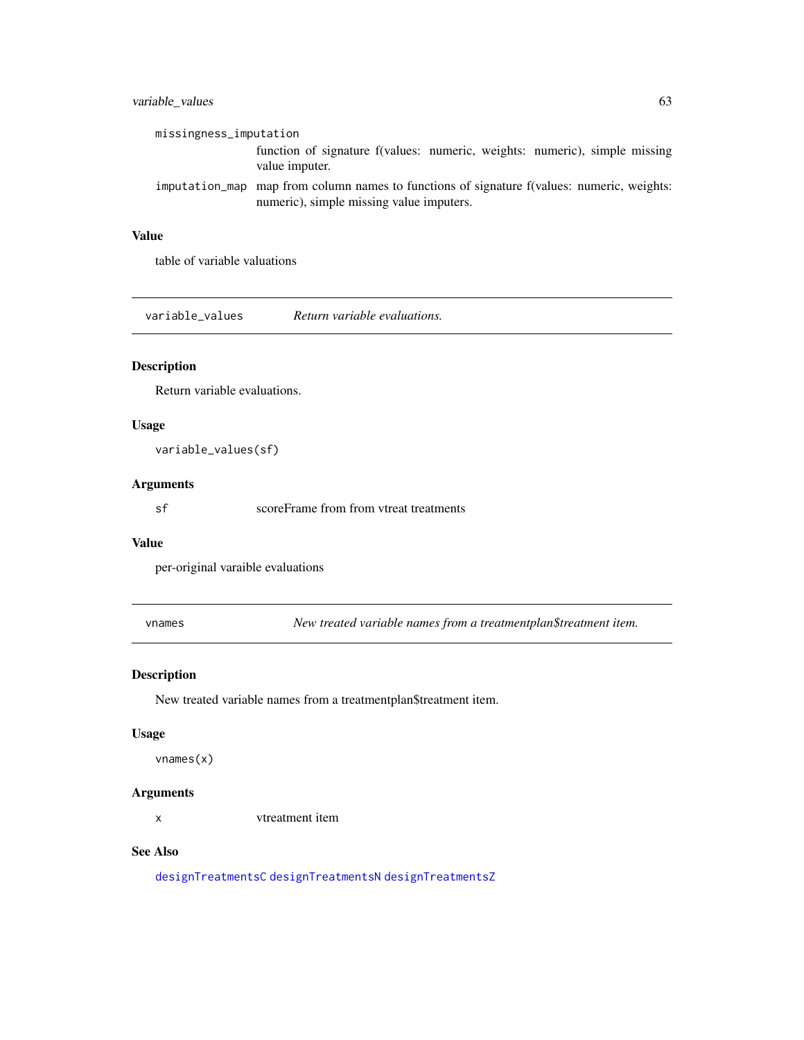| | |
|---|---|
| `missingness_imputation` | function of signature f(values: numeric, weights: numeric), simple missing value imputer. |
| `imputation_map` | map from column names to functions of signature f(values: numeric, weights: numeric), simple missing value imputers. |

### Value

table of variable valuations

---

## `variable_values` *Return variable evaluations.*

---

### Description

Return variable evaluations.

### Usage

```
variable_values(sf)
```

### Arguments

| | |
|---|---|
| `sf` | scoreFrame from from vtreat treatments |

### Value

per-original varaible evaluations

---

## `vnames` *New treated variable names from a treatmentplan$treatment item.*

---

### Description

New treated variable names from a treatmentplan$treatment item.

### Usage

```
vnames(x)
```

### Arguments

| | |
|---|---|
| `x` | vtreatment item |

### See Also

`designTreatmentsC` `designTreatmentsN` `designTreatmentsZ`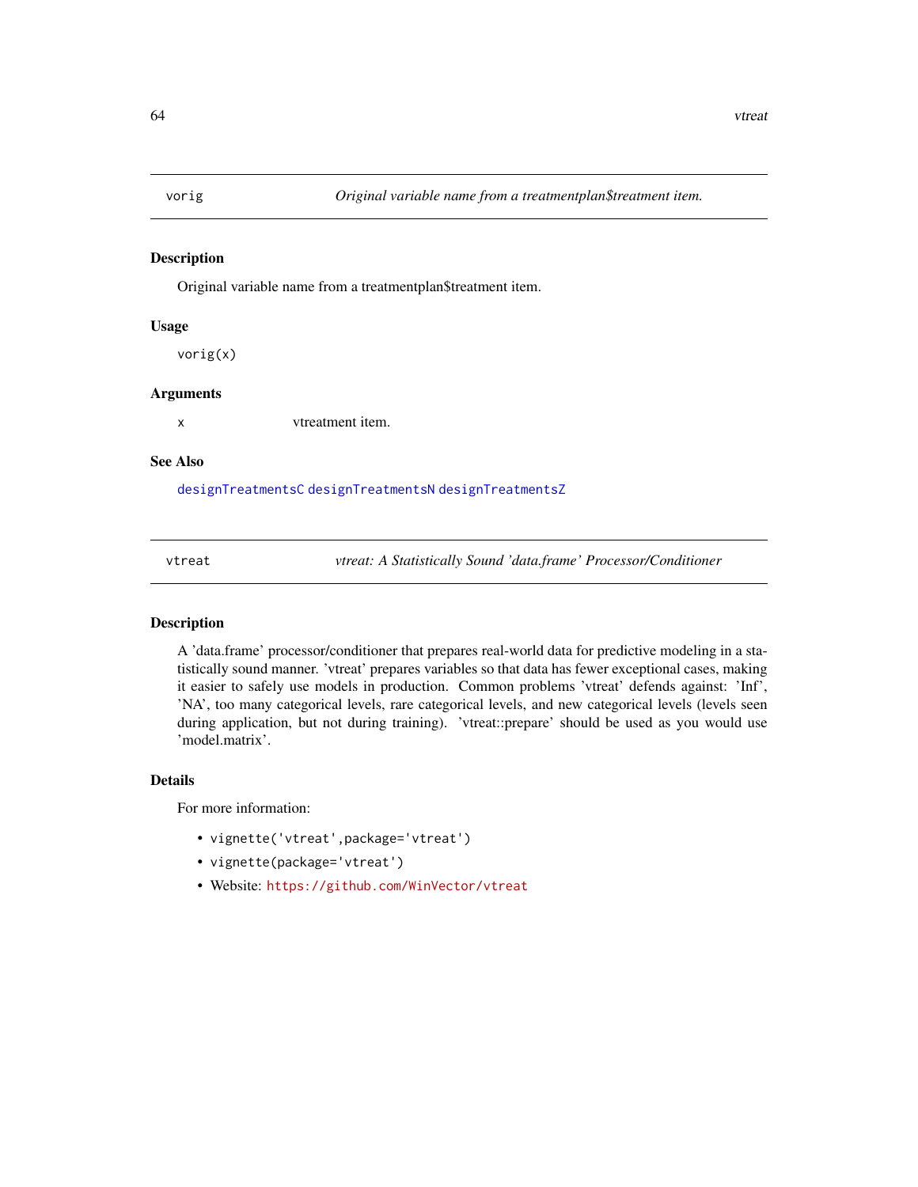## vorig — *Original variable name from a treatmentplan$treatment item.*

### Description

Original variable name from a treatmentplan$treatment item.

### Usage

```
vorig(x)
```

### Arguments

| | |
|---|---|
| x | vtreatment item. |

### See Also

designTreatmentsC designTreatmentsN designTreatmentsZ

---

## vtreat — *vtreat: A Statistically Sound 'data.frame' Processor/Conditioner*

### Description

A 'data.frame' processor/conditioner that prepares real-world data for predictive modeling in a statistically sound manner. 'vtreat' prepares variables so that data has fewer exceptional cases, making it easier to safely use models in production. Common problems 'vtreat' defends against: 'Inf', 'NA', too many categorical levels, rare categorical levels, and new categorical levels (levels seen during application, but not during training). 'vtreat::prepare' should be used as you would use 'model.matrix'.

### Details

For more information:

- `vignette('vtreat',package='vtreat')`
- `vignette(package='vtreat')`
- Website: https://github.com/WinVector/vtreat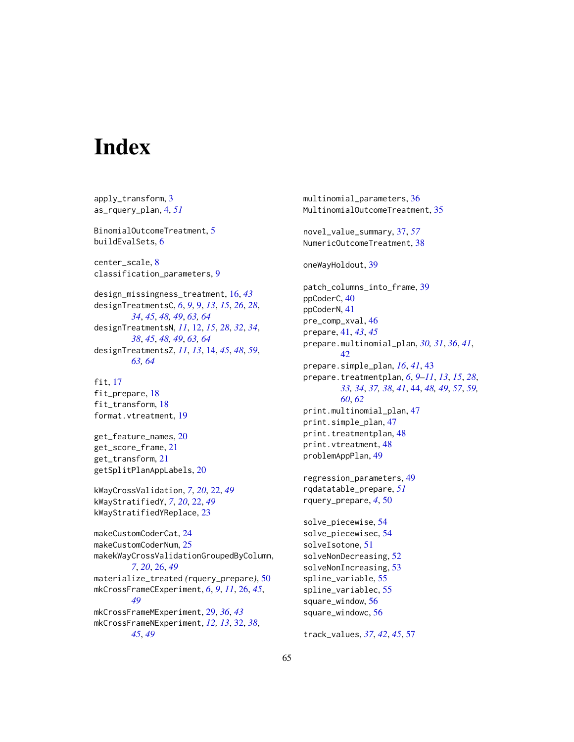# Index

apply_transform, 3
as_rquery_plan, 4, *51*

BinomialOutcomeTreatment, 5
buildEvalSets, 6

center_scale, 8
classification_parameters, 9

design_missingness_treatment, 16, *43*
designTreatmentsC, *6*, *9*, 9, *13*, *15*, *26*, *28*, *34*, *45*, *48, 49*, *63, 64*
designTreatmentsN, *11*, 12, *15*, *28*, *32*, *34*, *38*, *45*, *48, 49*, *63, 64*
designTreatmentsZ, *11*, *13*, 14, *45*, *48*, *59*, *63, 64*

fit, 17
fit_prepare, 18
fit_transform, 18
format.vtreatment, 19

get_feature_names, 20
get_score_frame, 21
get_transform, 21
getSplitPlanAppLabels, 20

kWayCrossValidation, *7*, *20*, 22, *49*
kWayStratifiedY, *7*, *20*, 22, *49*
kWayStratifiedYReplace, 23

makeCustomCoderCat, 24
makeCustomCoderNum, 25
makekWayCrossValidationGroupedByColumn, *7*, *20*, 26, *49*
materialize_treated (rquery_prepare), 50
mkCrossFrameCExperiment, *6*, *9*, *11*, 26, *45*, *49*
mkCrossFrameMExperiment, 29, *36*, *43*
mkCrossFrameNExperiment, *12, 13*, 32, *38*, *45*, *49*

multinomial_parameters, 36
MultinomialOutcomeTreatment, 35

novel_value_summary, 37, *57*
NumericOutcomeTreatment, 38

oneWayHoldout, 39

patch_columns_into_frame, 39
ppCoderC, 40
ppCoderN, 41
pre_comp_xval, 46
prepare, 41, *43*, *45*
prepare.multinomial_plan, *30, 31*, *36*, *41*, 42
prepare.simple_plan, *16*, *41*, 43
prepare.treatmentplan, *6*, *9–11*, *13*, *15*, *28*, *33, 34*, *37, 38*, *41*, 44, *48, 49*, *57*, *59, 60*, *62*
print.multinomial_plan, 47
print.simple_plan, 47
print.treatmentplan, 48
print.vtreatment, 48
problemAppPlan, 49

regression_parameters, 49
rqdatatable_prepare, *51*
rquery_prepare, *4*, 50

solve_piecewise, 54
solve_piecewisec, 54
solveIsotone, 51
solveNonDecreasing, 52
solveNonIncreasing, 53
spline_variable, 55
spline_variablec, 55
square_window, 56
square_windowc, 56

track_values, *37*, *42*, *45*, 57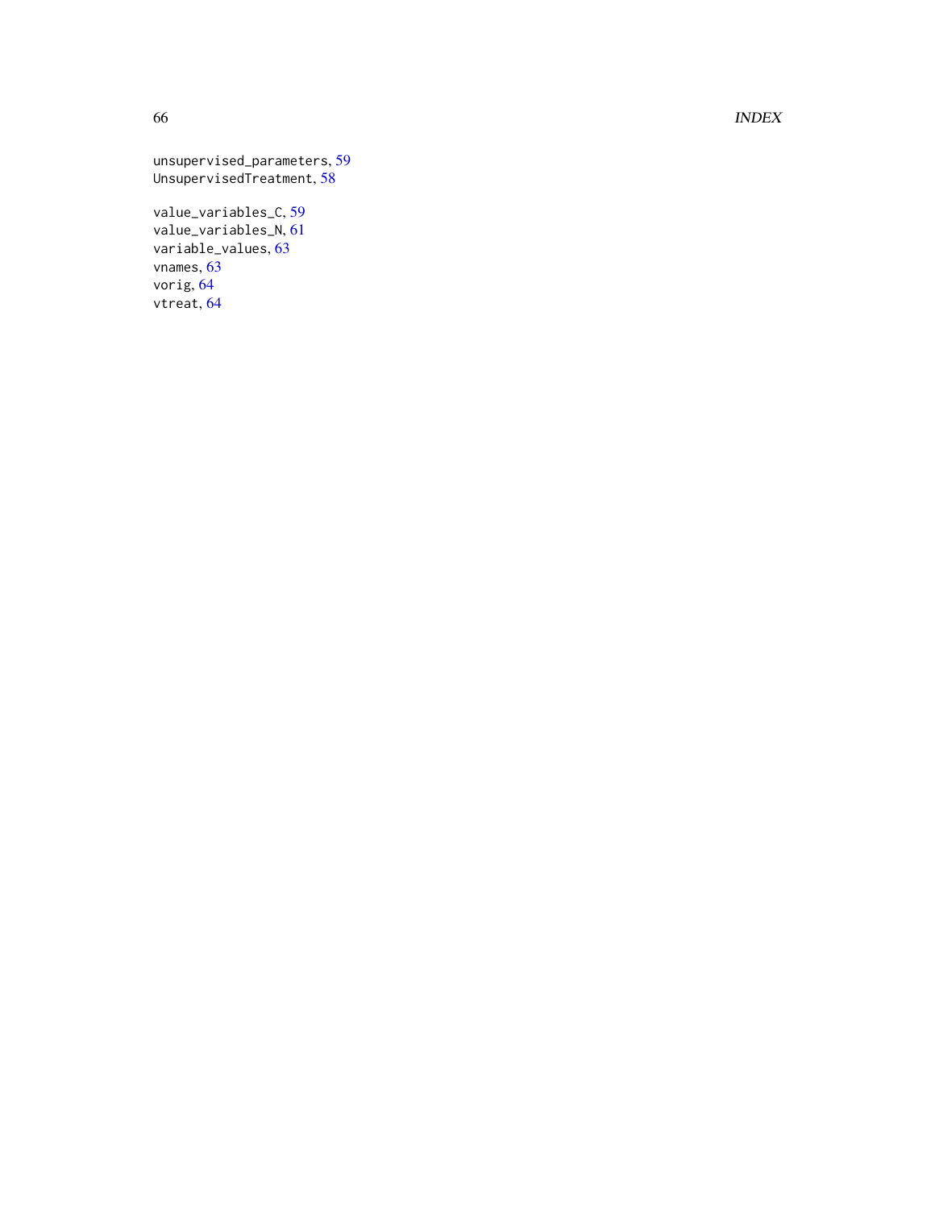unsupervised_parameters, 59
UnsupervisedTreatment, 58

value_variables_C, 59
value_variables_N, 61
variable_values, 63
vnames, 63
vorig, 64
vtreat, 64